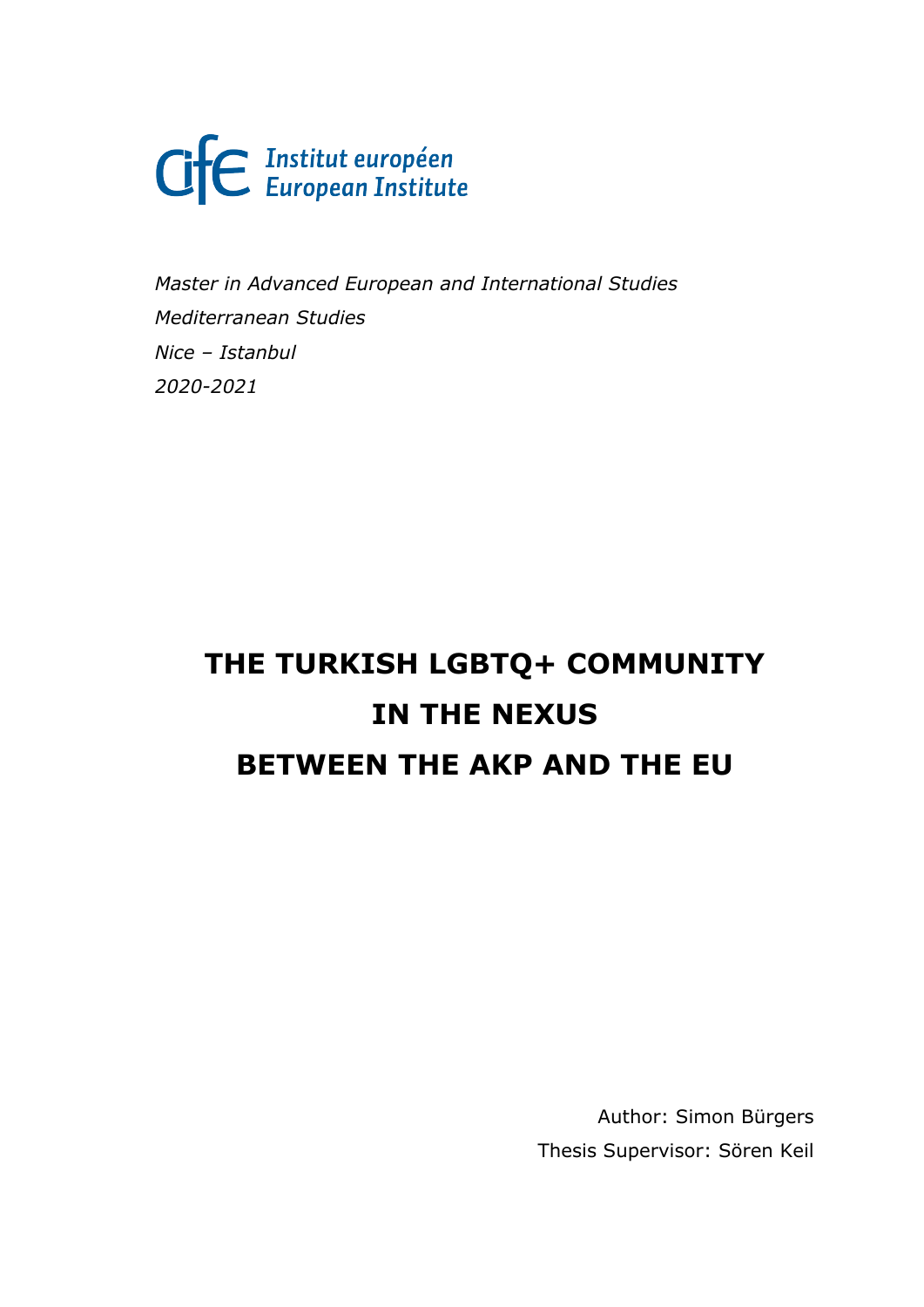Institut européen
European Institute

*Master in Advanced European and International Studies*

*Mediterranean Studies*

*Nice – Istanbul*

*2020-2021*

# THE TURKISH LGBTQ+ COMMUNITY IN THE NEXUS BETWEEN THE AKP AND THE EU

Author: Simon Bürgers

Thesis Supervisor: Sören Keil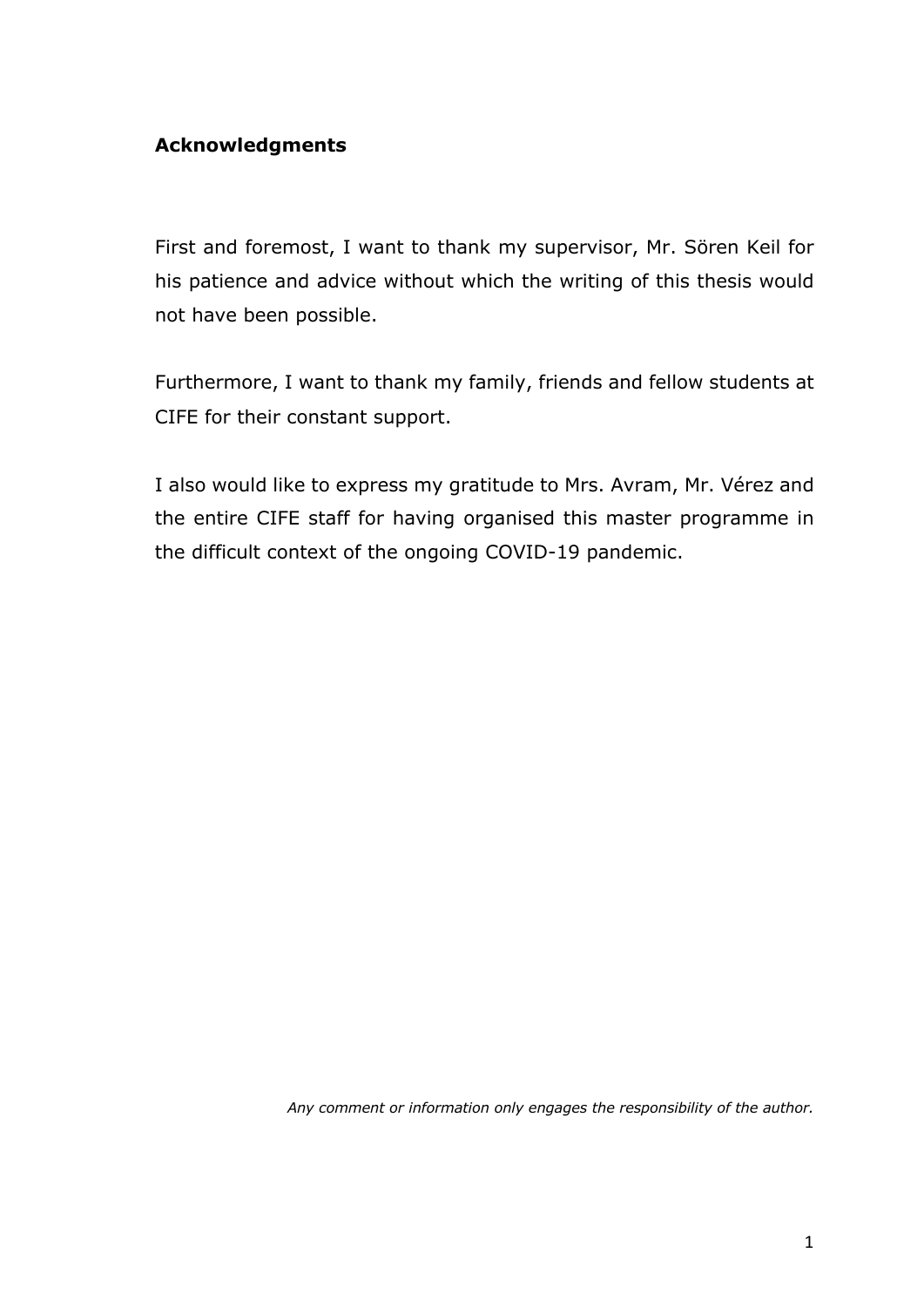## Acknowledgments

First and foremost, I want to thank my supervisor, Mr. Sören Keil for his patience and advice without which the writing of this thesis would not have been possible.

Furthermore, I want to thank my family, friends and fellow students at CIFE for their constant support.

I also would like to express my gratitude to Mrs. Avram, Mr. Vérez and the entire CIFE staff for having organised this master programme in the difficult context of the ongoing COVID-19 pandemic.

*Any comment or information only engages the responsibility of the author.*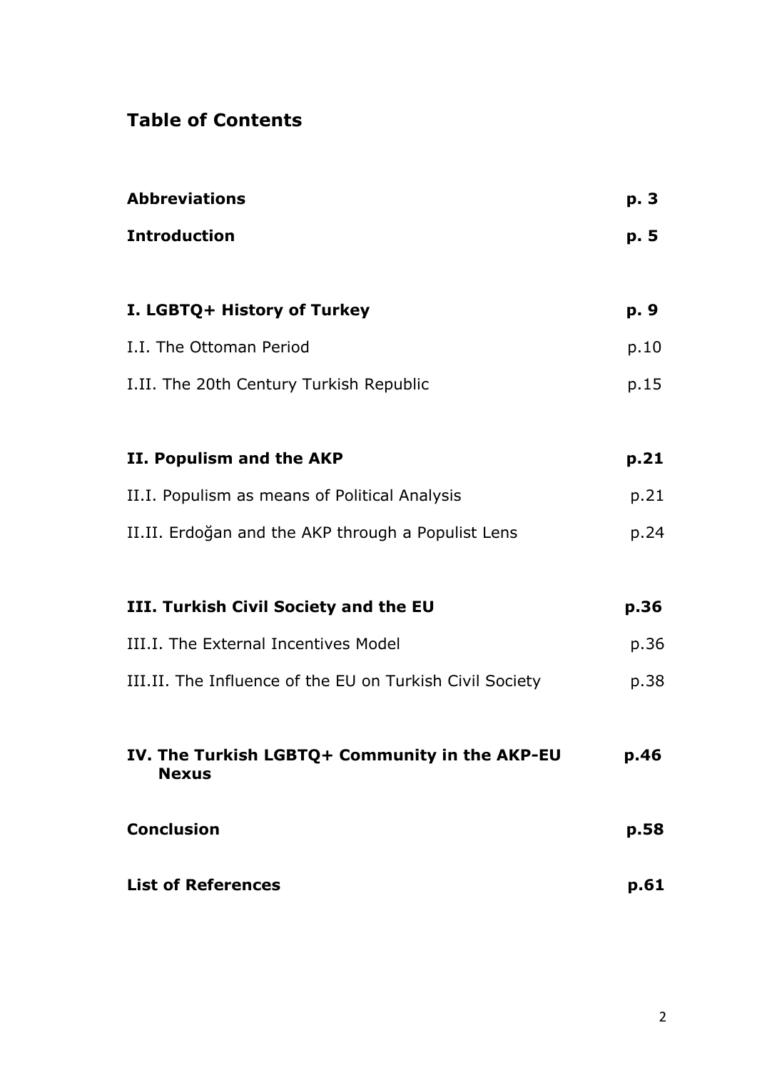## Table of Contents

| | |
|---|---|
| **Abbreviations** | **p. 3** |
| **Introduction** | **p. 5** |
| **I. LGBTQ+ History of Turkey** | **p. 9** |
| I.I. The Ottoman Period | p.10 |
| I.II. The 20th Century Turkish Republic | p.15 |
| **II. Populism and the AKP** | **p.21** |
| II.I. Populism as means of Political Analysis | p.21 |
| II.II. Erdoğan and the AKP through a Populist Lens | p.24 |
| **III. Turkish Civil Society and the EU** | **p.36** |
| III.I. The External Incentives Model | p.36 |
| III.II. The Influence of the EU on Turkish Civil Society | p.38 |
| **IV. The Turkish LGBTQ+ Community in the AKP-EU Nexus** | **p.46** |
| **Conclusion** | **p.58** |
| **List of References** | **p.61** |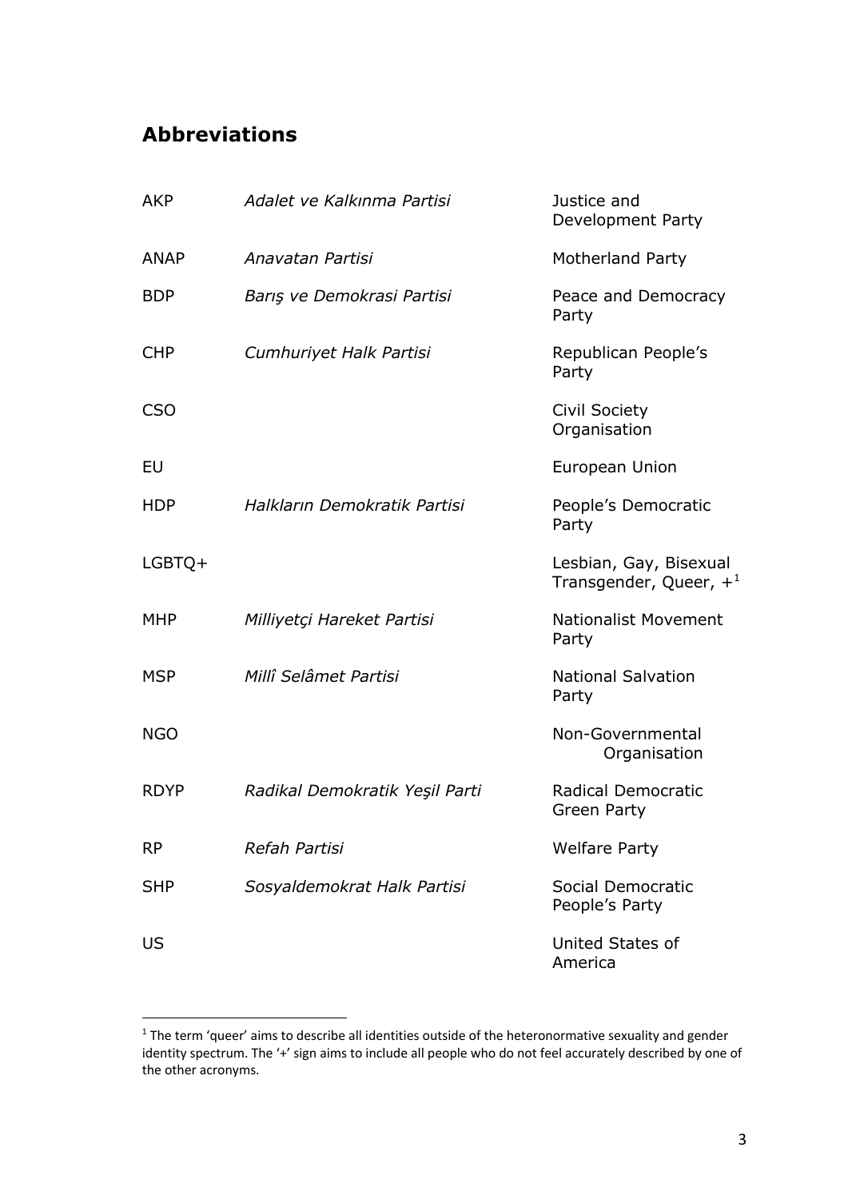## Abbreviations

| | | |
|---|---|---|
| AKP | *Adalet ve Kalkınma Partisi* | Justice and Development Party |
| ANAP | *Anavatan Partisi* | Motherland Party |
| BDP | *Barış ve Demokrasi Partisi* | Peace and Democracy Party |
| CHP | *Cumhuriyet Halk Partisi* | Republican People's Party |
| CSO | | Civil Society Organisation |
| EU | | European Union |
| HDP | *Halkların Demokratik Partisi* | People's Democratic Party |
| LGBTQ+ | | Lesbian, Gay, Bisexual Transgender, Queer, +[1] |
| MHP | *Milliyetçi Hareket Partisi* | Nationalist Movement Party |
| MSP | *Millî Selâmet Partisi* | National Salvation Party |
| NGO | | Non-Governmental Organisation |
| RDYP | *Radikal Demokratik Yeşil Parti* | Radical Democratic Green Party |
| RP | *Refah Partisi* | Welfare Party |
| SHP | *Sosyaldemokrat Halk Partisi* | Social Democratic People's Party |
| US | | United States of America |

[1] The term 'queer' aims to describe all identities outside of the heteronormative sexuality and gender identity spectrum. The '+' sign aims to include all people who do not feel accurately described by one of the other acronyms.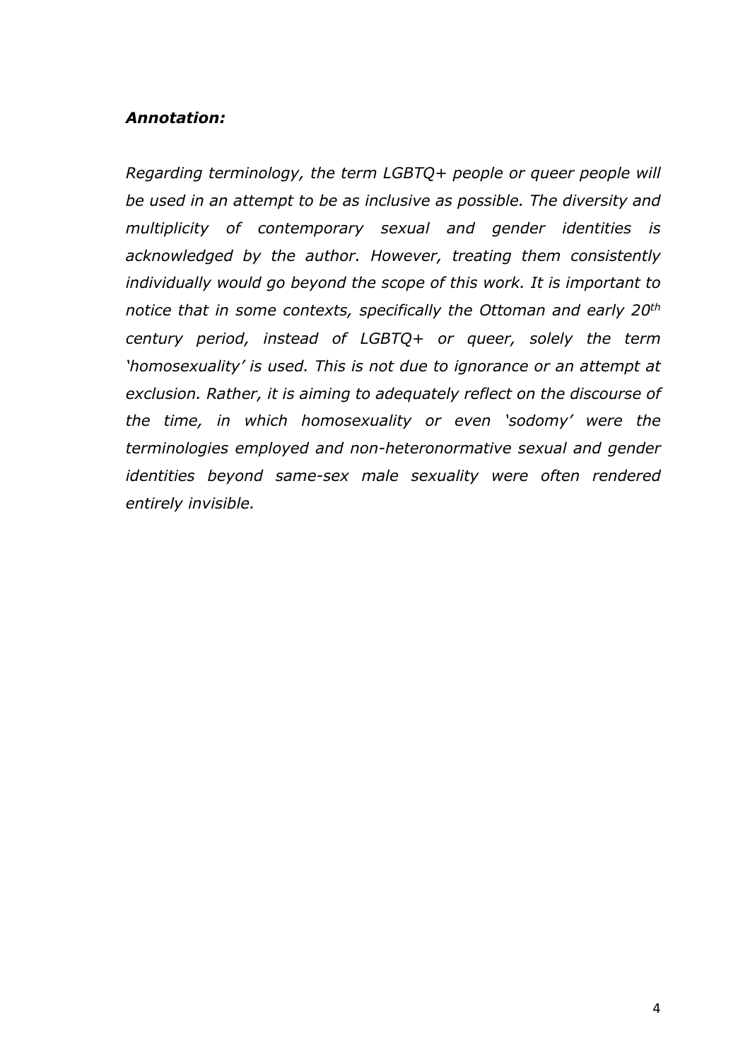***Annotation:***

*Regarding terminology, the term LGBTQ+ people or queer people will be used in an attempt to be as inclusive as possible. The diversity and multiplicity of contemporary sexual and gender identities is acknowledged by the author. However, treating them consistently individually would go beyond the scope of this work. It is important to notice that in some contexts, specifically the Ottoman and early 20th century period, instead of LGBTQ+ or queer, solely the term 'homosexuality' is used. This is not due to ignorance or an attempt at exclusion. Rather, it is aiming to adequately reflect on the discourse of the time, in which homosexuality or even 'sodomy' were the terminologies employed and non-heteronormative sexual and gender identities beyond same-sex male sexuality were often rendered entirely invisible.*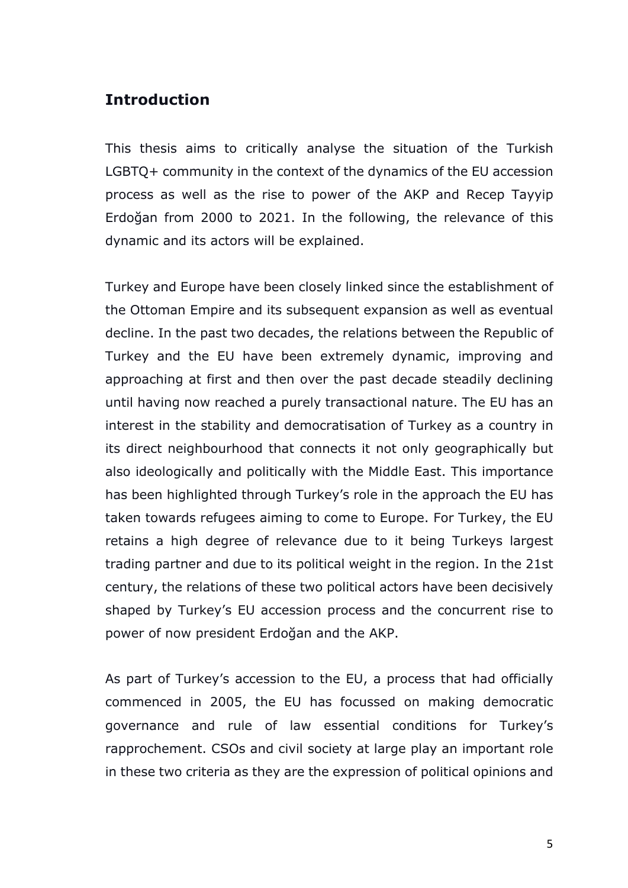## Introduction

This thesis aims to critically analyse the situation of the Turkish LGBTQ+ community in the context of the dynamics of the EU accession process as well as the rise to power of the AKP and Recep Tayyip Erdoğan from 2000 to 2021. In the following, the relevance of this dynamic and its actors will be explained.

Turkey and Europe have been closely linked since the establishment of the Ottoman Empire and its subsequent expansion as well as eventual decline. In the past two decades, the relations between the Republic of Turkey and the EU have been extremely dynamic, improving and approaching at first and then over the past decade steadily declining until having now reached a purely transactional nature. The EU has an interest in the stability and democratisation of Turkey as a country in its direct neighbourhood that connects it not only geographically but also ideologically and politically with the Middle East. This importance has been highlighted through Turkey's role in the approach the EU has taken towards refugees aiming to come to Europe. For Turkey, the EU retains a high degree of relevance due to it being Turkeys largest trading partner and due to its political weight in the region. In the 21st century, the relations of these two political actors have been decisively shaped by Turkey's EU accession process and the concurrent rise to power of now president Erdoğan and the AKP.

As part of Turkey's accession to the EU, a process that had officially commenced in 2005, the EU has focussed on making democratic governance and rule of law essential conditions for Turkey's rapprochement. CSOs and civil society at large play an important role in these two criteria as they are the expression of political opinions and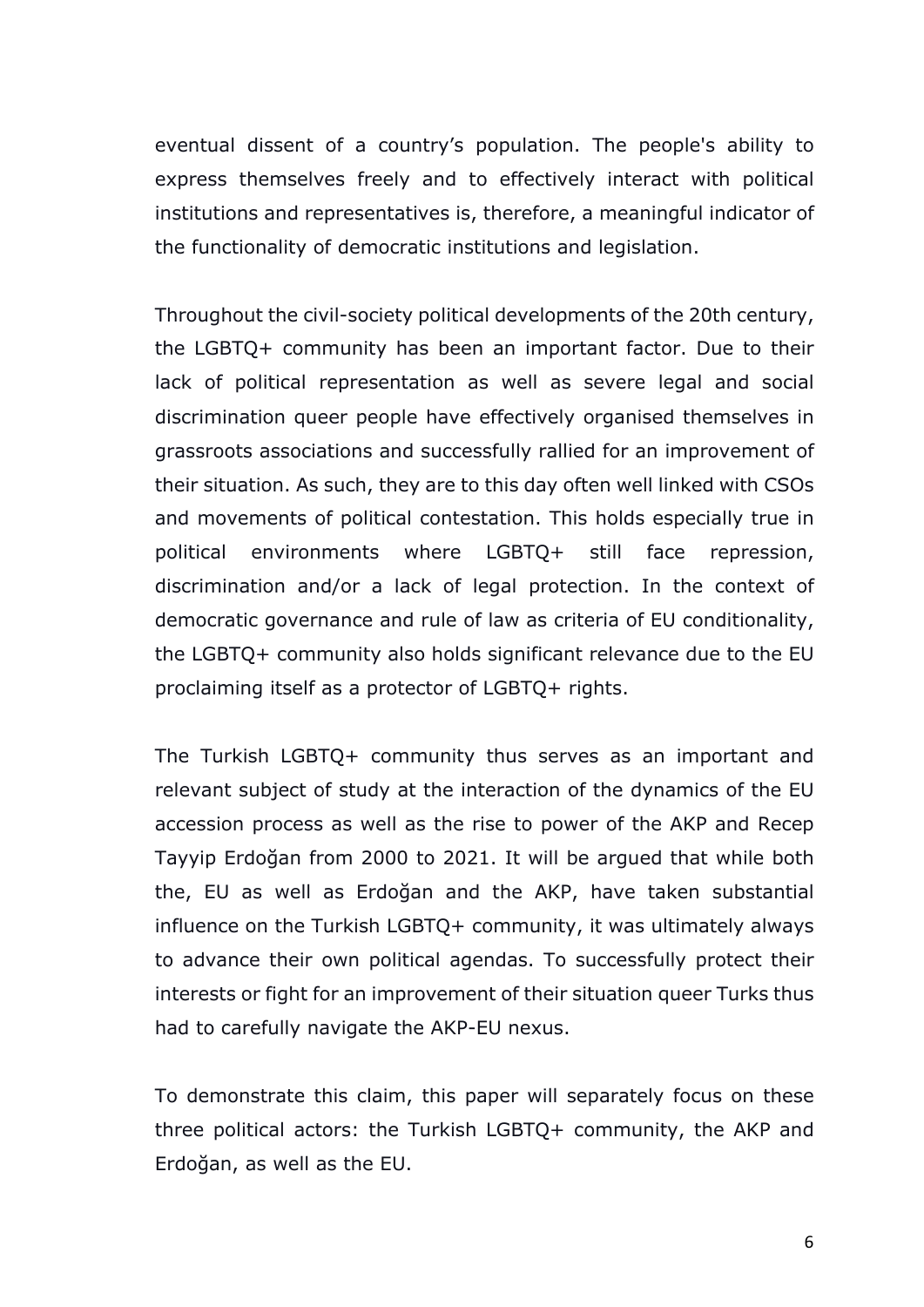eventual dissent of a country's population. The people's ability to express themselves freely and to effectively interact with political institutions and representatives is, therefore, a meaningful indicator of the functionality of democratic institutions and legislation.

Throughout the civil-society political developments of the 20th century, the LGBTQ+ community has been an important factor. Due to their lack of political representation as well as severe legal and social discrimination queer people have effectively organised themselves in grassroots associations and successfully rallied for an improvement of their situation. As such, they are to this day often well linked with CSOs and movements of political contestation. This holds especially true in political environments where LGBTQ+ still face repression, discrimination and/or a lack of legal protection. In the context of democratic governance and rule of law as criteria of EU conditionality, the LGBTQ+ community also holds significant relevance due to the EU proclaiming itself as a protector of LGBTQ+ rights.

The Turkish LGBTQ+ community thus serves as an important and relevant subject of study at the interaction of the dynamics of the EU accession process as well as the rise to power of the AKP and Recep Tayyip Erdoğan from 2000 to 2021. It will be argued that while both the, EU as well as Erdoğan and the AKP, have taken substantial influence on the Turkish LGBTQ+ community, it was ultimately always to advance their own political agendas. To successfully protect their interests or fight for an improvement of their situation queer Turks thus had to carefully navigate the AKP-EU nexus.

To demonstrate this claim, this paper will separately focus on these three political actors: the Turkish LGBTQ+ community, the AKP and Erdoğan, as well as the EU.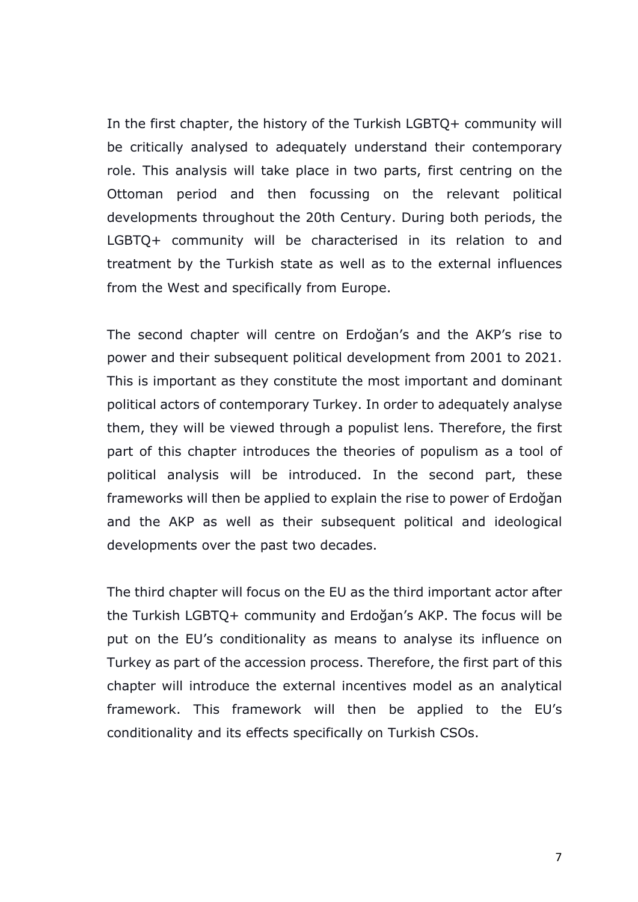In the first chapter, the history of the Turkish LGBTQ+ community will be critically analysed to adequately understand their contemporary role. This analysis will take place in two parts, first centring on the Ottoman period and then focussing on the relevant political developments throughout the 20th Century. During both periods, the LGBTQ+ community will be characterised in its relation to and treatment by the Turkish state as well as to the external influences from the West and specifically from Europe.

The second chapter will centre on Erdoğan's and the AKP's rise to power and their subsequent political development from 2001 to 2021. This is important as they constitute the most important and dominant political actors of contemporary Turkey. In order to adequately analyse them, they will be viewed through a populist lens. Therefore, the first part of this chapter introduces the theories of populism as a tool of political analysis will be introduced. In the second part, these frameworks will then be applied to explain the rise to power of Erdoğan and the AKP as well as their subsequent political and ideological developments over the past two decades.

The third chapter will focus on the EU as the third important actor after the Turkish LGBTQ+ community and Erdoğan's AKP. The focus will be put on the EU's conditionality as means to analyse its influence on Turkey as part of the accession process. Therefore, the first part of this chapter will introduce the external incentives model as an analytical framework. This framework will then be applied to the EU's conditionality and its effects specifically on Turkish CSOs.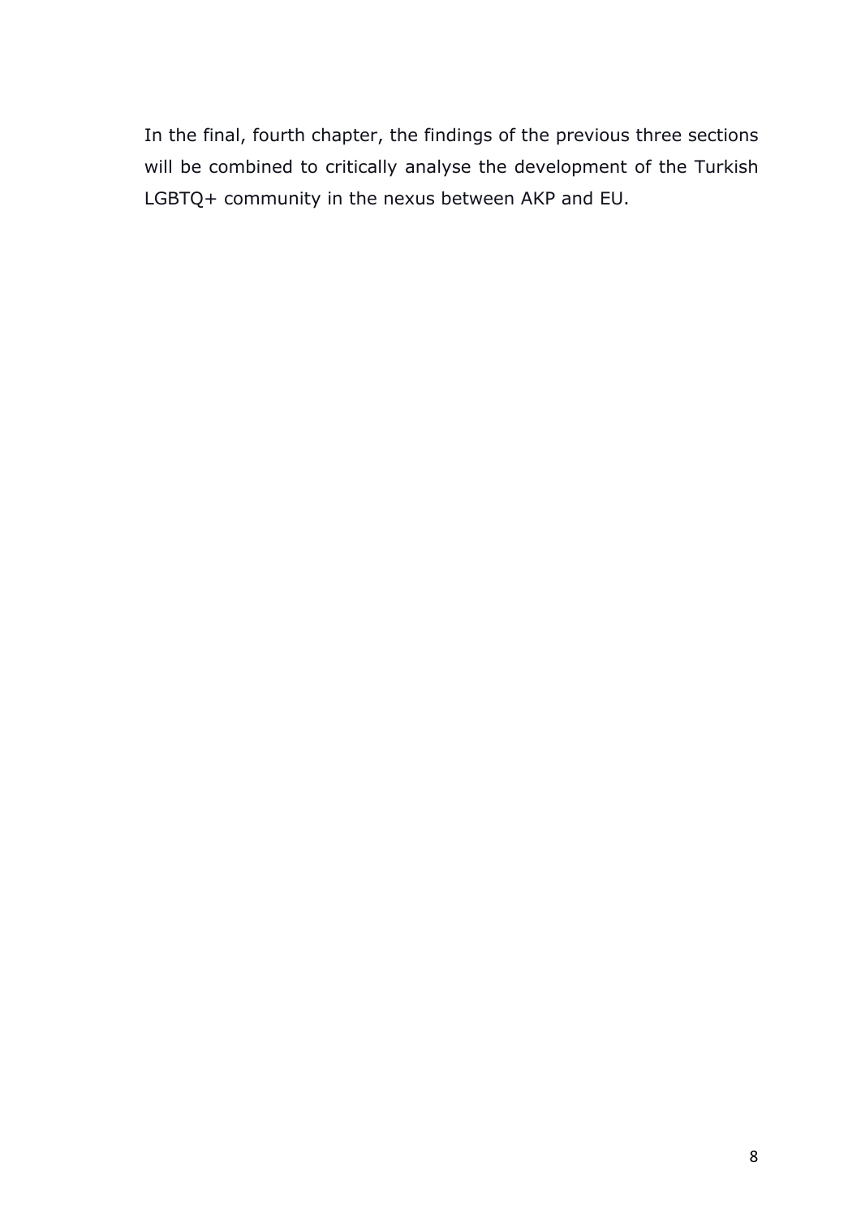In the final, fourth chapter, the findings of the previous three sections will be combined to critically analyse the development of the Turkish LGBTQ+ community in the nexus between AKP and EU.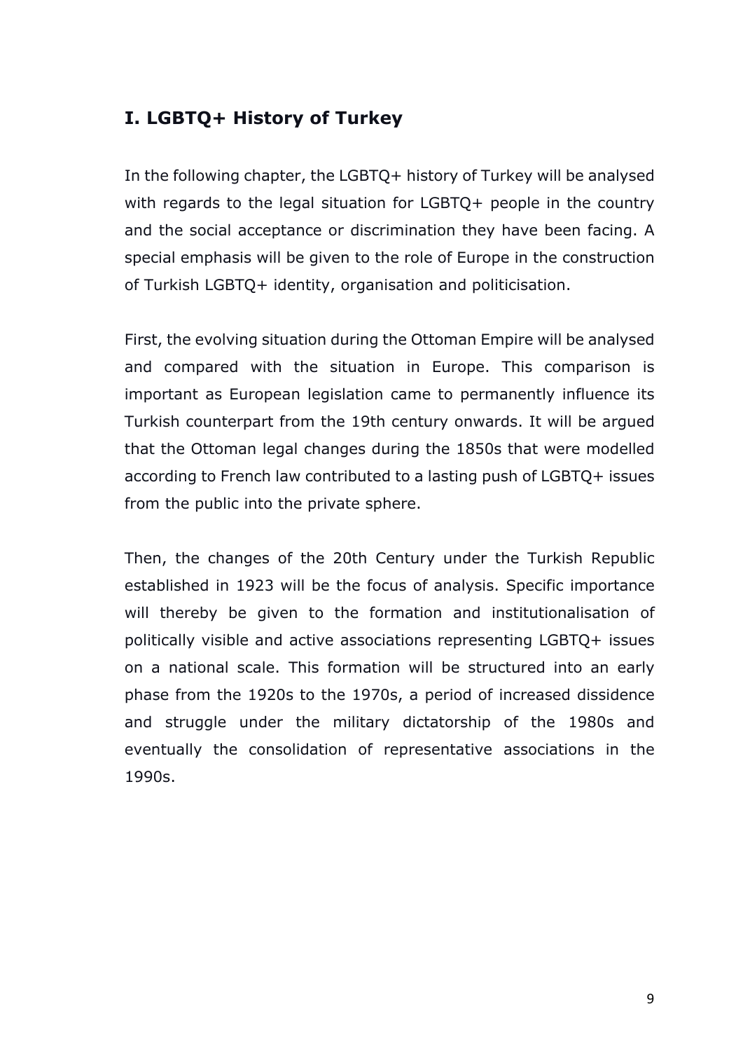## I. LGBTQ+ History of Turkey

In the following chapter, the LGBTQ+ history of Turkey will be analysed with regards to the legal situation for LGBTQ+ people in the country and the social acceptance or discrimination they have been facing. A special emphasis will be given to the role of Europe in the construction of Turkish LGBTQ+ identity, organisation and politicisation.

First, the evolving situation during the Ottoman Empire will be analysed and compared with the situation in Europe. This comparison is important as European legislation came to permanently influence its Turkish counterpart from the 19th century onwards. It will be argued that the Ottoman legal changes during the 1850s that were modelled according to French law contributed to a lasting push of LGBTQ+ issues from the public into the private sphere.

Then, the changes of the 20th Century under the Turkish Republic established in 1923 will be the focus of analysis. Specific importance will thereby be given to the formation and institutionalisation of politically visible and active associations representing LGBTQ+ issues on a national scale. This formation will be structured into an early phase from the 1920s to the 1970s, a period of increased dissidence and struggle under the military dictatorship of the 1980s and eventually the consolidation of representative associations in the 1990s.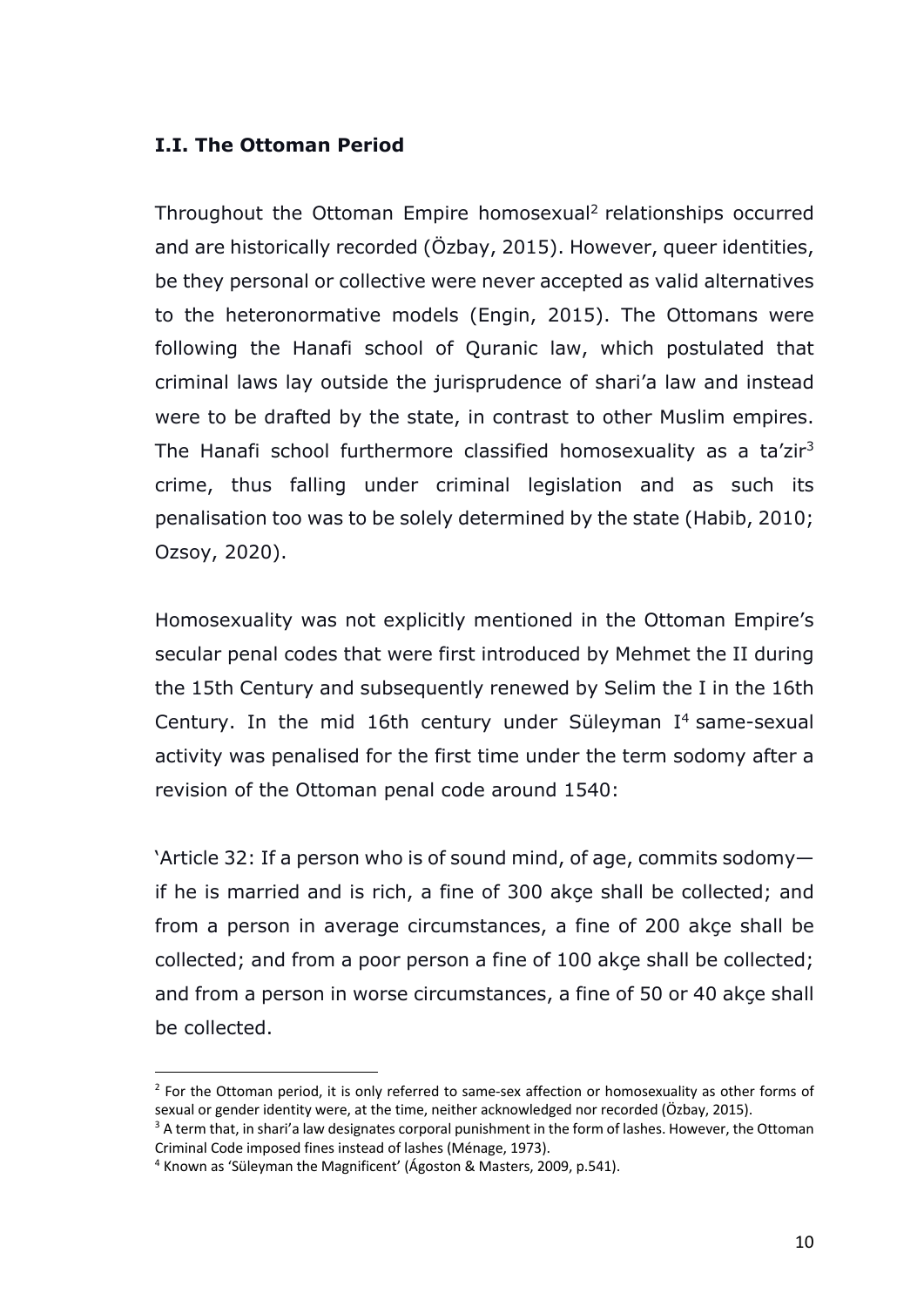### I.I. The Ottoman Period

Throughout the Ottoman Empire homosexual[2] relationships occurred and are historically recorded (Özbay, 2015). However, queer identities, be they personal or collective were never accepted as valid alternatives to the heteronormative models (Engin, 2015). The Ottomans were following the Hanafi school of Quranic law, which postulated that criminal laws lay outside the jurisprudence of shari'a law and instead were to be drafted by the state, in contrast to other Muslim empires. The Hanafi school furthermore classified homosexuality as a ta'zir[3] crime, thus falling under criminal legislation and as such its penalisation too was to be solely determined by the state (Habib, 2010; Ozsoy, 2020).

Homosexuality was not explicitly mentioned in the Ottoman Empire's secular penal codes that were first introduced by Mehmet the II during the 15th Century and subsequently renewed by Selim the I in the 16th Century. In the mid 16th century under Süleyman I[4] same-sexual activity was penalised for the first time under the term sodomy after a revision of the Ottoman penal code around 1540:

'Article 32: If a person who is of sound mind, of age, commits sodomy—if he is married and is rich, a fine of 300 akçe shall be collected; and from a person in average circumstances, a fine of 200 akçe shall be collected; and from a poor person a fine of 100 akçe shall be collected; and from a person in worse circumstances, a fine of 50 or 40 akçe shall be collected.

---

[2] For the Ottoman period, it is only referred to same-sex affection or homosexuality as other forms of sexual or gender identity were, at the time, neither acknowledged nor recorded (Özbay, 2015).

[3] A term that, in shari'a law designates corporal punishment in the form of lashes. However, the Ottoman Criminal Code imposed fines instead of lashes (Ménage, 1973).

[4] Known as 'Süleyman the Magnificent' (Ágoston & Masters, 2009, p.541).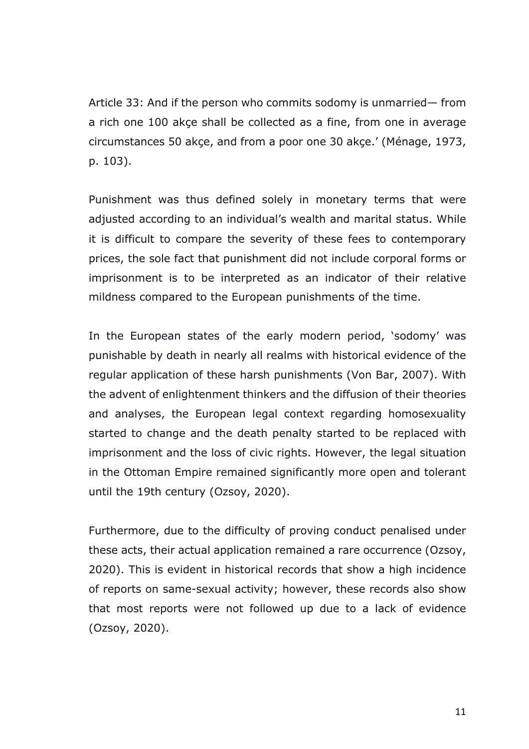Article 33: And if the person who commits sodomy is unmarried— from a rich one 100 akçe shall be collected as a fine, from one in average circumstances 50 akçe, and from a poor one 30 akçe.' (Ménage, 1973, p. 103).

Punishment was thus defined solely in monetary terms that were adjusted according to an individual's wealth and marital status. While it is difficult to compare the severity of these fees to contemporary prices, the sole fact that punishment did not include corporal forms or imprisonment is to be interpreted as an indicator of their relative mildness compared to the European punishments of the time.

In the European states of the early modern period, 'sodomy' was punishable by death in nearly all realms with historical evidence of the regular application of these harsh punishments (Von Bar, 2007). With the advent of enlightenment thinkers and the diffusion of their theories and analyses, the European legal context regarding homosexuality started to change and the death penalty started to be replaced with imprisonment and the loss of civic rights. However, the legal situation in the Ottoman Empire remained significantly more open and tolerant until the 19th century (Ozsoy, 2020).

Furthermore, due to the difficulty of proving conduct penalised under these acts, their actual application remained a rare occurrence (Ozsoy, 2020). This is evident in historical records that show a high incidence of reports on same-sexual activity; however, these records also show that most reports were not followed up due to a lack of evidence (Ozsoy, 2020).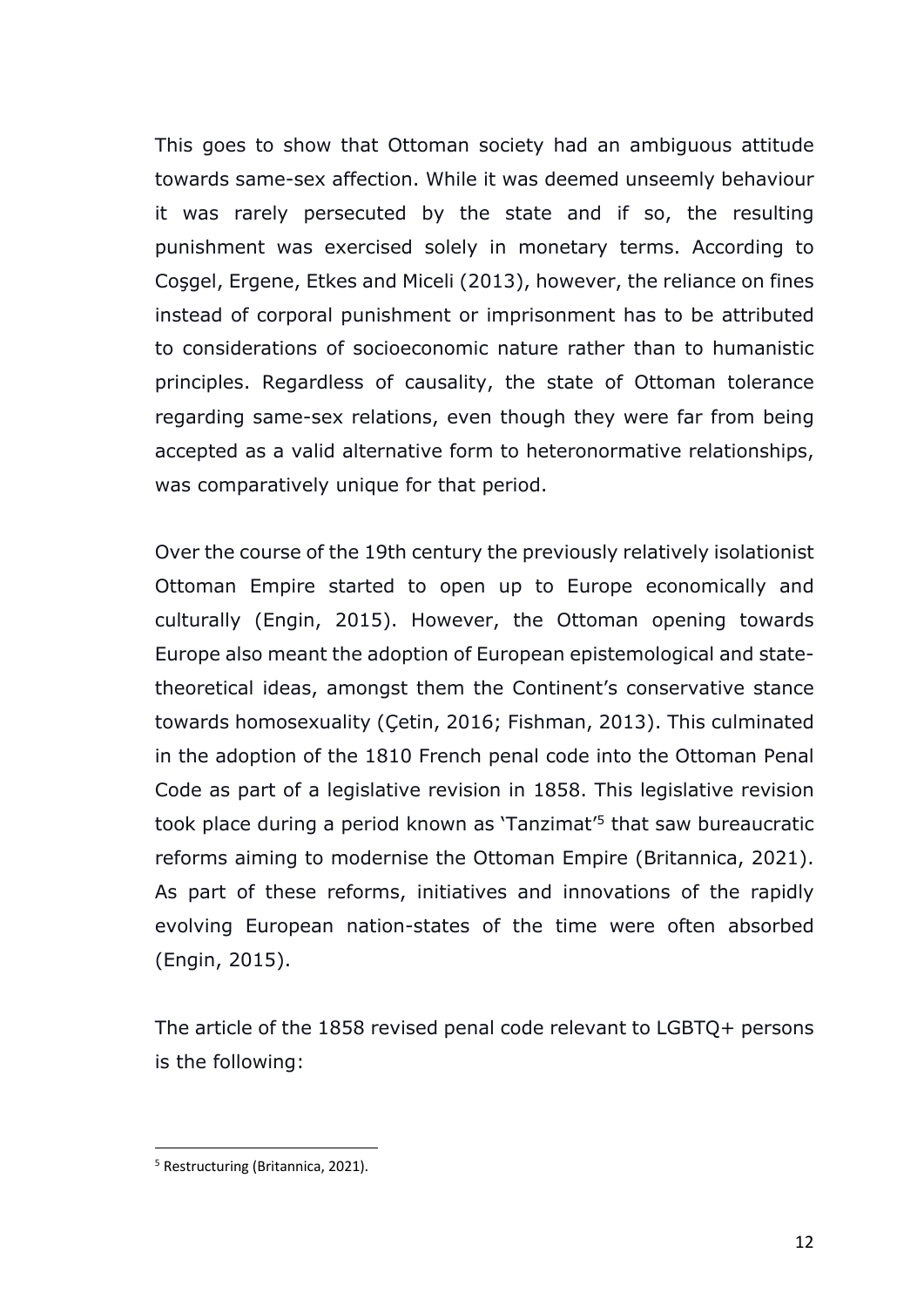This goes to show that Ottoman society had an ambiguous attitude towards same-sex affection. While it was deemed unseemly behaviour it was rarely persecuted by the state and if so, the resulting punishment was exercised solely in monetary terms. According to Coşgel, Ergene, Etkes and Miceli (2013), however, the reliance on fines instead of corporal punishment or imprisonment has to be attributed to considerations of socioeconomic nature rather than to humanistic principles. Regardless of causality, the state of Ottoman tolerance regarding same-sex relations, even though they were far from being accepted as a valid alternative form to heteronormative relationships, was comparatively unique for that period.

Over the course of the 19th century the previously relatively isolationist Ottoman Empire started to open up to Europe economically and culturally (Engin, 2015). However, the Ottoman opening towards Europe also meant the adoption of European epistemological and state-theoretical ideas, amongst them the Continent's conservative stance towards homosexuality (Çetin, 2016; Fishman, 2013). This culminated in the adoption of the 1810 French penal code into the Ottoman Penal Code as part of a legislative revision in 1858. This legislative revision took place during a period known as 'Tanzimat'[5] that saw bureaucratic reforms aiming to modernise the Ottoman Empire (Britannica, 2021). As part of these reforms, initiatives and innovations of the rapidly evolving European nation-states of the time were often absorbed (Engin, 2015).

The article of the 1858 revised penal code relevant to LGBTQ+ persons is the following:

[5] Restructuring (Britannica, 2021).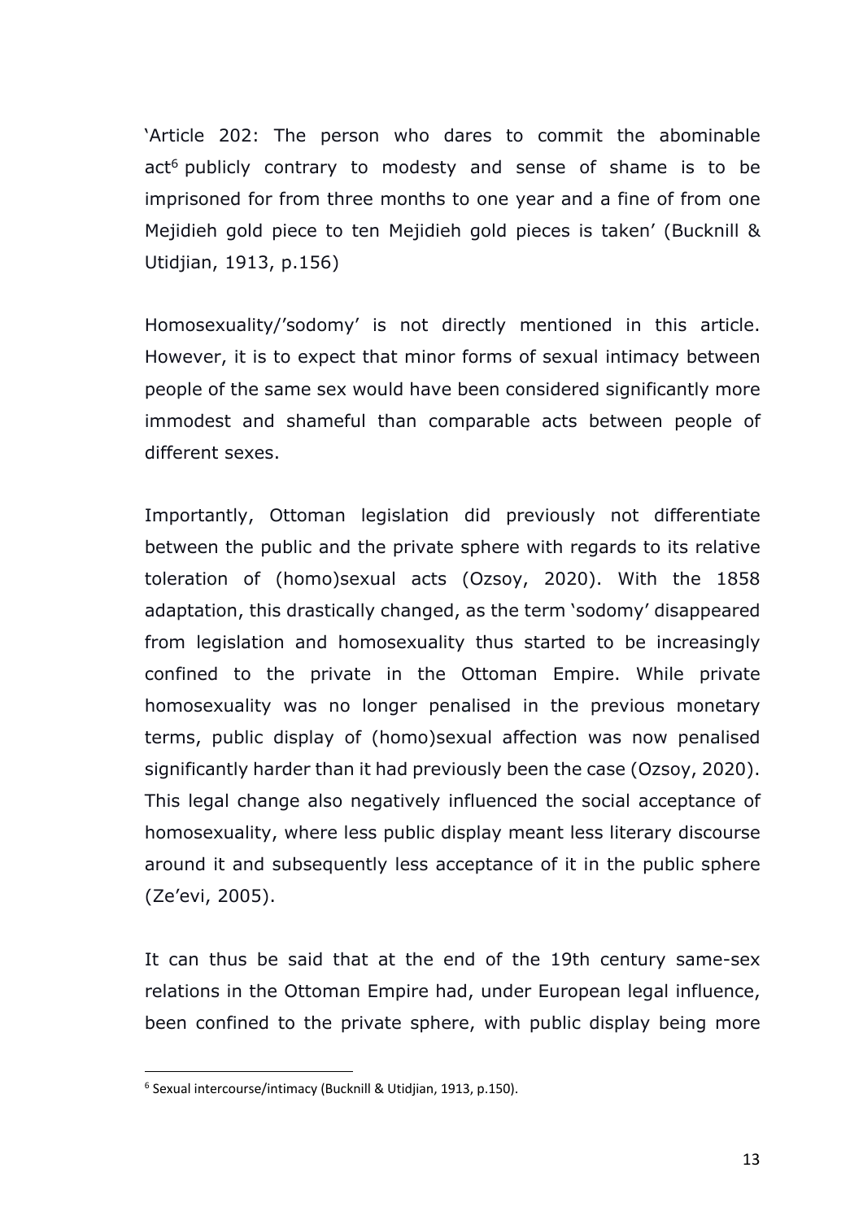'Article 202: The person who dares to commit the abominable act[6] publicly contrary to modesty and sense of shame is to be imprisoned for from three months to one year and a fine of from one Mejidieh gold piece to ten Mejidieh gold pieces is taken' (Bucknill & Utidjian, 1913, p.156)

Homosexuality/'sodomy' is not directly mentioned in this article. However, it is to expect that minor forms of sexual intimacy between people of the same sex would have been considered significantly more immodest and shameful than comparable acts between people of different sexes.

Importantly, Ottoman legislation did previously not differentiate between the public and the private sphere with regards to its relative toleration of (homo)sexual acts (Ozsoy, 2020). With the 1858 adaptation, this drastically changed, as the term 'sodomy' disappeared from legislation and homosexuality thus started to be increasingly confined to the private in the Ottoman Empire. While private homosexuality was no longer penalised in the previous monetary terms, public display of (homo)sexual affection was now penalised significantly harder than it had previously been the case (Ozsoy, 2020). This legal change also negatively influenced the social acceptance of homosexuality, where less public display meant less literary discourse around it and subsequently less acceptance of it in the public sphere (Ze'evi, 2005).

It can thus be said that at the end of the 19th century same-sex relations in the Ottoman Empire had, under European legal influence, been confined to the private sphere, with public display being more

[6] Sexual intercourse/intimacy (Bucknill & Utidjian, 1913, p.150).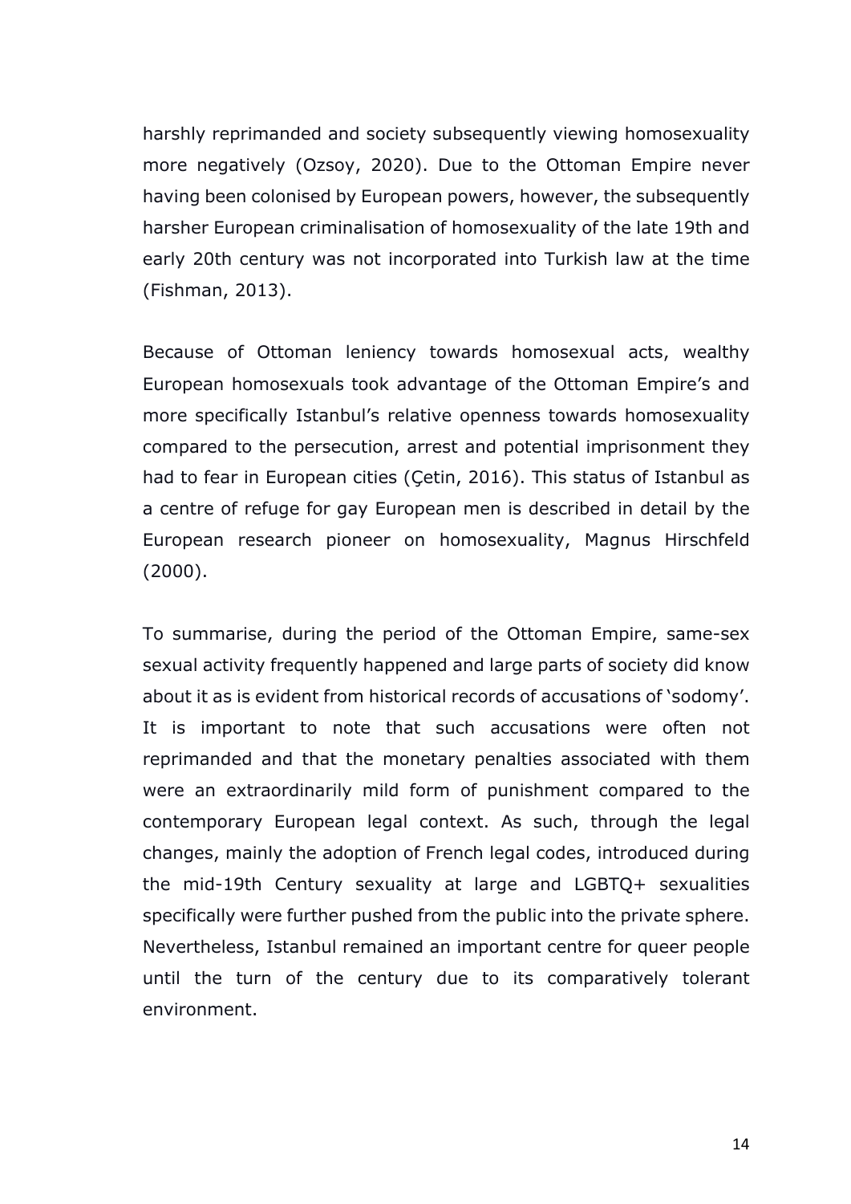harshly reprimanded and society subsequently viewing homosexuality more negatively (Ozsoy, 2020). Due to the Ottoman Empire never having been colonised by European powers, however, the subsequently harsher European criminalisation of homosexuality of the late 19th and early 20th century was not incorporated into Turkish law at the time (Fishman, 2013).

Because of Ottoman leniency towards homosexual acts, wealthy European homosexuals took advantage of the Ottoman Empire's and more specifically Istanbul's relative openness towards homosexuality compared to the persecution, arrest and potential imprisonment they had to fear in European cities (Çetin, 2016). This status of Istanbul as a centre of refuge for gay European men is described in detail by the European research pioneer on homosexuality, Magnus Hirschfeld (2000).

To summarise, during the period of the Ottoman Empire, same-sex sexual activity frequently happened and large parts of society did know about it as is evident from historical records of accusations of 'sodomy'. It is important to note that such accusations were often not reprimanded and that the monetary penalties associated with them were an extraordinarily mild form of punishment compared to the contemporary European legal context. As such, through the legal changes, mainly the adoption of French legal codes, introduced during the mid-19th Century sexuality at large and LGBTQ+ sexualities specifically were further pushed from the public into the private sphere. Nevertheless, Istanbul remained an important centre for queer people until the turn of the century due to its comparatively tolerant environment.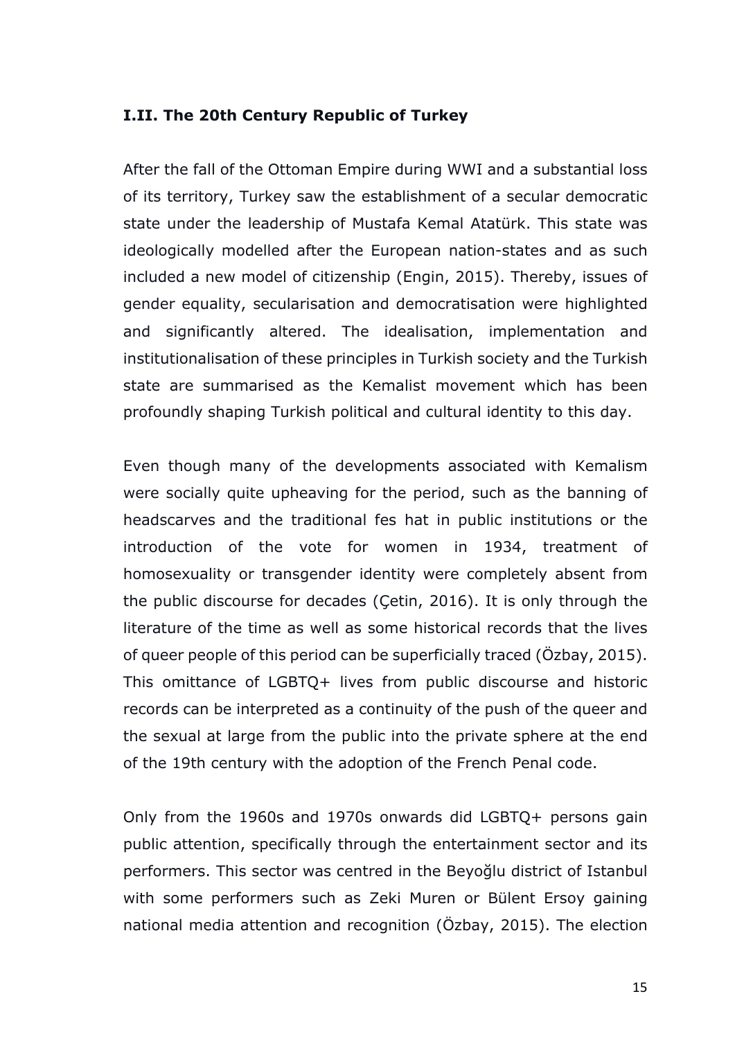### I.II. The 20th Century Republic of Turkey

After the fall of the Ottoman Empire during WWI and a substantial loss of its territory, Turkey saw the establishment of a secular democratic state under the leadership of Mustafa Kemal Atatürk. This state was ideologically modelled after the European nation-states and as such included a new model of citizenship (Engin, 2015). Thereby, issues of gender equality, secularisation and democratisation were highlighted and significantly altered. The idealisation, implementation and institutionalisation of these principles in Turkish society and the Turkish state are summarised as the Kemalist movement which has been profoundly shaping Turkish political and cultural identity to this day.

Even though many of the developments associated with Kemalism were socially quite upheaving for the period, such as the banning of headscarves and the traditional fes hat in public institutions or the introduction of the vote for women in 1934, treatment of homosexuality or transgender identity were completely absent from the public discourse for decades (Çetin, 2016). It is only through the literature of the time as well as some historical records that the lives of queer people of this period can be superficially traced (Özbay, 2015). This omittance of LGBTQ+ lives from public discourse and historic records can be interpreted as a continuity of the push of the queer and the sexual at large from the public into the private sphere at the end of the 19th century with the adoption of the French Penal code.

Only from the 1960s and 1970s onwards did LGBTQ+ persons gain public attention, specifically through the entertainment sector and its performers. This sector was centred in the Beyoğlu district of Istanbul with some performers such as Zeki Muren or Bülent Ersoy gaining national media attention and recognition (Özbay, 2015). The election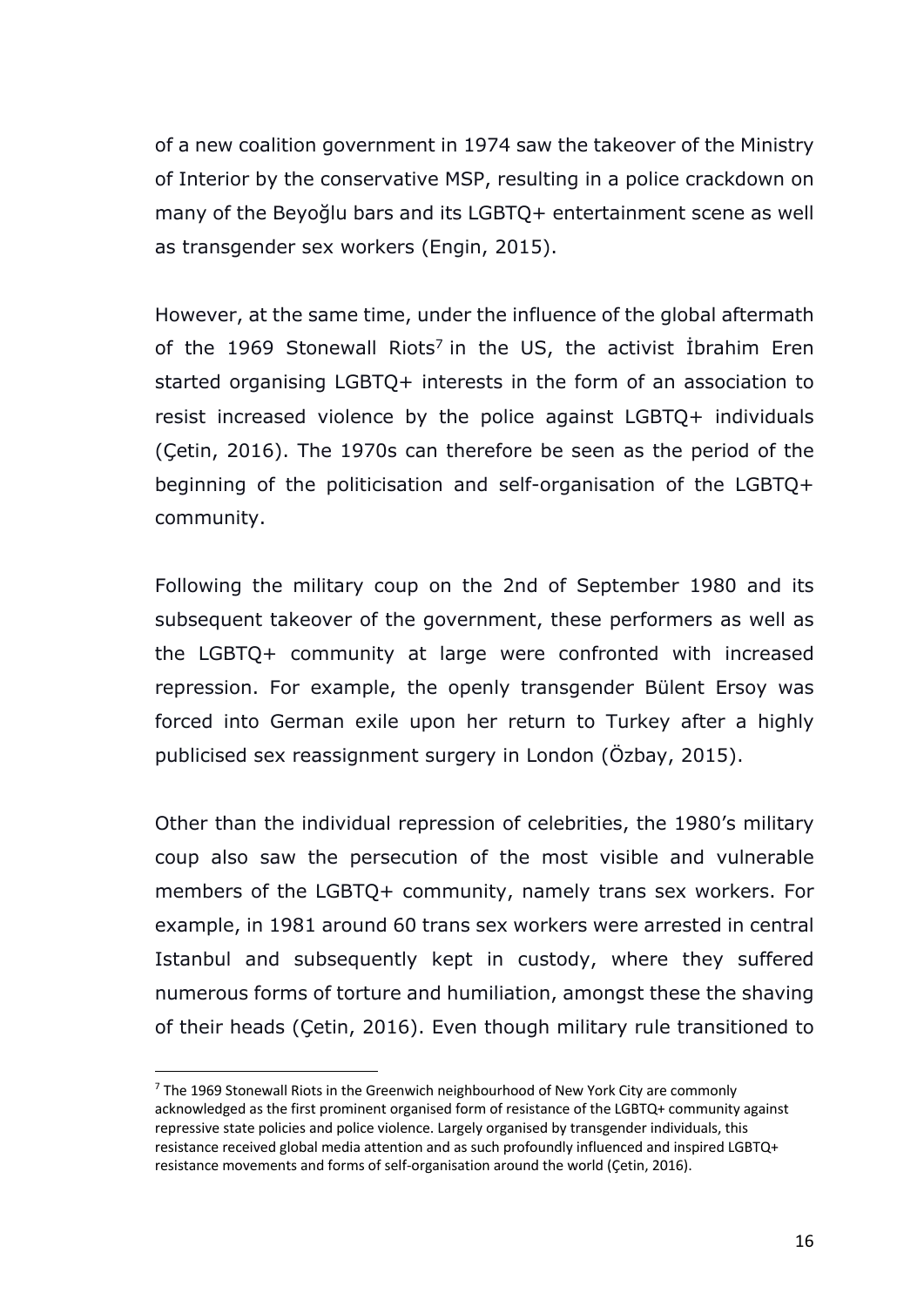of a new coalition government in 1974 saw the takeover of the Ministry of Interior by the conservative MSP, resulting in a police crackdown on many of the Beyoğlu bars and its LGBTQ+ entertainment scene as well as transgender sex workers (Engin, 2015).

However, at the same time, under the influence of the global aftermath of the 1969 Stonewall Riots[7] in the US, the activist İbrahim Eren started organising LGBTQ+ interests in the form of an association to resist increased violence by the police against LGBTQ+ individuals (Çetin, 2016). The 1970s can therefore be seen as the period of the beginning of the politicisation and self-organisation of the LGBTQ+ community.

Following the military coup on the 2nd of September 1980 and its subsequent takeover of the government, these performers as well as the LGBTQ+ community at large were confronted with increased repression. For example, the openly transgender Bülent Ersoy was forced into German exile upon her return to Turkey after a highly publicised sex reassignment surgery in London (Özbay, 2015).

Other than the individual repression of celebrities, the 1980's military coup also saw the persecution of the most visible and vulnerable members of the LGBTQ+ community, namely trans sex workers. For example, in 1981 around 60 trans sex workers were arrested in central Istanbul and subsequently kept in custody, where they suffered numerous forms of torture and humiliation, amongst these the shaving of their heads (Çetin, 2016). Even though military rule transitioned to

[7] The 1969 Stonewall Riots in the Greenwich neighbourhood of New York City are commonly acknowledged as the first prominent organised form of resistance of the LGBTQ+ community against repressive state policies and police violence. Largely organised by transgender individuals, this resistance received global media attention and as such profoundly influenced and inspired LGBTQ+ resistance movements and forms of self-organisation around the world (Çetin, 2016).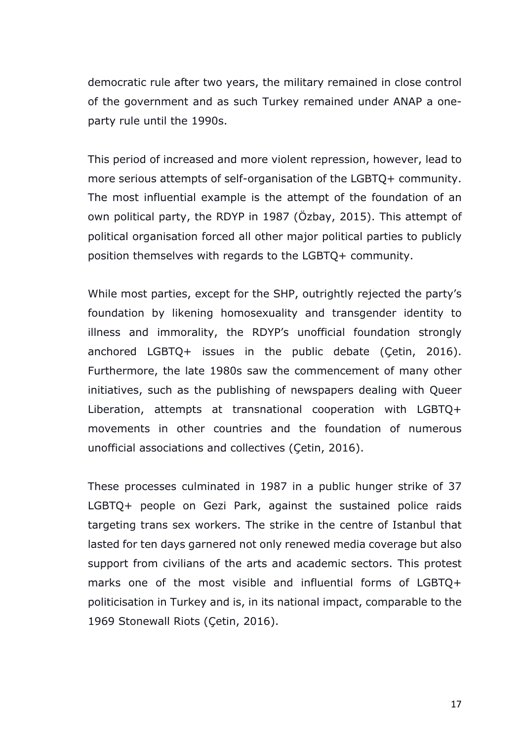democratic rule after two years, the military remained in close control of the government and as such Turkey remained under ANAP a one-party rule until the 1990s.

This period of increased and more violent repression, however, lead to more serious attempts of self-organisation of the LGBTQ+ community. The most influential example is the attempt of the foundation of an own political party, the RDYP in 1987 (Özbay, 2015). This attempt of political organisation forced all other major political parties to publicly position themselves with regards to the LGBTQ+ community.

While most parties, except for the SHP, outrightly rejected the party's foundation by likening homosexuality and transgender identity to illness and immorality, the RDYP's unofficial foundation strongly anchored LGBTQ+ issues in the public debate (Çetin, 2016). Furthermore, the late 1980s saw the commencement of many other initiatives, such as the publishing of newspapers dealing with Queer Liberation, attempts at transnational cooperation with LGBTQ+ movements in other countries and the foundation of numerous unofficial associations and collectives (Çetin, 2016).

These processes culminated in 1987 in a public hunger strike of 37 LGBTQ+ people on Gezi Park, against the sustained police raids targeting trans sex workers. The strike in the centre of Istanbul that lasted for ten days garnered not only renewed media coverage but also support from civilians of the arts and academic sectors. This protest marks one of the most visible and influential forms of LGBTQ+ politicisation in Turkey and is, in its national impact, comparable to the 1969 Stonewall Riots (Çetin, 2016).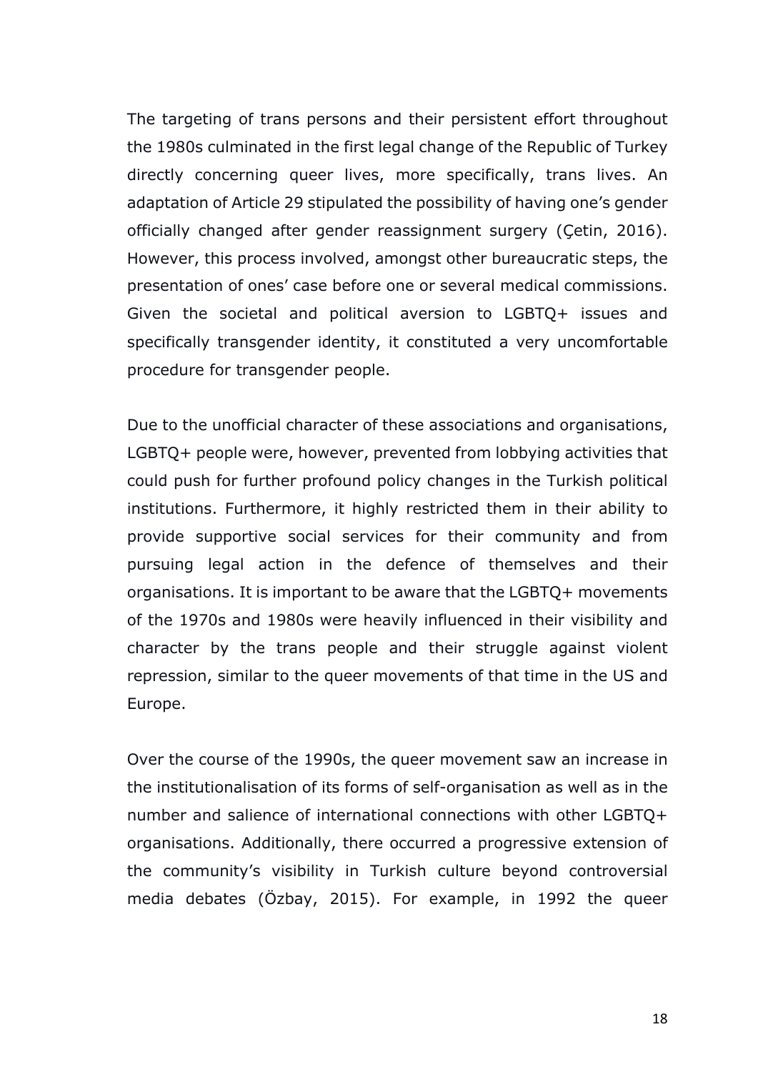The targeting of trans persons and their persistent effort throughout the 1980s culminated in the first legal change of the Republic of Turkey directly concerning queer lives, more specifically, trans lives. An adaptation of Article 29 stipulated the possibility of having one's gender officially changed after gender reassignment surgery (Çetin, 2016). However, this process involved, amongst other bureaucratic steps, the presentation of ones' case before one or several medical commissions. Given the societal and political aversion to LGBTQ+ issues and specifically transgender identity, it constituted a very uncomfortable procedure for transgender people.

Due to the unofficial character of these associations and organisations, LGBTQ+ people were, however, prevented from lobbying activities that could push for further profound policy changes in the Turkish political institutions. Furthermore, it highly restricted them in their ability to provide supportive social services for their community and from pursuing legal action in the defence of themselves and their organisations. It is important to be aware that the LGBTQ+ movements of the 1970s and 1980s were heavily influenced in their visibility and character by the trans people and their struggle against violent repression, similar to the queer movements of that time in the US and Europe.

Over the course of the 1990s, the queer movement saw an increase in the institutionalisation of its forms of self-organisation as well as in the number and salience of international connections with other LGBTQ+ organisations. Additionally, there occurred a progressive extension of the community's visibility in Turkish culture beyond controversial media debates (Özbay, 2015). For example, in 1992 the queer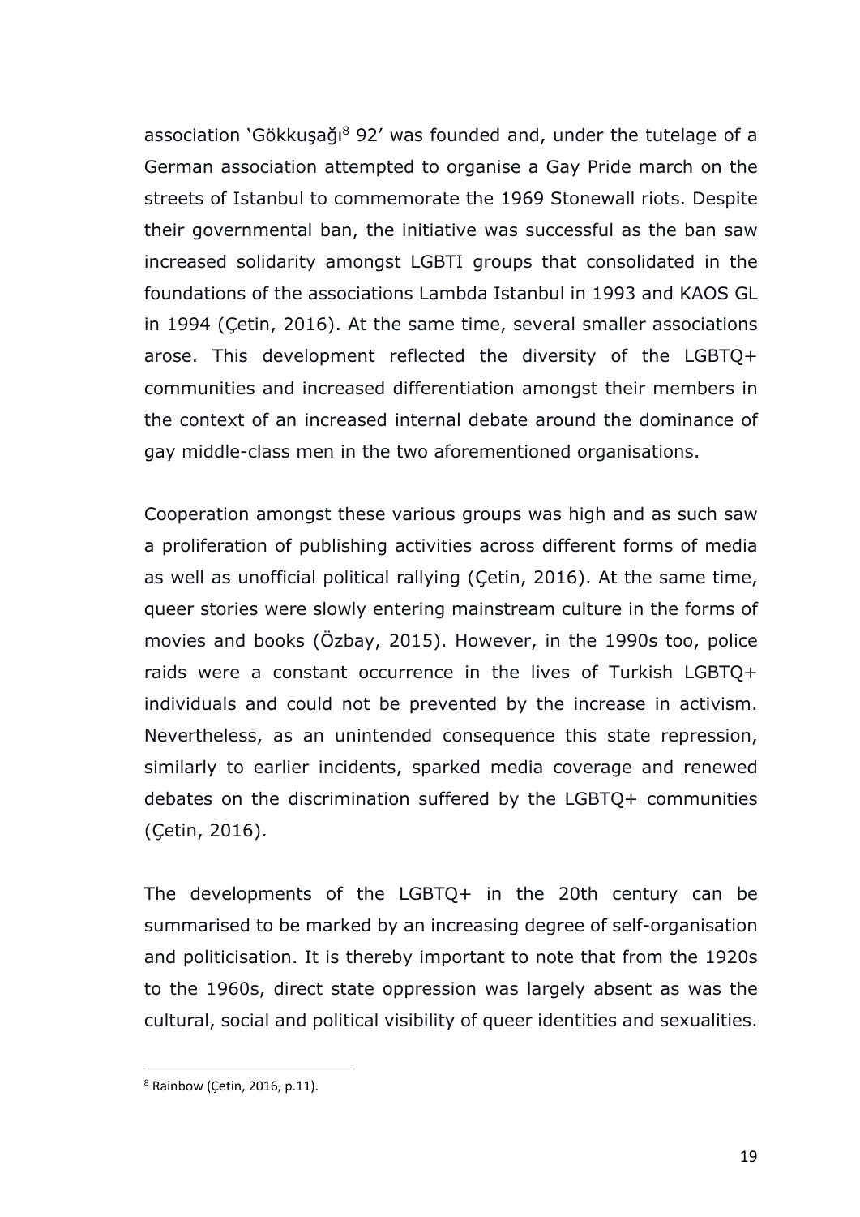association 'Gökkuşağı[8] 92' was founded and, under the tutelage of a German association attempted to organise a Gay Pride march on the streets of Istanbul to commemorate the 1969 Stonewall riots. Despite their governmental ban, the initiative was successful as the ban saw increased solidarity amongst LGBTI groups that consolidated in the foundations of the associations Lambda Istanbul in 1993 and KAOS GL in 1994 (Çetin, 2016). At the same time, several smaller associations arose. This development reflected the diversity of the LGBTQ+ communities and increased differentiation amongst their members in the context of an increased internal debate around the dominance of gay middle-class men in the two aforementioned organisations.

Cooperation amongst these various groups was high and as such saw a proliferation of publishing activities across different forms of media as well as unofficial political rallying (Çetin, 2016). At the same time, queer stories were slowly entering mainstream culture in the forms of movies and books (Özbay, 2015). However, in the 1990s too, police raids were a constant occurrence in the lives of Turkish LGBTQ+ individuals and could not be prevented by the increase in activism. Nevertheless, as an unintended consequence this state repression, similarly to earlier incidents, sparked media coverage and renewed debates on the discrimination suffered by the LGBTQ+ communities (Çetin, 2016).

The developments of the LGBTQ+ in the 20th century can be summarised to be marked by an increasing degree of self-organisation and politicisation. It is thereby important to note that from the 1920s to the 1960s, direct state oppression was largely absent as was the cultural, social and political visibility of queer identities and sexualities.

[8] Rainbow (Çetin, 2016, p.11).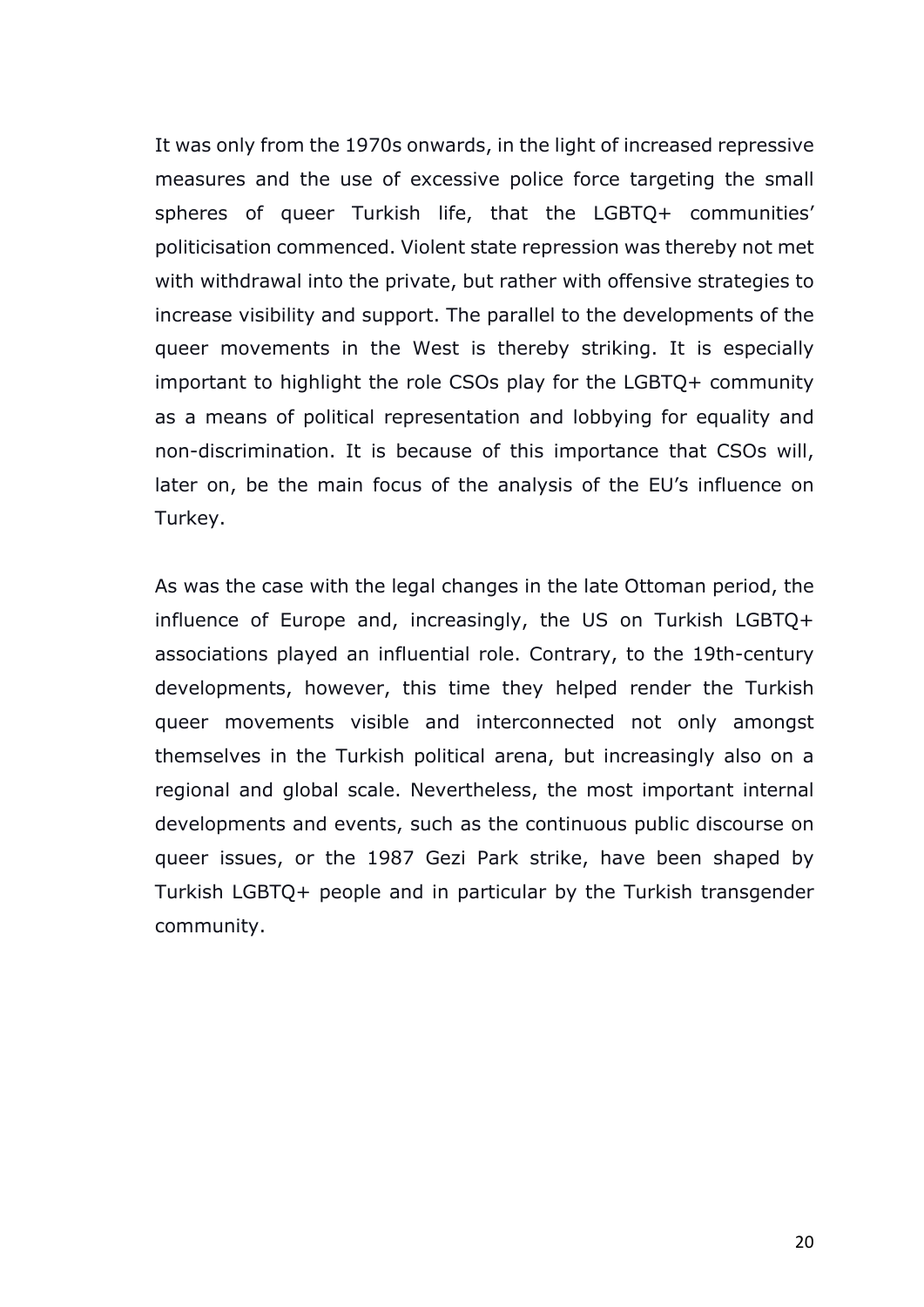It was only from the 1970s onwards, in the light of increased repressive measures and the use of excessive police force targeting the small spheres of queer Turkish life, that the LGBTQ+ communities' politicisation commenced. Violent state repression was thereby not met with withdrawal into the private, but rather with offensive strategies to increase visibility and support. The parallel to the developments of the queer movements in the West is thereby striking. It is especially important to highlight the role CSOs play for the LGBTQ+ community as a means of political representation and lobbying for equality and non-discrimination. It is because of this importance that CSOs will, later on, be the main focus of the analysis of the EU's influence on Turkey.

As was the case with the legal changes in the late Ottoman period, the influence of Europe and, increasingly, the US on Turkish LGBTQ+ associations played an influential role. Contrary, to the 19th-century developments, however, this time they helped render the Turkish queer movements visible and interconnected not only amongst themselves in the Turkish political arena, but increasingly also on a regional and global scale. Nevertheless, the most important internal developments and events, such as the continuous public discourse on queer issues, or the 1987 Gezi Park strike, have been shaped by Turkish LGBTQ+ people and in particular by the Turkish transgender community.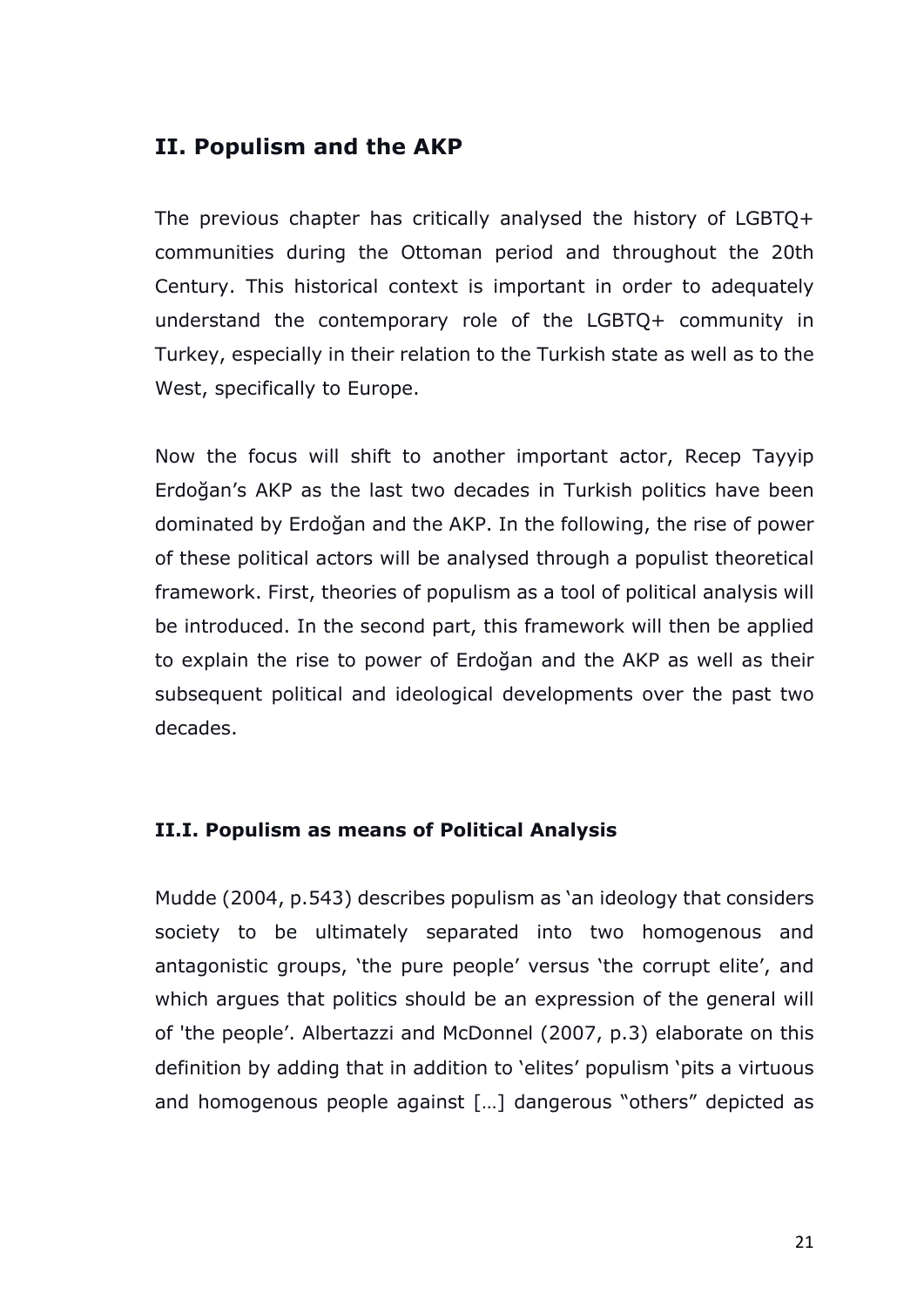## II. Populism and the AKP

The previous chapter has critically analysed the history of LGBTQ+ communities during the Ottoman period and throughout the 20th Century. This historical context is important in order to adequately understand the contemporary role of the LGBTQ+ community in Turkey, especially in their relation to the Turkish state as well as to the West, specifically to Europe.

Now the focus will shift to another important actor, Recep Tayyip Erdoğan's AKP as the last two decades in Turkish politics have been dominated by Erdoğan and the AKP. In the following, the rise of power of these political actors will be analysed through a populist theoretical framework. First, theories of populism as a tool of political analysis will be introduced. In the second part, this framework will then be applied to explain the rise to power of Erdoğan and the AKP as well as their subsequent political and ideological developments over the past two decades.

### II.I. Populism as means of Political Analysis

Mudde (2004, p.543) describes populism as 'an ideology that considers society to be ultimately separated into two homogenous and antagonistic groups, 'the pure people' versus 'the corrupt elite', and which argues that politics should be an expression of the general will of 'the people'. Albertazzi and McDonnel (2007, p.3) elaborate on this definition by adding that in addition to 'elites' populism 'pits a virtuous and homogenous people against […] dangerous "others" depicted as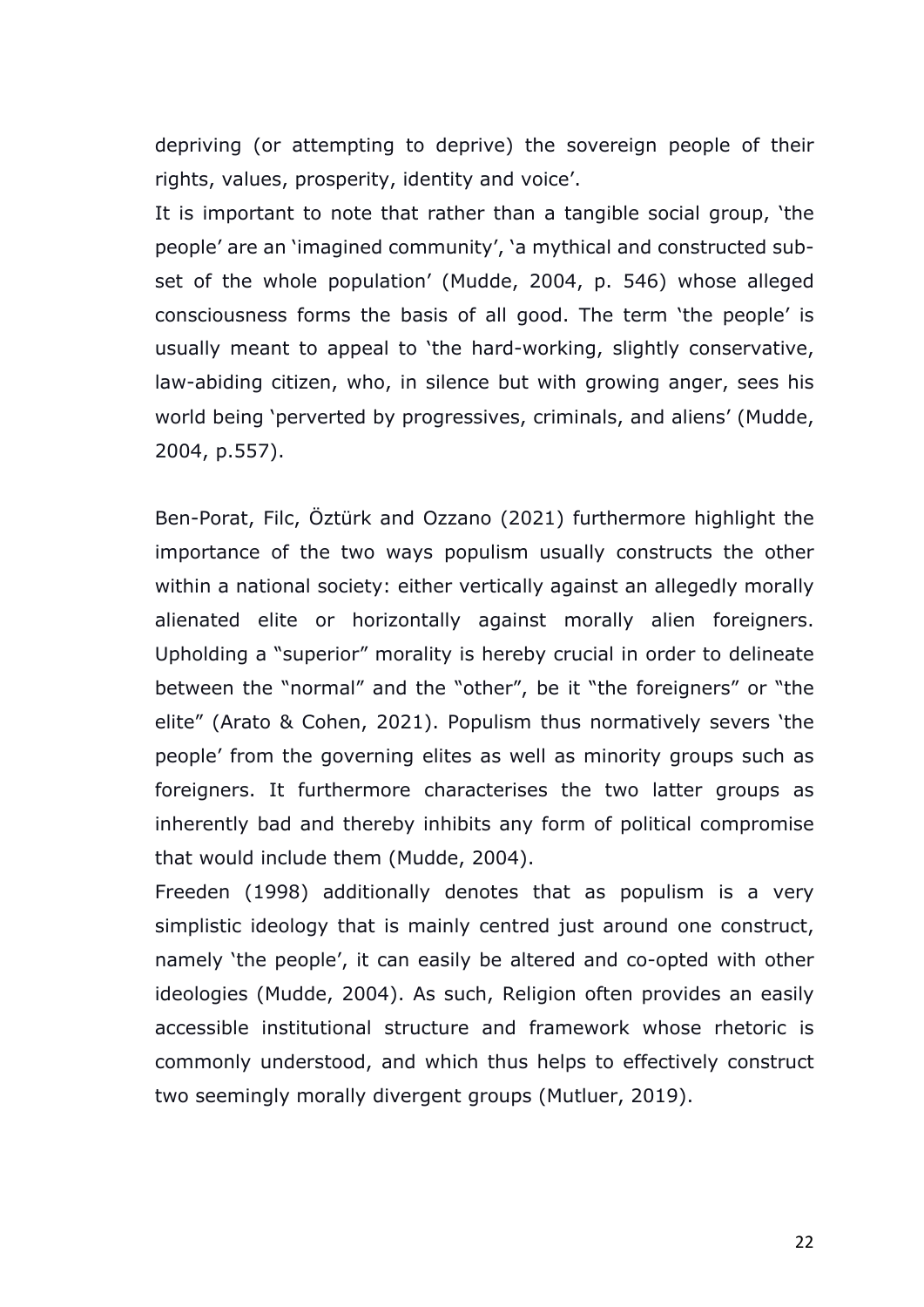depriving (or attempting to deprive) the sovereign people of their rights, values, prosperity, identity and voice'.

It is important to note that rather than a tangible social group, 'the people' are an 'imagined community', 'a mythical and constructed sub-set of the whole population' (Mudde, 2004, p. 546) whose alleged consciousness forms the basis of all good. The term 'the people' is usually meant to appeal to 'the hard-working, slightly conservative, law-abiding citizen, who, in silence but with growing anger, sees his world being 'perverted by progressives, criminals, and aliens' (Mudde, 2004, p.557).

Ben-Porat, Filc, Öztürk and Ozzano (2021) furthermore highlight the importance of the two ways populism usually constructs the other within a national society: either vertically against an allegedly morally alienated elite or horizontally against morally alien foreigners. Upholding a "superior" morality is hereby crucial in order to delineate between the "normal" and the "other", be it "the foreigners" or "the elite" (Arato & Cohen, 2021). Populism thus normatively severs 'the people' from the governing elites as well as minority groups such as foreigners. It furthermore characterises the two latter groups as inherently bad and thereby inhibits any form of political compromise that would include them (Mudde, 2004).

Freeden (1998) additionally denotes that as populism is a very simplistic ideology that is mainly centred just around one construct, namely 'the people', it can easily be altered and co-opted with other ideologies (Mudde, 2004). As such, Religion often provides an easily accessible institutional structure and framework whose rhetoric is commonly understood, and which thus helps to effectively construct two seemingly morally divergent groups (Mutluer, 2019).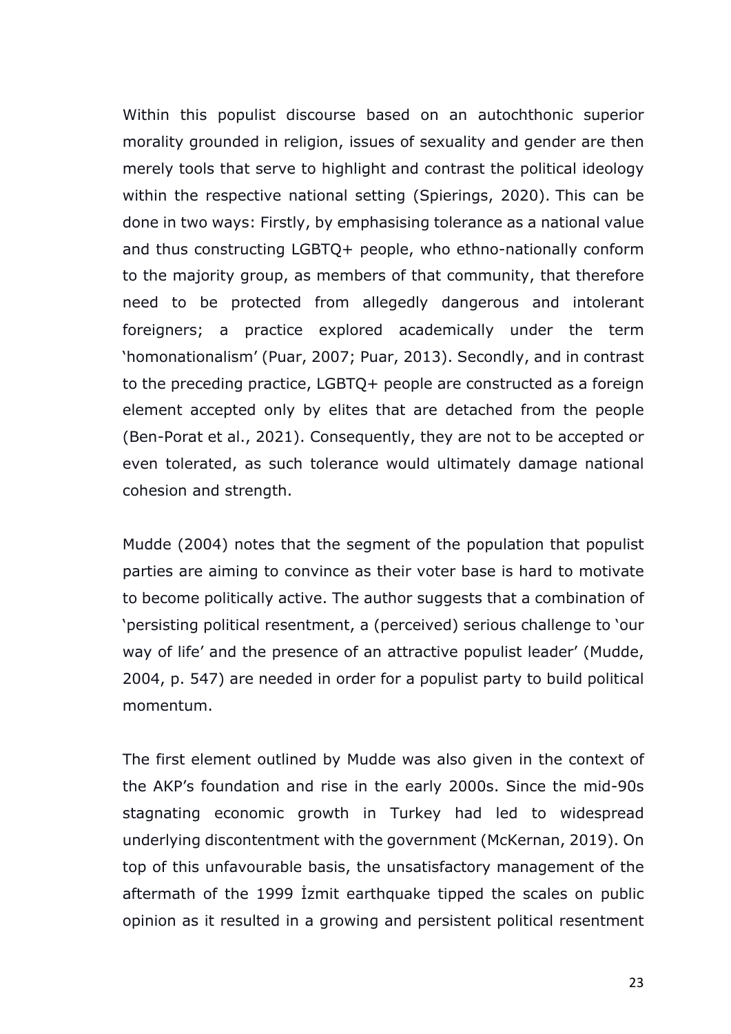Within this populist discourse based on an autochthonic superior morality grounded in religion, issues of sexuality and gender are then merely tools that serve to highlight and contrast the political ideology within the respective national setting (Spierings, 2020). This can be done in two ways: Firstly, by emphasising tolerance as a national value and thus constructing LGBTQ+ people, who ethno-nationally conform to the majority group, as members of that community, that therefore need to be protected from allegedly dangerous and intolerant foreigners; a practice explored academically under the term 'homonationalism' (Puar, 2007; Puar, 2013). Secondly, and in contrast to the preceding practice, LGBTQ+ people are constructed as a foreign element accepted only by elites that are detached from the people (Ben-Porat et al., 2021). Consequently, they are not to be accepted or even tolerated, as such tolerance would ultimately damage national cohesion and strength.

Mudde (2004) notes that the segment of the population that populist parties are aiming to convince as their voter base is hard to motivate to become politically active. The author suggests that a combination of 'persisting political resentment, a (perceived) serious challenge to 'our way of life' and the presence of an attractive populist leader' (Mudde, 2004, p. 547) are needed in order for a populist party to build political momentum.

The first element outlined by Mudde was also given in the context of the AKP's foundation and rise in the early 2000s. Since the mid-90s stagnating economic growth in Turkey had led to widespread underlying discontentment with the government (McKernan, 2019). On top of this unfavourable basis, the unsatisfactory management of the aftermath of the 1999 İzmit earthquake tipped the scales on public opinion as it resulted in a growing and persistent political resentment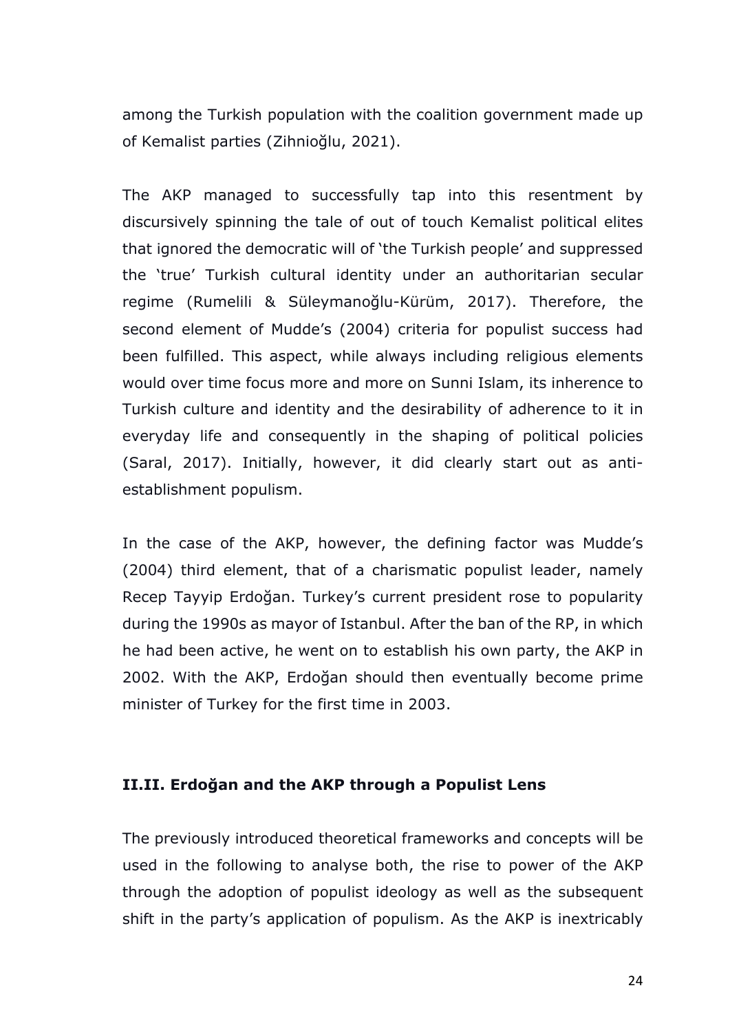among the Turkish population with the coalition government made up of Kemalist parties (Zihnioğlu, 2021).

The AKP managed to successfully tap into this resentment by discursively spinning the tale of out of touch Kemalist political elites that ignored the democratic will of 'the Turkish people' and suppressed the 'true' Turkish cultural identity under an authoritarian secular regime (Rumelili & Süleymanoğlu-Kürüm, 2017). Therefore, the second element of Mudde's (2004) criteria for populist success had been fulfilled. This aspect, while always including religious elements would over time focus more and more on Sunni Islam, its inherence to Turkish culture and identity and the desirability of adherence to it in everyday life and consequently in the shaping of political policies (Saral, 2017). Initially, however, it did clearly start out as anti-establishment populism.

In the case of the AKP, however, the defining factor was Mudde's (2004) third element, that of a charismatic populist leader, namely Recep Tayyip Erdoğan. Turkey's current president rose to popularity during the 1990s as mayor of Istanbul. After the ban of the RP, in which he had been active, he went on to establish his own party, the AKP in 2002. With the AKP, Erdoğan should then eventually become prime minister of Turkey for the first time in 2003.

## II.II. Erdoğan and the AKP through a Populist Lens

The previously introduced theoretical frameworks and concepts will be used in the following to analyse both, the rise to power of the AKP through the adoption of populist ideology as well as the subsequent shift in the party's application of populism. As the AKP is inextricably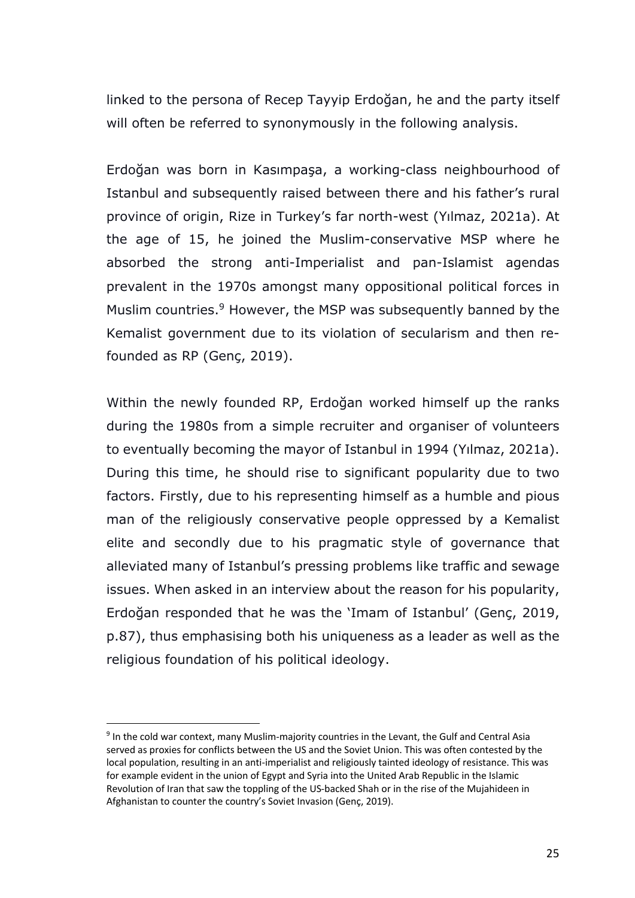linked to the persona of Recep Tayyip Erdoğan, he and the party itself will often be referred to synonymously in the following analysis.

Erdoğan was born in Kasımpaşa, a working-class neighbourhood of Istanbul and subsequently raised between there and his father's rural province of origin, Rize in Turkey's far north-west (Yılmaz, 2021a). At the age of 15, he joined the Muslim-conservative MSP where he absorbed the strong anti-Imperialist and pan-Islamist agendas prevalent in the 1970s amongst many oppositional political forces in Muslim countries.[9] However, the MSP was subsequently banned by the Kemalist government due to its violation of secularism and then re-founded as RP (Genç, 2019).

Within the newly founded RP, Erdoğan worked himself up the ranks during the 1980s from a simple recruiter and organiser of volunteers to eventually becoming the mayor of Istanbul in 1994 (Yılmaz, 2021a). During this time, he should rise to significant popularity due to two factors. Firstly, due to his representing himself as a humble and pious man of the religiously conservative people oppressed by a Kemalist elite and secondly due to his pragmatic style of governance that alleviated many of Istanbul's pressing problems like traffic and sewage issues. When asked in an interview about the reason for his popularity, Erdoğan responded that he was the 'Imam of Istanbul' (Genç, 2019, p.87), thus emphasising both his uniqueness as a leader as well as the religious foundation of his political ideology.

---

[9] In the cold war context, many Muslim-majority countries in the Levant, the Gulf and Central Asia served as proxies for conflicts between the US and the Soviet Union. This was often contested by the local population, resulting in an anti-imperialist and religiously tainted ideology of resistance. This was for example evident in the union of Egypt and Syria into the United Arab Republic in the Islamic Revolution of Iran that saw the toppling of the US-backed Shah or in the rise of the Mujahideen in Afghanistan to counter the country's Soviet Invasion (Genç, 2019).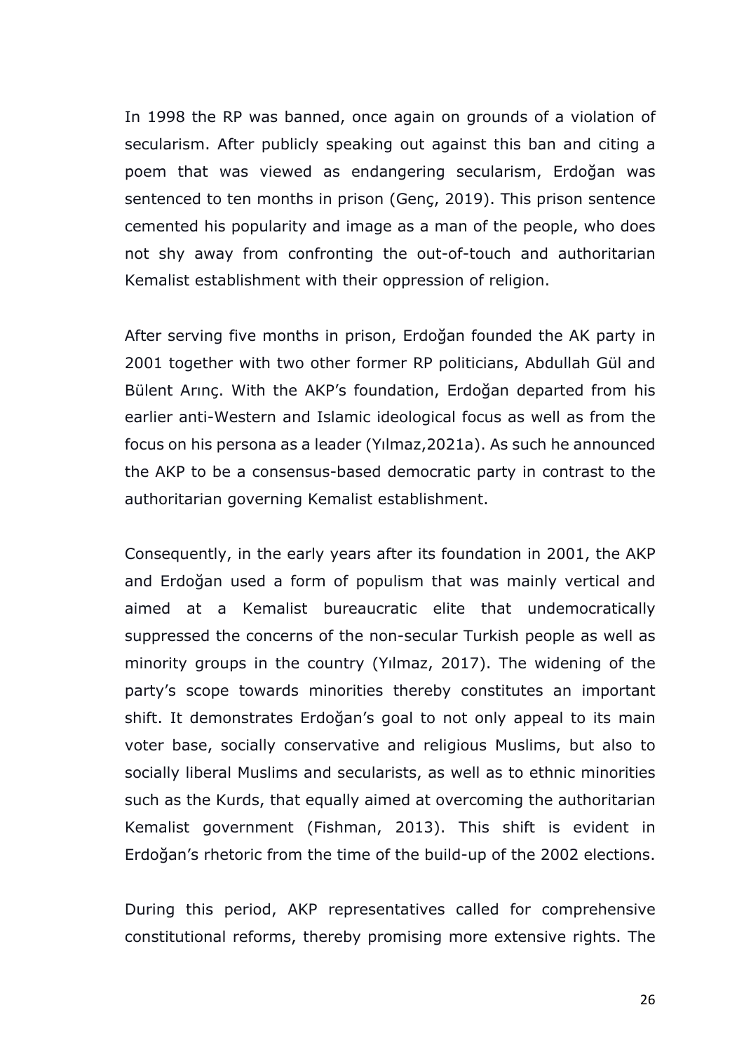In 1998 the RP was banned, once again on grounds of a violation of secularism. After publicly speaking out against this ban and citing a poem that was viewed as endangering secularism, Erdoğan was sentenced to ten months in prison (Genç, 2019). This prison sentence cemented his popularity and image as a man of the people, who does not shy away from confronting the out-of-touch and authoritarian Kemalist establishment with their oppression of religion.

After serving five months in prison, Erdoğan founded the AK party in 2001 together with two other former RP politicians, Abdullah Gül and Bülent Arınç. With the AKP's foundation, Erdoğan departed from his earlier anti-Western and Islamic ideological focus as well as from the focus on his persona as a leader (Yılmaz,2021a). As such he announced the AKP to be a consensus-based democratic party in contrast to the authoritarian governing Kemalist establishment.

Consequently, in the early years after its foundation in 2001, the AKP and Erdoğan used a form of populism that was mainly vertical and aimed at a Kemalist bureaucratic elite that undemocratically suppressed the concerns of the non-secular Turkish people as well as minority groups in the country (Yılmaz, 2017). The widening of the party's scope towards minorities thereby constitutes an important shift. It demonstrates Erdoğan's goal to not only appeal to its main voter base, socially conservative and religious Muslims, but also to socially liberal Muslims and secularists, as well as to ethnic minorities such as the Kurds, that equally aimed at overcoming the authoritarian Kemalist government (Fishman, 2013). This shift is evident in Erdoğan's rhetoric from the time of the build-up of the 2002 elections.

During this period, AKP representatives called for comprehensive constitutional reforms, thereby promising more extensive rights. The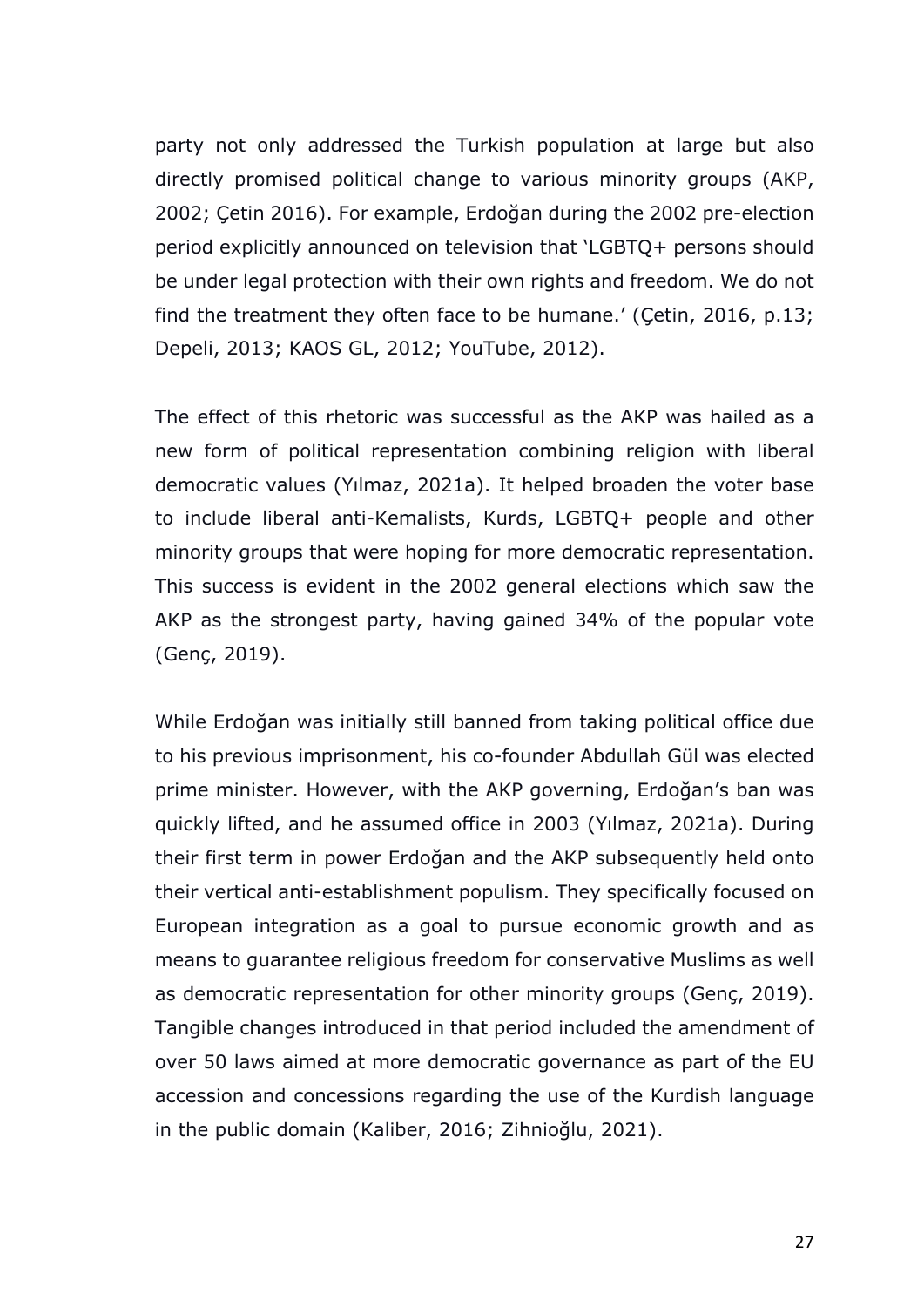party not only addressed the Turkish population at large but also directly promised political change to various minority groups (AKP, 2002; Çetin 2016). For example, Erdoğan during the 2002 pre-election period explicitly announced on television that 'LGBTQ+ persons should be under legal protection with their own rights and freedom. We do not find the treatment they often face to be humane.' (Çetin, 2016, p.13; Depeli, 2013; KAOS GL, 2012; YouTube, 2012).

The effect of this rhetoric was successful as the AKP was hailed as a new form of political representation combining religion with liberal democratic values (Yılmaz, 2021a). It helped broaden the voter base to include liberal anti-Kemalists, Kurds, LGBTQ+ people and other minority groups that were hoping for more democratic representation. This success is evident in the 2002 general elections which saw the AKP as the strongest party, having gained 34% of the popular vote (Genç, 2019).

While Erdoğan was initially still banned from taking political office due to his previous imprisonment, his co-founder Abdullah Gül was elected prime minister. However, with the AKP governing, Erdoğan's ban was quickly lifted, and he assumed office in 2003 (Yılmaz, 2021a). During their first term in power Erdoğan and the AKP subsequently held onto their vertical anti-establishment populism. They specifically focused on European integration as a goal to pursue economic growth and as means to guarantee religious freedom for conservative Muslims as well as democratic representation for other minority groups (Genç, 2019). Tangible changes introduced in that period included the amendment of over 50 laws aimed at more democratic governance as part of the EU accession and concessions regarding the use of the Kurdish language in the public domain (Kaliber, 2016; Zihnioğlu, 2021).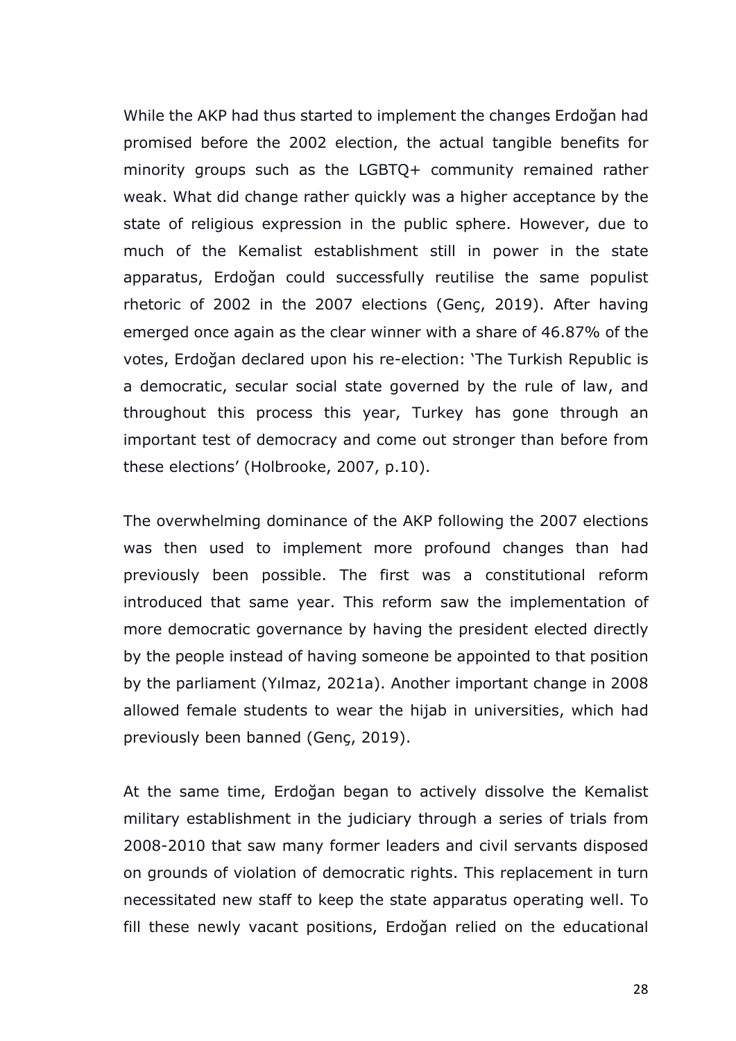While the AKP had thus started to implement the changes Erdoğan had promised before the 2002 election, the actual tangible benefits for minority groups such as the LGBTQ+ community remained rather weak. What did change rather quickly was a higher acceptance by the state of religious expression in the public sphere. However, due to much of the Kemalist establishment still in power in the state apparatus, Erdoğan could successfully reutilise the same populist rhetoric of 2002 in the 2007 elections (Genç, 2019). After having emerged once again as the clear winner with a share of 46.87% of the votes, Erdoğan declared upon his re-election: 'The Turkish Republic is a democratic, secular social state governed by the rule of law, and throughout this process this year, Turkey has gone through an important test of democracy and come out stronger than before from these elections' (Holbrooke, 2007, p.10).

The overwhelming dominance of the AKP following the 2007 elections was then used to implement more profound changes than had previously been possible. The first was a constitutional reform introduced that same year. This reform saw the implementation of more democratic governance by having the president elected directly by the people instead of having someone be appointed to that position by the parliament (Yılmaz, 2021a). Another important change in 2008 allowed female students to wear the hijab in universities, which had previously been banned (Genç, 2019).

At the same time, Erdoğan began to actively dissolve the Kemalist military establishment in the judiciary through a series of trials from 2008-2010 that saw many former leaders and civil servants disposed on grounds of violation of democratic rights. This replacement in turn necessitated new staff to keep the state apparatus operating well. To fill these newly vacant positions, Erdoğan relied on the educational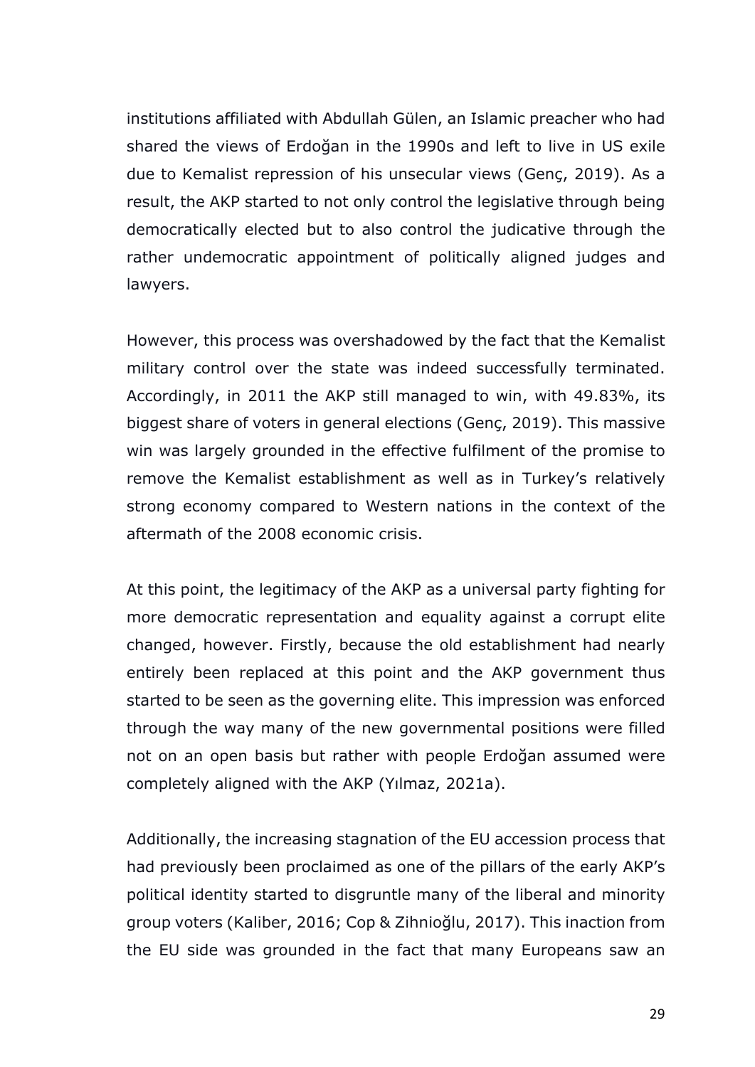institutions affiliated with Abdullah Gülen, an Islamic preacher who had shared the views of Erdoğan in the 1990s and left to live in US exile due to Kemalist repression of his unsecular views (Genç, 2019). As a result, the AKP started to not only control the legislative through being democratically elected but to also control the judicative through the rather undemocratic appointment of politically aligned judges and lawyers.

However, this process was overshadowed by the fact that the Kemalist military control over the state was indeed successfully terminated. Accordingly, in 2011 the AKP still managed to win, with 49.83%, its biggest share of voters in general elections (Genç, 2019). This massive win was largely grounded in the effective fulfilment of the promise to remove the Kemalist establishment as well as in Turkey's relatively strong economy compared to Western nations in the context of the aftermath of the 2008 economic crisis.

At this point, the legitimacy of the AKP as a universal party fighting for more democratic representation and equality against a corrupt elite changed, however. Firstly, because the old establishment had nearly entirely been replaced at this point and the AKP government thus started to be seen as the governing elite. This impression was enforced through the way many of the new governmental positions were filled not on an open basis but rather with people Erdoğan assumed were completely aligned with the AKP (Yılmaz, 2021a).

Additionally, the increasing stagnation of the EU accession process that had previously been proclaimed as one of the pillars of the early AKP's political identity started to disgruntle many of the liberal and minority group voters (Kaliber, 2016; Cop & Zihnioğlu, 2017). This inaction from the EU side was grounded in the fact that many Europeans saw an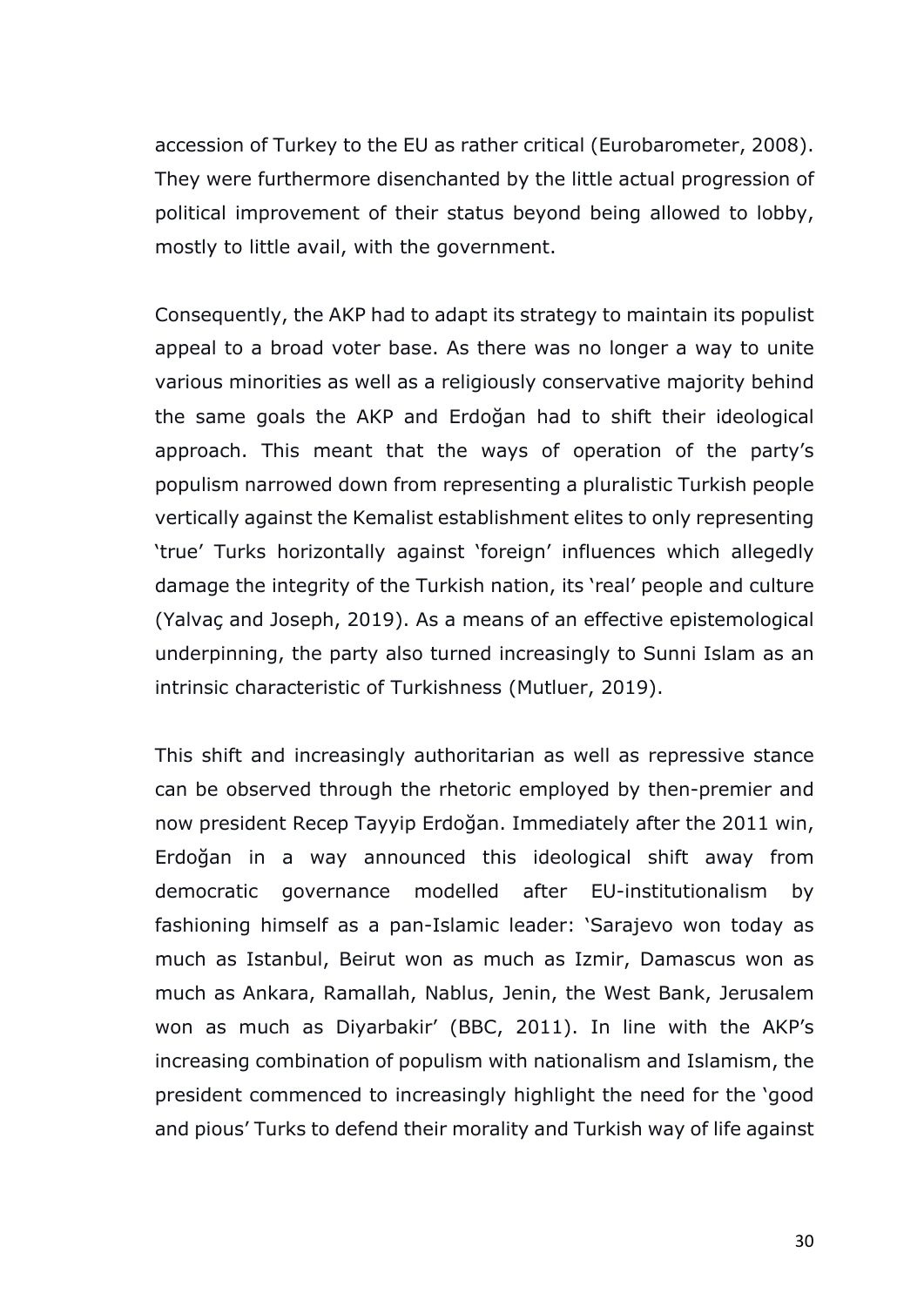accession of Turkey to the EU as rather critical (Eurobarometer, 2008). They were furthermore disenchanted by the little actual progression of political improvement of their status beyond being allowed to lobby, mostly to little avail, with the government.

Consequently, the AKP had to adapt its strategy to maintain its populist appeal to a broad voter base. As there was no longer a way to unite various minorities as well as a religiously conservative majority behind the same goals the AKP and Erdoğan had to shift their ideological approach. This meant that the ways of operation of the party's populism narrowed down from representing a pluralistic Turkish people vertically against the Kemalist establishment elites to only representing 'true' Turks horizontally against 'foreign' influences which allegedly damage the integrity of the Turkish nation, its 'real' people and culture (Yalvaç and Joseph, 2019). As a means of an effective epistemological underpinning, the party also turned increasingly to Sunni Islam as an intrinsic characteristic of Turkishness (Mutluer, 2019).

This shift and increasingly authoritarian as well as repressive stance can be observed through the rhetoric employed by then-premier and now president Recep Tayyip Erdoğan. Immediately after the 2011 win, Erdoğan in a way announced this ideological shift away from democratic governance modelled after EU-institutionalism by fashioning himself as a pan-Islamic leader: 'Sarajevo won today as much as Istanbul, Beirut won as much as Izmir, Damascus won as much as Ankara, Ramallah, Nablus, Jenin, the West Bank, Jerusalem won as much as Diyarbakir' (BBC, 2011). In line with the AKP's increasing combination of populism with nationalism and Islamism, the president commenced to increasingly highlight the need for the 'good and pious' Turks to defend their morality and Turkish way of life against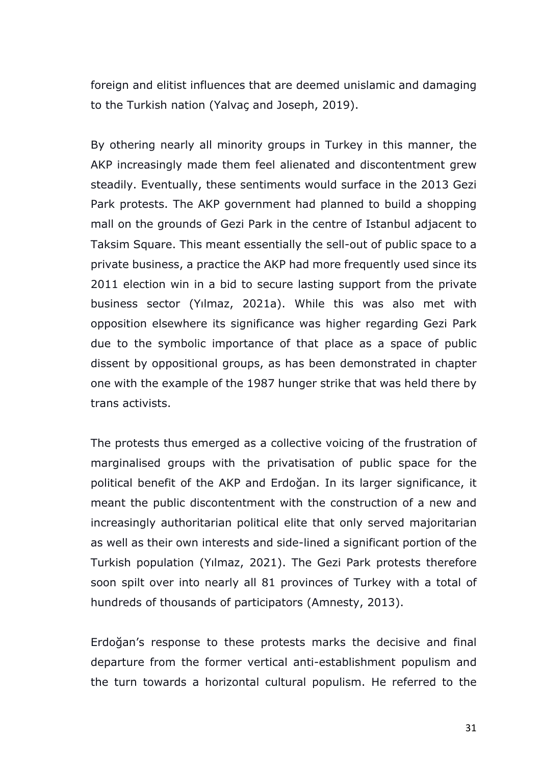foreign and elitist influences that are deemed unislamic and damaging to the Turkish nation (Yalvaç and Joseph, 2019).

By othering nearly all minority groups in Turkey in this manner, the AKP increasingly made them feel alienated and discontentment grew steadily. Eventually, these sentiments would surface in the 2013 Gezi Park protests. The AKP government had planned to build a shopping mall on the grounds of Gezi Park in the centre of Istanbul adjacent to Taksim Square. This meant essentially the sell-out of public space to a private business, a practice the AKP had more frequently used since its 2011 election win in a bid to secure lasting support from the private business sector (Yılmaz, 2021a). While this was also met with opposition elsewhere its significance was higher regarding Gezi Park due to the symbolic importance of that place as a space of public dissent by oppositional groups, as has been demonstrated in chapter one with the example of the 1987 hunger strike that was held there by trans activists.

The protests thus emerged as a collective voicing of the frustration of marginalised groups with the privatisation of public space for the political benefit of the AKP and Erdoğan. In its larger significance, it meant the public discontentment with the construction of a new and increasingly authoritarian political elite that only served majoritarian as well as their own interests and side-lined a significant portion of the Turkish population (Yılmaz, 2021). The Gezi Park protests therefore soon spilt over into nearly all 81 provinces of Turkey with a total of hundreds of thousands of participators (Amnesty, 2013).

Erdoğan's response to these protests marks the decisive and final departure from the former vertical anti-establishment populism and the turn towards a horizontal cultural populism. He referred to the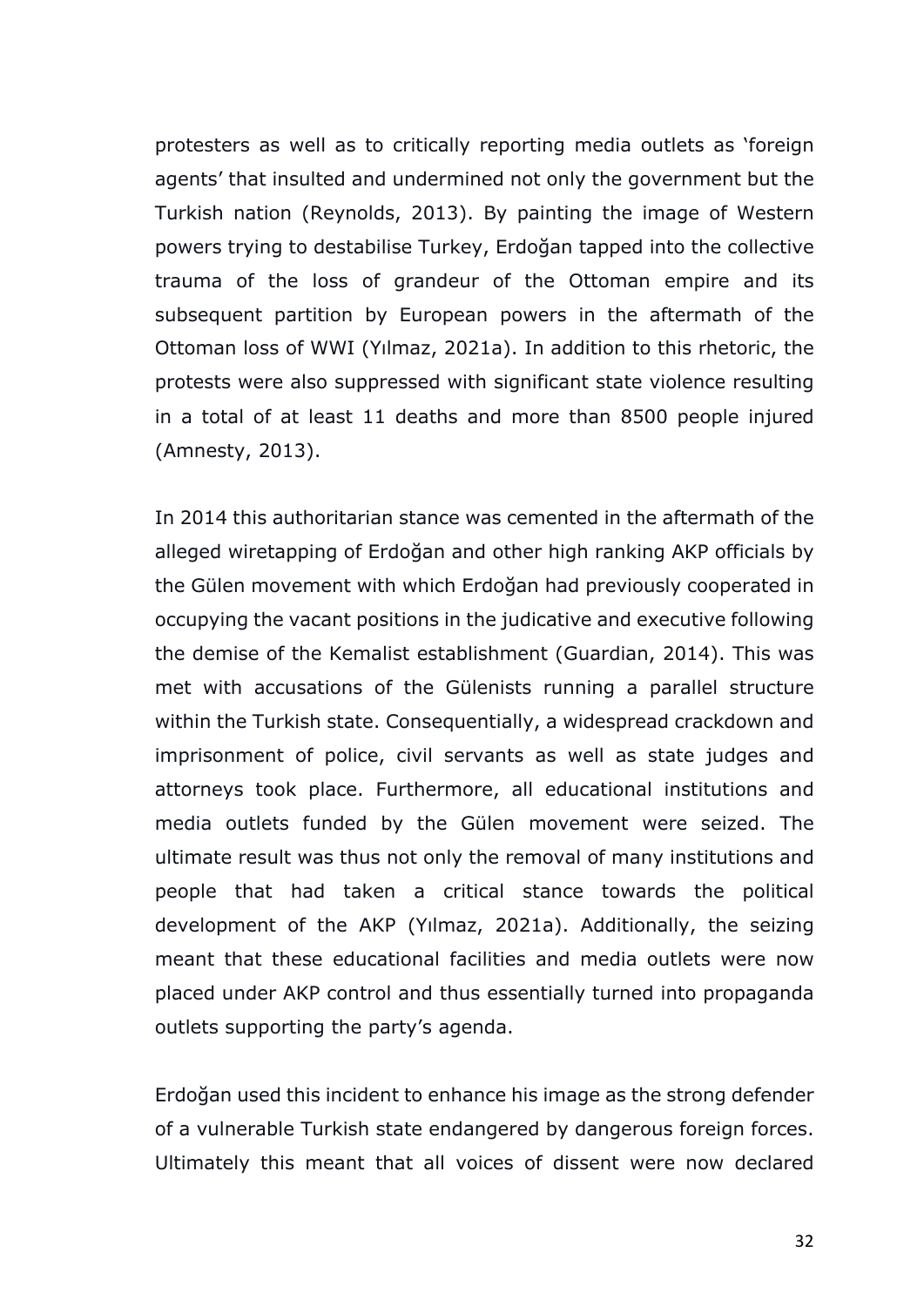protesters as well as to critically reporting media outlets as 'foreign agents' that insulted and undermined not only the government but the Turkish nation (Reynolds, 2013). By painting the image of Western powers trying to destabilise Turkey, Erdoğan tapped into the collective trauma of the loss of grandeur of the Ottoman empire and its subsequent partition by European powers in the aftermath of the Ottoman loss of WWI (Yılmaz, 2021a). In addition to this rhetoric, the protests were also suppressed with significant state violence resulting in a total of at least 11 deaths and more than 8500 people injured (Amnesty, 2013).

In 2014 this authoritarian stance was cemented in the aftermath of the alleged wiretapping of Erdoğan and other high ranking AKP officials by the Gülen movement with which Erdoğan had previously cooperated in occupying the vacant positions in the judicative and executive following the demise of the Kemalist establishment (Guardian, 2014). This was met with accusations of the Gülenists running a parallel structure within the Turkish state. Consequentially, a widespread crackdown and imprisonment of police, civil servants as well as state judges and attorneys took place. Furthermore, all educational institutions and media outlets funded by the Gülen movement were seized. The ultimate result was thus not only the removal of many institutions and people that had taken a critical stance towards the political development of the AKP (Yılmaz, 2021a). Additionally, the seizing meant that these educational facilities and media outlets were now placed under AKP control and thus essentially turned into propaganda outlets supporting the party's agenda.

Erdoğan used this incident to enhance his image as the strong defender of a vulnerable Turkish state endangered by dangerous foreign forces. Ultimately this meant that all voices of dissent were now declared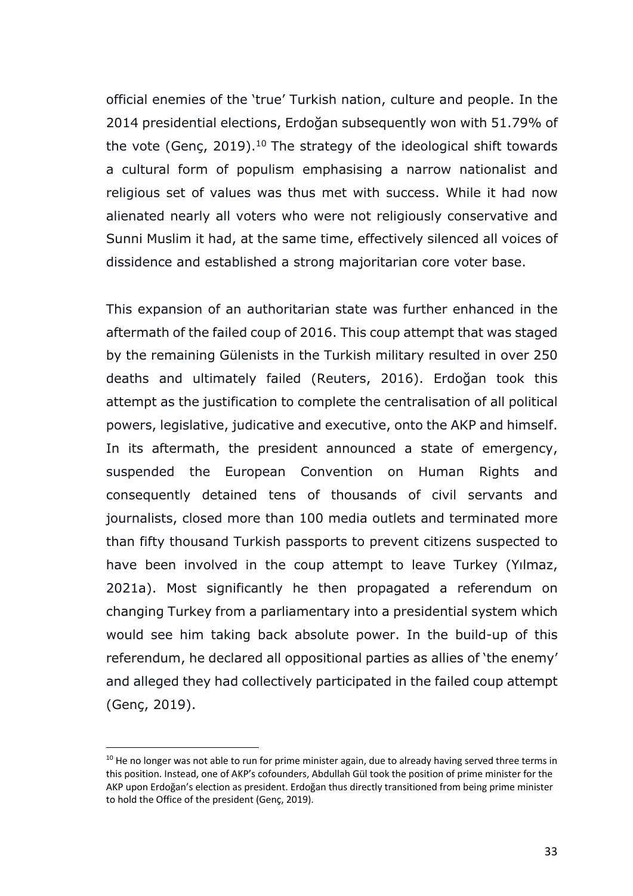official enemies of the 'true' Turkish nation, culture and people. In the 2014 presidential elections, Erdoğan subsequently won with 51.79% of the vote (Genç, 2019).[10] The strategy of the ideological shift towards a cultural form of populism emphasising a narrow nationalist and religious set of values was thus met with success. While it had now alienated nearly all voters who were not religiously conservative and Sunni Muslim it had, at the same time, effectively silenced all voices of dissidence and established a strong majoritarian core voter base.

This expansion of an authoritarian state was further enhanced in the aftermath of the failed coup of 2016. This coup attempt that was staged by the remaining Gülenists in the Turkish military resulted in over 250 deaths and ultimately failed (Reuters, 2016). Erdoğan took this attempt as the justification to complete the centralisation of all political powers, legislative, judicative and executive, onto the AKP and himself. In its aftermath, the president announced a state of emergency, suspended the European Convention on Human Rights and consequently detained tens of thousands of civil servants and journalists, closed more than 100 media outlets and terminated more than fifty thousand Turkish passports to prevent citizens suspected to have been involved in the coup attempt to leave Turkey (Yılmaz, 2021a). Most significantly he then propagated a referendum on changing Turkey from a parliamentary into a presidential system which would see him taking back absolute power. In the build-up of this referendum, he declared all oppositional parties as allies of 'the enemy' and alleged they had collectively participated in the failed coup attempt (Genç, 2019).

[10] He no longer was not able to run for prime minister again, due to already having served three terms in this position. Instead, one of AKP's cofounders, Abdullah Gül took the position of prime minister for the AKP upon Erdoğan's election as president. Erdoğan thus directly transitioned from being prime minister to hold the Office of the president (Genç, 2019).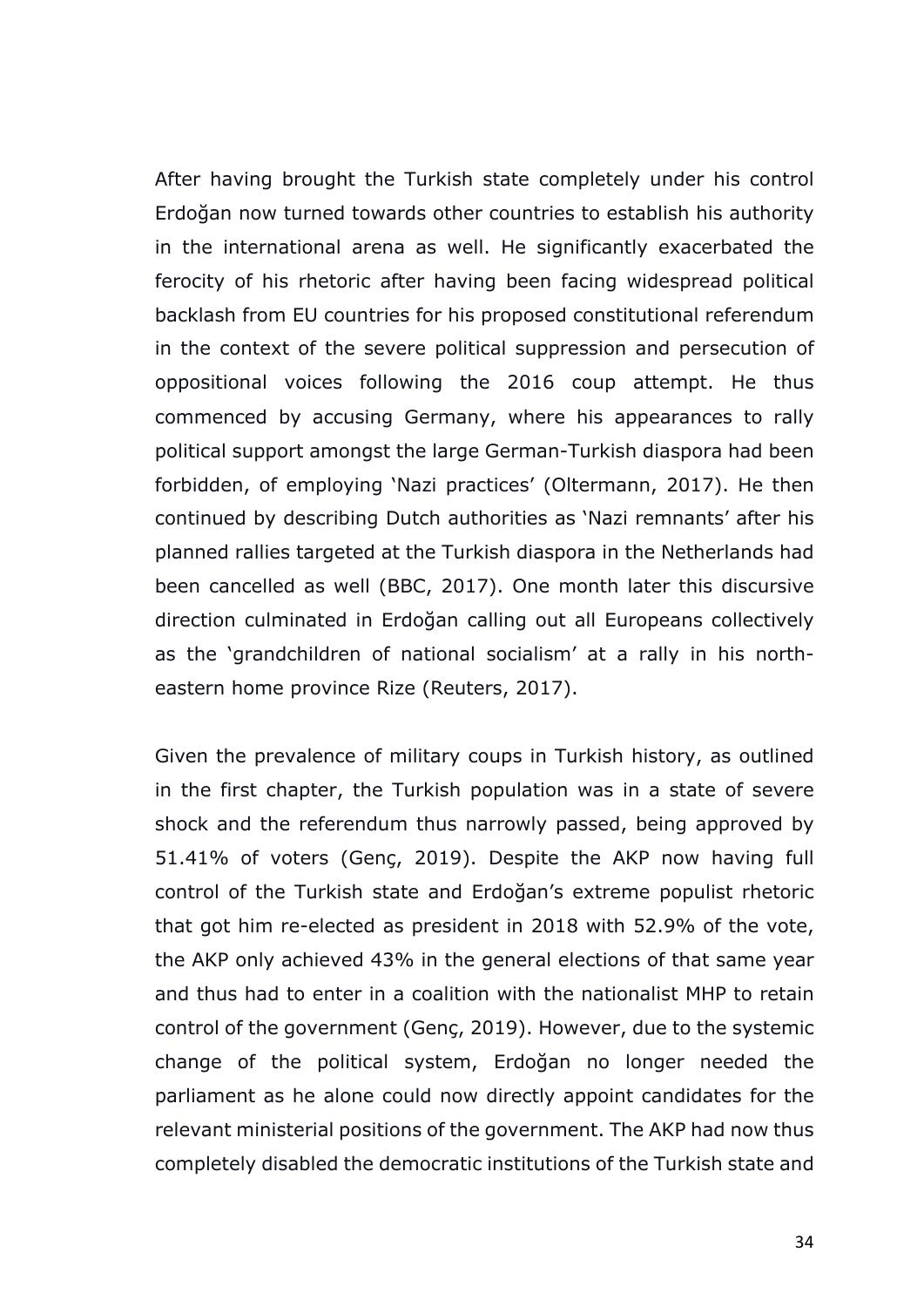After having brought the Turkish state completely under his control Erdoğan now turned towards other countries to establish his authority in the international arena as well. He significantly exacerbated the ferocity of his rhetoric after having been facing widespread political backlash from EU countries for his proposed constitutional referendum in the context of the severe political suppression and persecution of oppositional voices following the 2016 coup attempt. He thus commenced by accusing Germany, where his appearances to rally political support amongst the large German-Turkish diaspora had been forbidden, of employing 'Nazi practices' (Oltermann, 2017). He then continued by describing Dutch authorities as 'Nazi remnants' after his planned rallies targeted at the Turkish diaspora in the Netherlands had been cancelled as well (BBC, 2017). One month later this discursive direction culminated in Erdoğan calling out all Europeans collectively as the 'grandchildren of national socialism' at a rally in his north-eastern home province Rize (Reuters, 2017).

Given the prevalence of military coups in Turkish history, as outlined in the first chapter, the Turkish population was in a state of severe shock and the referendum thus narrowly passed, being approved by 51.41% of voters (Genç, 2019). Despite the AKP now having full control of the Turkish state and Erdoğan's extreme populist rhetoric that got him re-elected as president in 2018 with 52.9% of the vote, the AKP only achieved 43% in the general elections of that same year and thus had to enter in a coalition with the nationalist MHP to retain control of the government (Genç, 2019). However, due to the systemic change of the political system, Erdoğan no longer needed the parliament as he alone could now directly appoint candidates for the relevant ministerial positions of the government. The AKP had now thus completely disabled the democratic institutions of the Turkish state and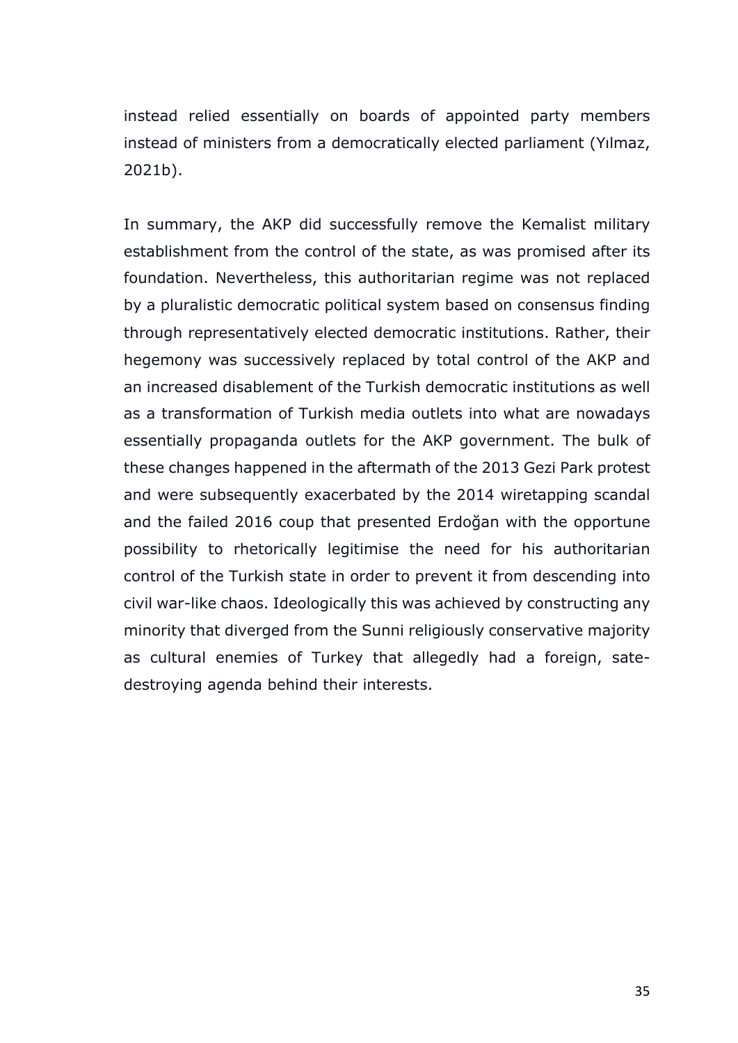instead relied essentially on boards of appointed party members instead of ministers from a democratically elected parliament (Yılmaz, 2021b).

In summary, the AKP did successfully remove the Kemalist military establishment from the control of the state, as was promised after its foundation. Nevertheless, this authoritarian regime was not replaced by a pluralistic democratic political system based on consensus finding through representatively elected democratic institutions. Rather, their hegemony was successively replaced by total control of the AKP and an increased disablement of the Turkish democratic institutions as well as a transformation of Turkish media outlets into what are nowadays essentially propaganda outlets for the AKP government. The bulk of these changes happened in the aftermath of the 2013 Gezi Park protest and were subsequently exacerbated by the 2014 wiretapping scandal and the failed 2016 coup that presented Erdoğan with the opportune possibility to rhetorically legitimise the need for his authoritarian control of the Turkish state in order to prevent it from descending into civil war-like chaos. Ideologically this was achieved by constructing any minority that diverged from the Sunni religiously conservative majority as cultural enemies of Turkey that allegedly had a foreign, sate-destroying agenda behind their interests.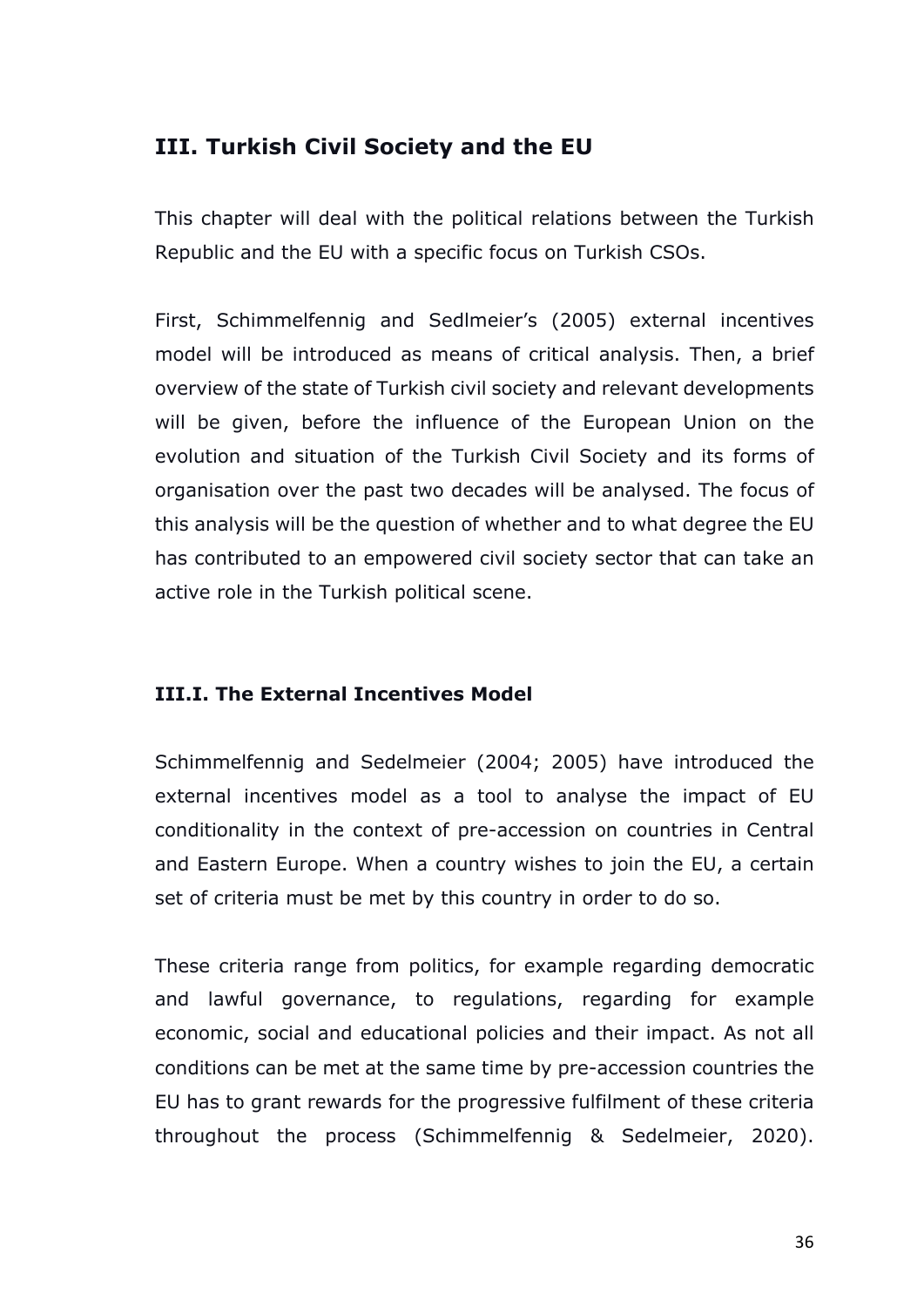## III. Turkish Civil Society and the EU

This chapter will deal with the political relations between the Turkish Republic and the EU with a specific focus on Turkish CSOs.

First, Schimmelfennig and Sedlmeier's (2005) external incentives model will be introduced as means of critical analysis. Then, a brief overview of the state of Turkish civil society and relevant developments will be given, before the influence of the European Union on the evolution and situation of the Turkish Civil Society and its forms of organisation over the past two decades will be analysed. The focus of this analysis will be the question of whether and to what degree the EU has contributed to an empowered civil society sector that can take an active role in the Turkish political scene.

### III.I. The External Incentives Model

Schimmelfennig and Sedelmeier (2004; 2005) have introduced the external incentives model as a tool to analyse the impact of EU conditionality in the context of pre-accession on countries in Central and Eastern Europe. When a country wishes to join the EU, a certain set of criteria must be met by this country in order to do so.

These criteria range from politics, for example regarding democratic and lawful governance, to regulations, regarding for example economic, social and educational policies and their impact. As not all conditions can be met at the same time by pre-accession countries the EU has to grant rewards for the progressive fulfilment of these criteria throughout the process (Schimmelfennig & Sedelmeier, 2020).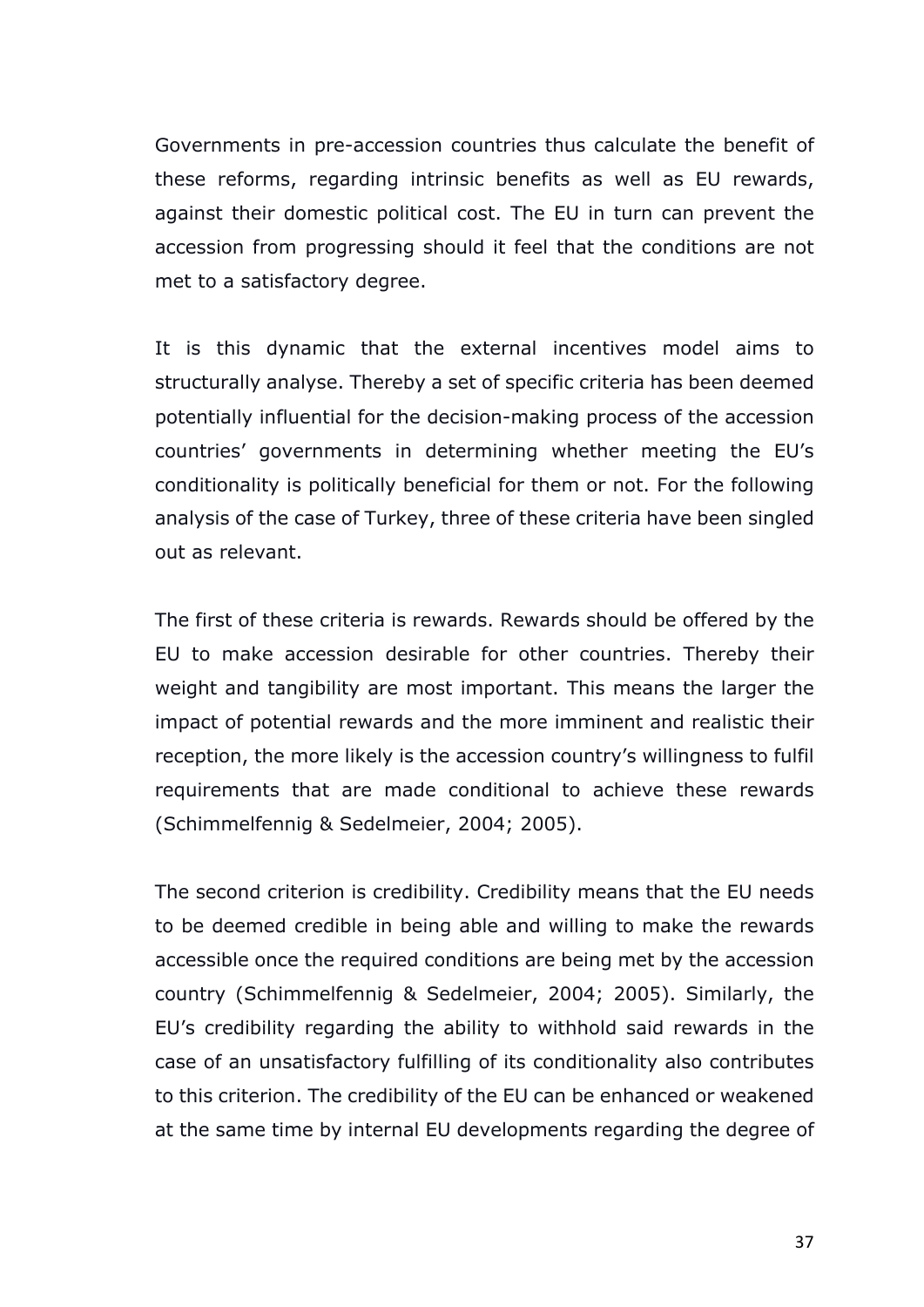Governments in pre-accession countries thus calculate the benefit of these reforms, regarding intrinsic benefits as well as EU rewards, against their domestic political cost. The EU in turn can prevent the accession from progressing should it feel that the conditions are not met to a satisfactory degree.

It is this dynamic that the external incentives model aims to structurally analyse. Thereby a set of specific criteria has been deemed potentially influential for the decision-making process of the accession countries' governments in determining whether meeting the EU's conditionality is politically beneficial for them or not. For the following analysis of the case of Turkey, three of these criteria have been singled out as relevant.

The first of these criteria is rewards. Rewards should be offered by the EU to make accession desirable for other countries. Thereby their weight and tangibility are most important. This means the larger the impact of potential rewards and the more imminent and realistic their reception, the more likely is the accession country's willingness to fulfil requirements that are made conditional to achieve these rewards (Schimmelfennig & Sedelmeier, 2004; 2005).

The second criterion is credibility. Credibility means that the EU needs to be deemed credible in being able and willing to make the rewards accessible once the required conditions are being met by the accession country (Schimmelfennig & Sedelmeier, 2004; 2005). Similarly, the EU's credibility regarding the ability to withhold said rewards in the case of an unsatisfactory fulfilling of its conditionality also contributes to this criterion. The credibility of the EU can be enhanced or weakened at the same time by internal EU developments regarding the degree of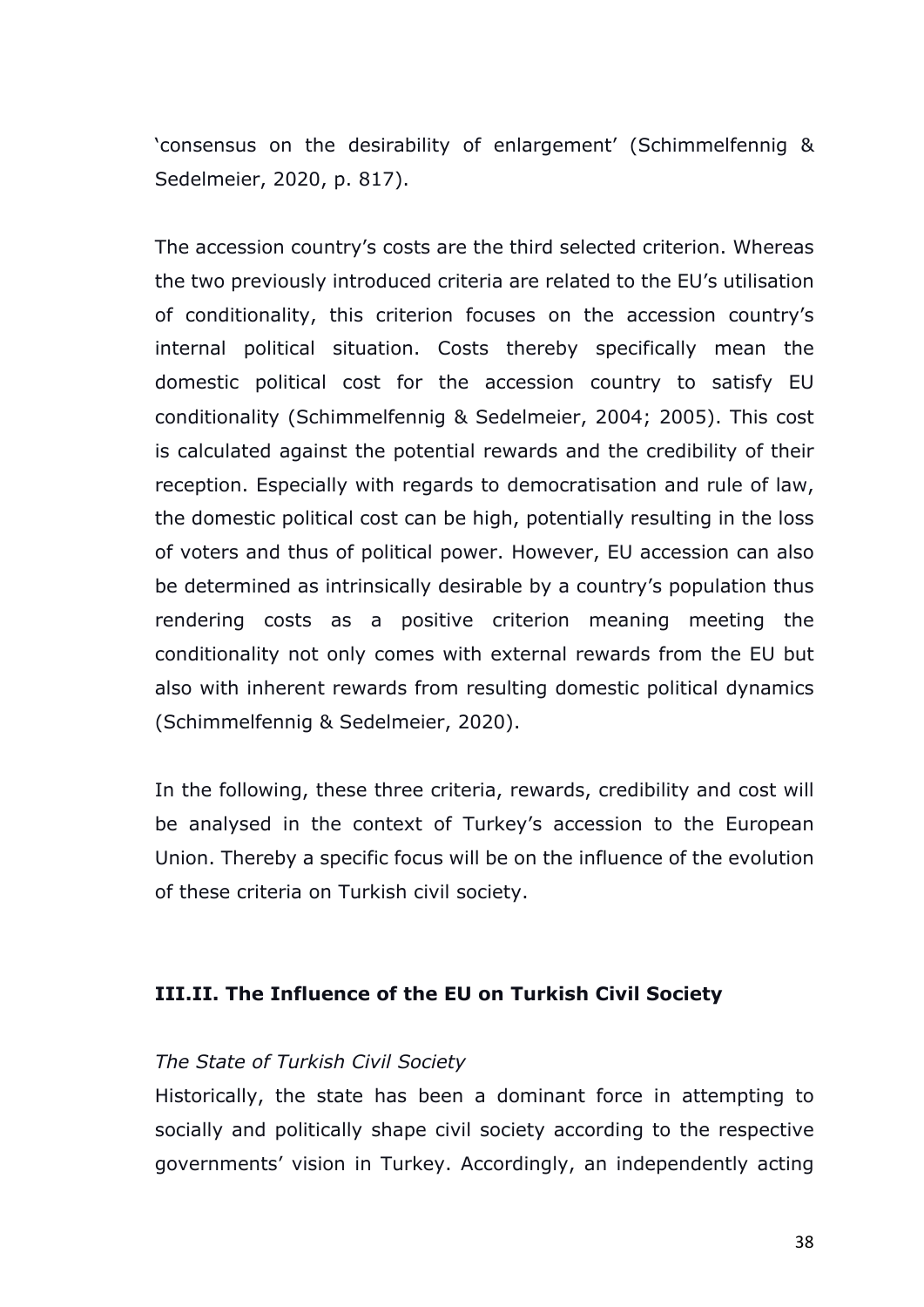'consensus on the desirability of enlargement' (Schimmelfennig & Sedelmeier, 2020, p. 817).

The accession country's costs are the third selected criterion. Whereas the two previously introduced criteria are related to the EU's utilisation of conditionality, this criterion focuses on the accession country's internal political situation. Costs thereby specifically mean the domestic political cost for the accession country to satisfy EU conditionality (Schimmelfennig & Sedelmeier, 2004; 2005). This cost is calculated against the potential rewards and the credibility of their reception. Especially with regards to democratisation and rule of law, the domestic political cost can be high, potentially resulting in the loss of voters and thus of political power. However, EU accession can also be determined as intrinsically desirable by a country's population thus rendering costs as a positive criterion meaning meeting the conditionality not only comes with external rewards from the EU but also with inherent rewards from resulting domestic political dynamics (Schimmelfennig & Sedelmeier, 2020).

In the following, these three criteria, rewards, credibility and cost will be analysed in the context of Turkey's accession to the European Union. Thereby a specific focus will be on the influence of the evolution of these criteria on Turkish civil society.

### III.II. The Influence of the EU on Turkish Civil Society

*The State of Turkish Civil Society*

Historically, the state has been a dominant force in attempting to socially and politically shape civil society according to the respective governments' vision in Turkey. Accordingly, an independently acting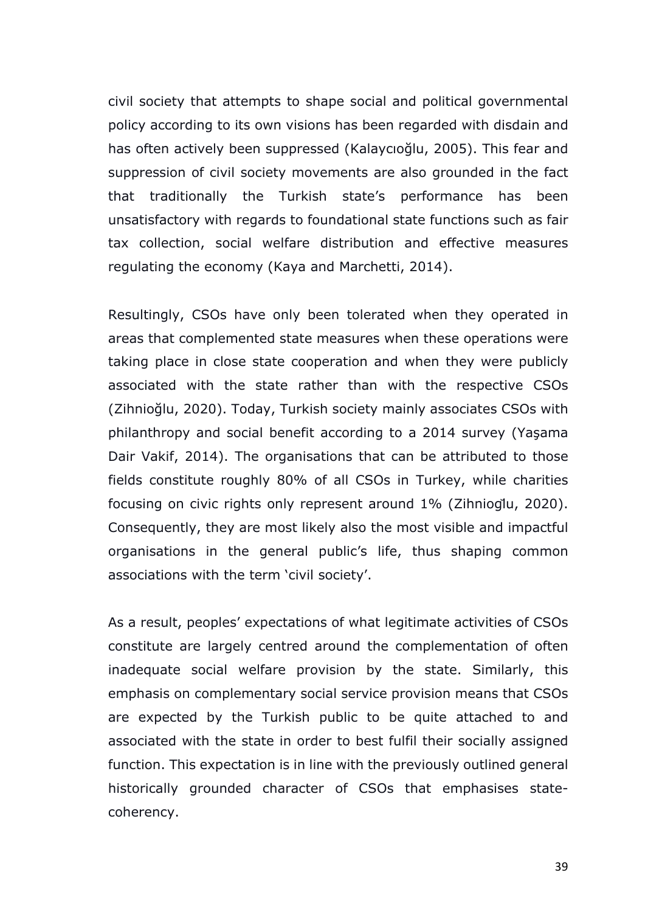civil society that attempts to shape social and political governmental policy according to its own visions has been regarded with disdain and has often actively been suppressed (Kalaycıoğlu, 2005). This fear and suppression of civil society movements are also grounded in the fact that traditionally the Turkish state's performance has been unsatisfactory with regards to foundational state functions such as fair tax collection, social welfare distribution and effective measures regulating the economy (Kaya and Marchetti, 2014).

Resultingly, CSOs have only been tolerated when they operated in areas that complemented state measures when these operations were taking place in close state cooperation and when they were publicly associated with the state rather than with the respective CSOs (Zihnioğlu, 2020). Today, Turkish society mainly associates CSOs with philanthropy and social benefit according to a 2014 survey (Yaşama Dair Vakif, 2014). The organisations that can be attributed to those fields constitute roughly 80% of all CSOs in Turkey, while charities focusing on civic rights only represent around 1% (Zihnioğlu, 2020). Consequently, they are most likely also the most visible and impactful organisations in the general public's life, thus shaping common associations with the term 'civil society'.

As a result, peoples' expectations of what legitimate activities of CSOs constitute are largely centred around the complementation of often inadequate social welfare provision by the state. Similarly, this emphasis on complementary social service provision means that CSOs are expected by the Turkish public to be quite attached to and associated with the state in order to best fulfil their socially assigned function. This expectation is in line with the previously outlined general historically grounded character of CSOs that emphasises state-coherency.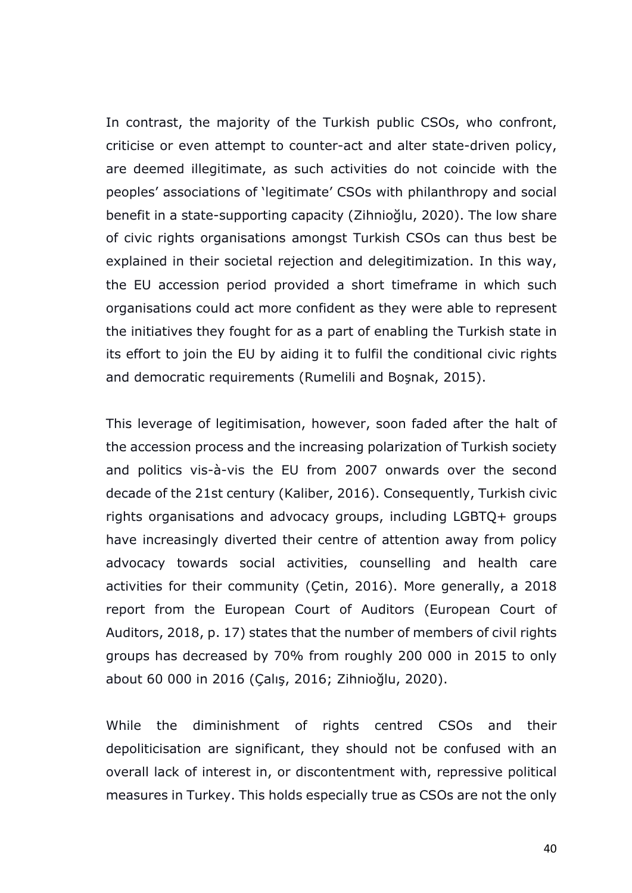In contrast, the majority of the Turkish public CSOs, who confront, criticise or even attempt to counter-act and alter state-driven policy, are deemed illegitimate, as such activities do not coincide with the peoples' associations of 'legitimate' CSOs with philanthropy and social benefit in a state-supporting capacity (Zihnioğlu, 2020). The low share of civic rights organisations amongst Turkish CSOs can thus best be explained in their societal rejection and delegitimization. In this way, the EU accession period provided a short timeframe in which such organisations could act more confident as they were able to represent the initiatives they fought for as a part of enabling the Turkish state in its effort to join the EU by aiding it to fulfil the conditional civic rights and democratic requirements (Rumelili and Boşnak, 2015).

This leverage of legitimisation, however, soon faded after the halt of the accession process and the increasing polarization of Turkish society and politics vis-à-vis the EU from 2007 onwards over the second decade of the 21st century (Kaliber, 2016). Consequently, Turkish civic rights organisations and advocacy groups, including LGBTQ+ groups have increasingly diverted their centre of attention away from policy advocacy towards social activities, counselling and health care activities for their community (Çetin, 2016). More generally, a 2018 report from the European Court of Auditors (European Court of Auditors, 2018, p. 17) states that the number of members of civil rights groups has decreased by 70% from roughly 200 000 in 2015 to only about 60 000 in 2016 (Çalış, 2016; Zihnioğlu, 2020).

While the diminishment of rights centred CSOs and their depoliticisation are significant, they should not be confused with an overall lack of interest in, or discontentment with, repressive political measures in Turkey. This holds especially true as CSOs are not the only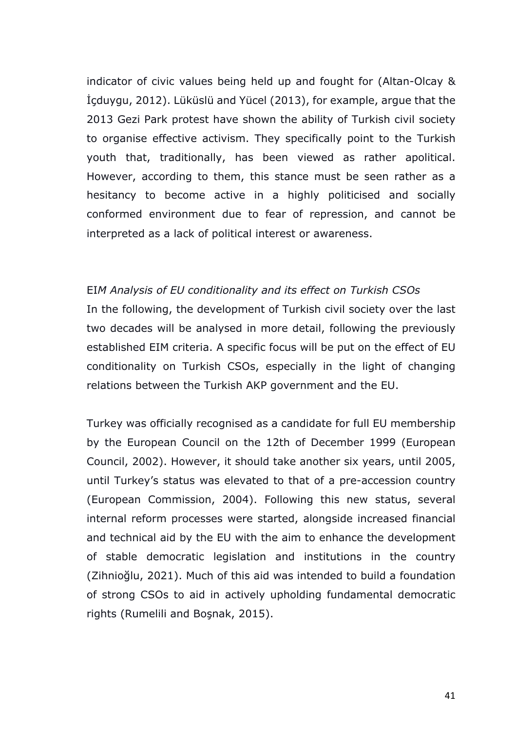indicator of civic values being held up and fought for (Altan-Olcay & İçduygu, 2012). Lüküslü and Yücel (2013), for example, argue that the 2013 Gezi Park protest have shown the ability of Turkish civil society to organise effective activism. They specifically point to the Turkish youth that, traditionally, has been viewed as rather apolitical. However, according to them, this stance must be seen rather as a hesitancy to become active in a highly politicised and socially conformed environment due to fear of repression, and cannot be interpreted as a lack of political interest or awareness.

EI*M Analysis of EU conditionality and its effect on Turkish CSOs*

In the following, the development of Turkish civil society over the last two decades will be analysed in more detail, following the previously established EIM criteria. A specific focus will be put on the effect of EU conditionality on Turkish CSOs, especially in the light of changing relations between the Turkish AKP government and the EU.

Turkey was officially recognised as a candidate for full EU membership by the European Council on the 12th of December 1999 (European Council, 2002). However, it should take another six years, until 2005, until Turkey's status was elevated to that of a pre-accession country (European Commission, 2004). Following this new status, several internal reform processes were started, alongside increased financial and technical aid by the EU with the aim to enhance the development of stable democratic legislation and institutions in the country (Zihnioğlu, 2021). Much of this aid was intended to build a foundation of strong CSOs to aid in actively upholding fundamental democratic rights (Rumelili and Boşnak, 2015).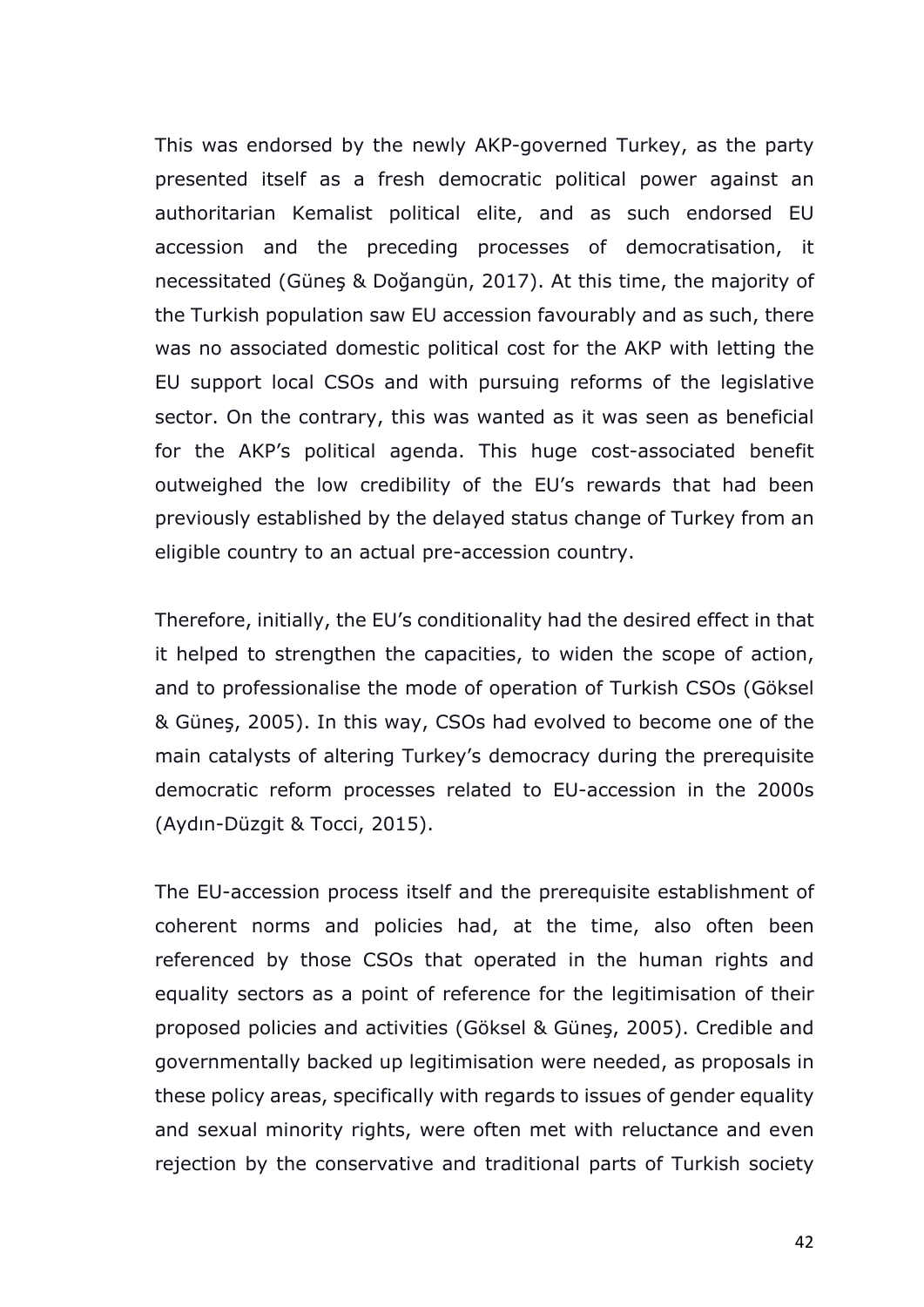This was endorsed by the newly AKP-governed Turkey, as the party presented itself as a fresh democratic political power against an authoritarian Kemalist political elite, and as such endorsed EU accession and the preceding processes of democratisation, it necessitated (Güneş & Doğangün, 2017). At this time, the majority of the Turkish population saw EU accession favourably and as such, there was no associated domestic political cost for the AKP with letting the EU support local CSOs and with pursuing reforms of the legislative sector. On the contrary, this was wanted as it was seen as beneficial for the AKP's political agenda. This huge cost-associated benefit outweighed the low credibility of the EU's rewards that had been previously established by the delayed status change of Turkey from an eligible country to an actual pre-accession country.

Therefore, initially, the EU's conditionality had the desired effect in that it helped to strengthen the capacities, to widen the scope of action, and to professionalise the mode of operation of Turkish CSOs (Göksel & Güneş, 2005). In this way, CSOs had evolved to become one of the main catalysts of altering Turkey's democracy during the prerequisite democratic reform processes related to EU-accession in the 2000s (Aydın-Düzgit & Tocci, 2015).

The EU-accession process itself and the prerequisite establishment of coherent norms and policies had, at the time, also often been referenced by those CSOs that operated in the human rights and equality sectors as a point of reference for the legitimisation of their proposed policies and activities (Göksel & Güneş, 2005). Credible and governmentally backed up legitimisation were needed, as proposals in these policy areas, specifically with regards to issues of gender equality and sexual minority rights, were often met with reluctance and even rejection by the conservative and traditional parts of Turkish society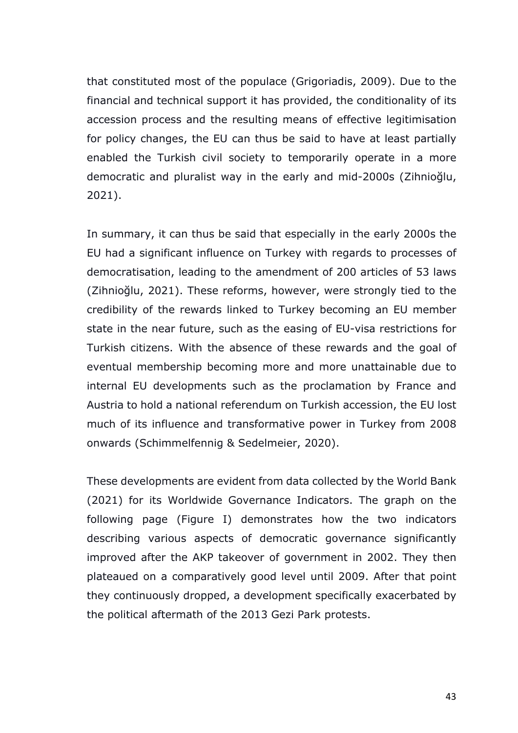that constituted most of the populace (Grigoriadis, 2009). Due to the financial and technical support it has provided, the conditionality of its accession process and the resulting means of effective legitimisation for policy changes, the EU can thus be said to have at least partially enabled the Turkish civil society to temporarily operate in a more democratic and pluralist way in the early and mid-2000s (Zihnioğlu, 2021).

In summary, it can thus be said that especially in the early 2000s the EU had a significant influence on Turkey with regards to processes of democratisation, leading to the amendment of 200 articles of 53 laws (Zihnioğlu, 2021). These reforms, however, were strongly tied to the credibility of the rewards linked to Turkey becoming an EU member state in the near future, such as the easing of EU-visa restrictions for Turkish citizens. With the absence of these rewards and the goal of eventual membership becoming more and more unattainable due to internal EU developments such as the proclamation by France and Austria to hold a national referendum on Turkish accession, the EU lost much of its influence and transformative power in Turkey from 2008 onwards (Schimmelfennig & Sedelmeier, 2020).

These developments are evident from data collected by the World Bank (2021) for its Worldwide Governance Indicators. The graph on the following page (Figure I) demonstrates how the two indicators describing various aspects of democratic governance significantly improved after the AKP takeover of government in 2002. They then plateaued on a comparatively good level until 2009. After that point they continuously dropped, a development specifically exacerbated by the political aftermath of the 2013 Gezi Park protests.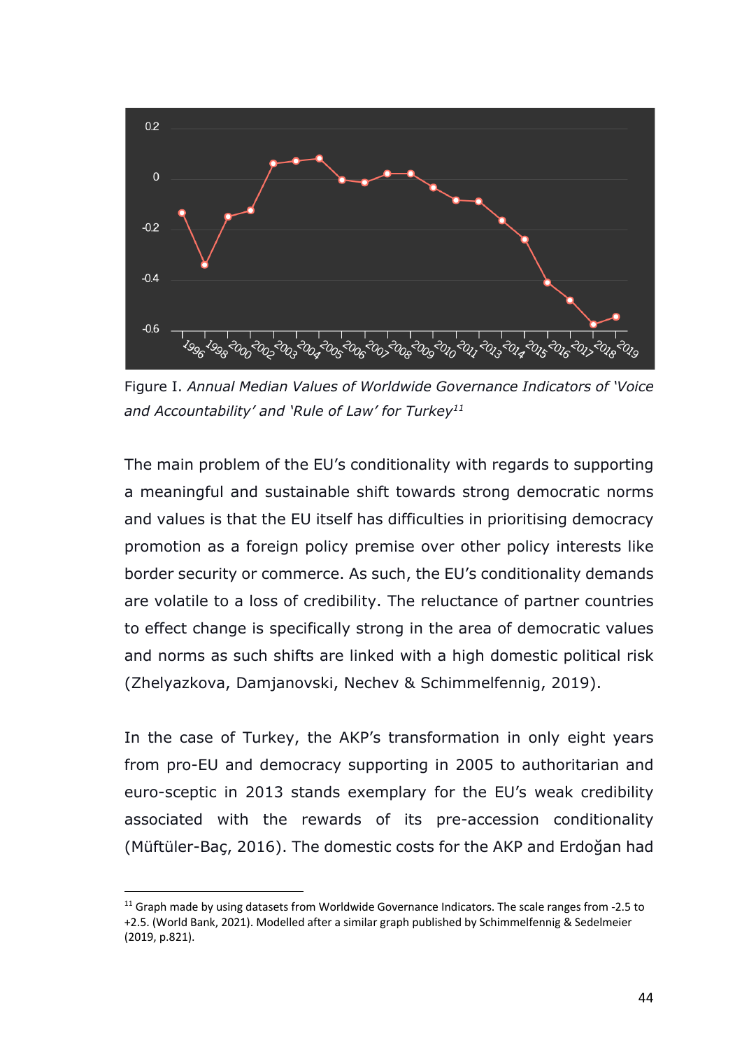Figure I. *Annual Median Values of Worldwide Governance Indicators of 'Voice and Accountability' and 'Rule of Law' for Turkey*[11]

The main problem of the EU's conditionality with regards to supporting a meaningful and sustainable shift towards strong democratic norms and values is that the EU itself has difficulties in prioritising democracy promotion as a foreign policy premise over other policy interests like border security or commerce. As such, the EU's conditionality demands are volatile to a loss of credibility. The reluctance of partner countries to effect change is specifically strong in the area of democratic values and norms as such shifts are linked with a high domestic political risk (Zhelyazkova, Damjanovski, Nechev & Schimmelfennig, 2019).

In the case of Turkey, the AKP's transformation in only eight years from pro-EU and democracy supporting in 2005 to authoritarian and euro-sceptic in 2013 stands exemplary for the EU's weak credibility associated with the rewards of its pre-accession conditionality (Müftüler-Baç, 2016). The domestic costs for the AKP and Erdoğan had

[11] Graph made by using datasets from Worldwide Governance Indicators. The scale ranges from -2.5 to +2.5. (World Bank, 2021). Modelled after a similar graph published by Schimmelfennig & Sedelmeier (2019, p.821).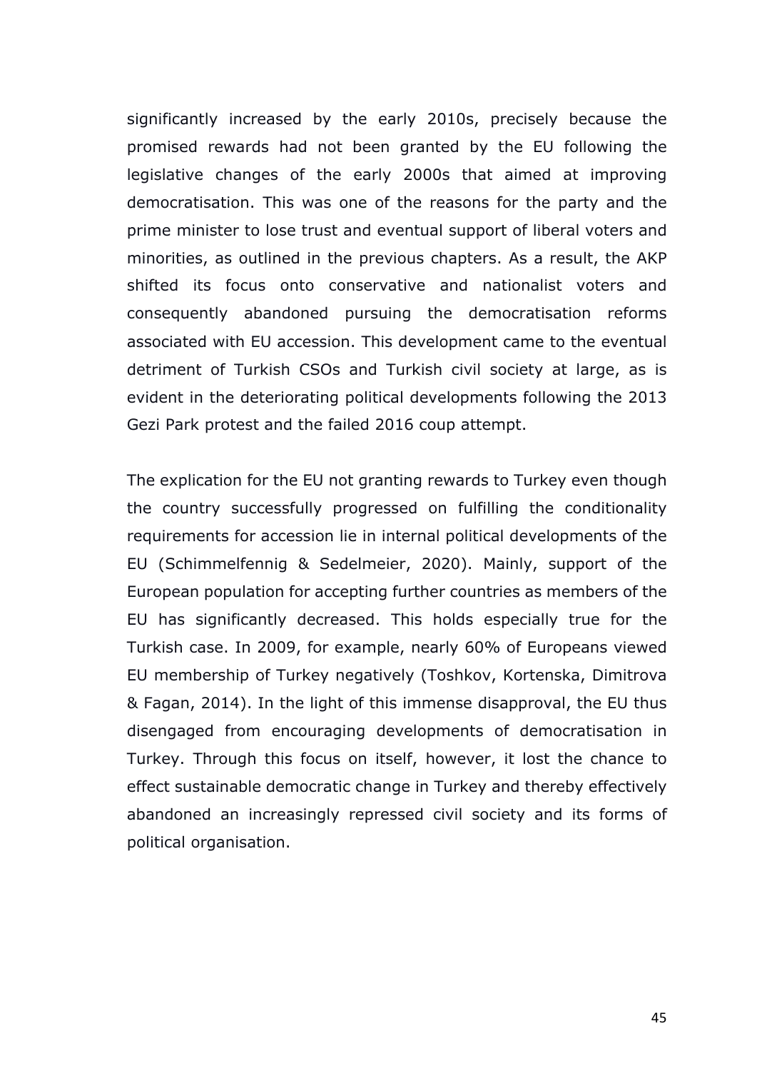significantly increased by the early 2010s, precisely because the promised rewards had not been granted by the EU following the legislative changes of the early 2000s that aimed at improving democratisation. This was one of the reasons for the party and the prime minister to lose trust and eventual support of liberal voters and minorities, as outlined in the previous chapters. As a result, the AKP shifted its focus onto conservative and nationalist voters and consequently abandoned pursuing the democratisation reforms associated with EU accession. This development came to the eventual detriment of Turkish CSOs and Turkish civil society at large, as is evident in the deteriorating political developments following the 2013 Gezi Park protest and the failed 2016 coup attempt.

The explication for the EU not granting rewards to Turkey even though the country successfully progressed on fulfilling the conditionality requirements for accession lie in internal political developments of the EU (Schimmelfennig & Sedelmeier, 2020). Mainly, support of the European population for accepting further countries as members of the EU has significantly decreased. This holds especially true for the Turkish case. In 2009, for example, nearly 60% of Europeans viewed EU membership of Turkey negatively (Toshkov, Kortenska, Dimitrova & Fagan, 2014). In the light of this immense disapproval, the EU thus disengaged from encouraging developments of democratisation in Turkey. Through this focus on itself, however, it lost the chance to effect sustainable democratic change in Turkey and thereby effectively abandoned an increasingly repressed civil society and its forms of political organisation.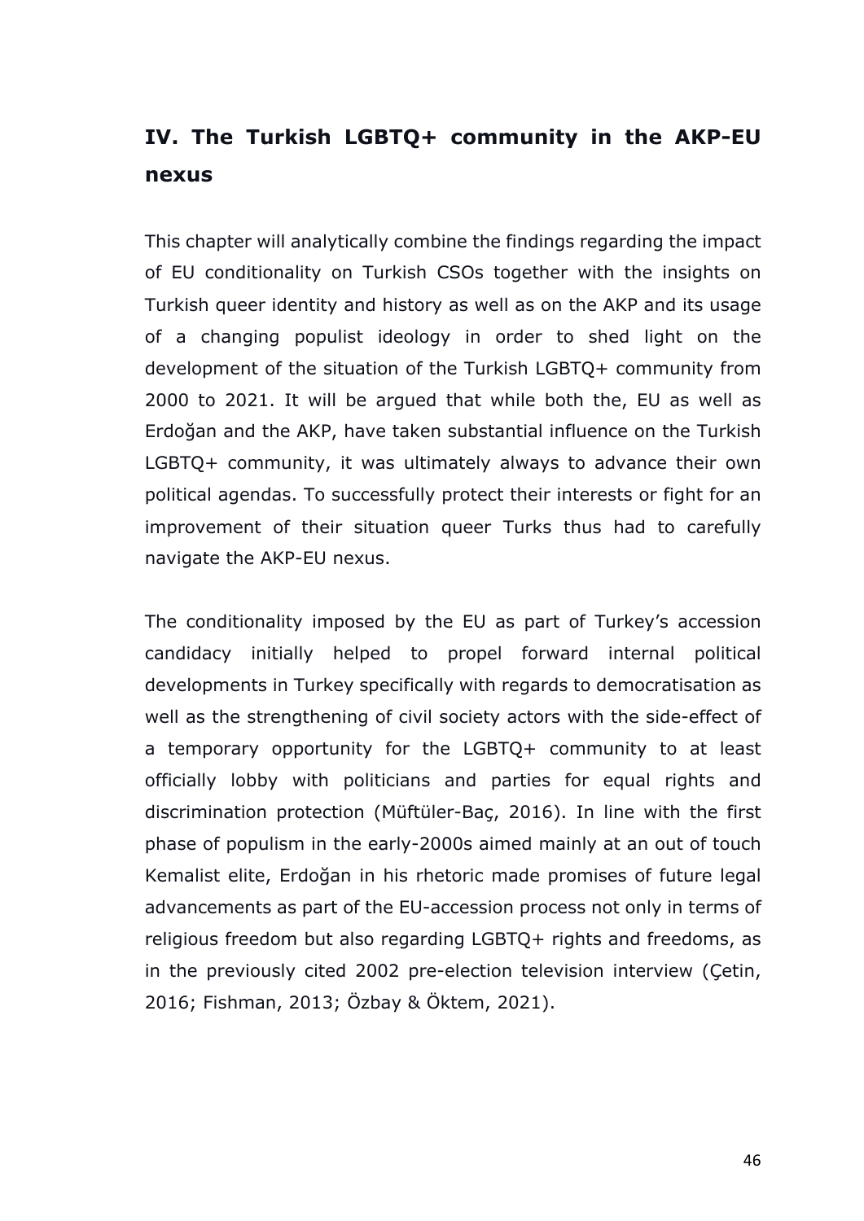## IV. The Turkish LGBTQ+ community in the AKP-EU nexus

This chapter will analytically combine the findings regarding the impact of EU conditionality on Turkish CSOs together with the insights on Turkish queer identity and history as well as on the AKP and its usage of a changing populist ideology in order to shed light on the development of the situation of the Turkish LGBTQ+ community from 2000 to 2021. It will be argued that while both the, EU as well as Erdoğan and the AKP, have taken substantial influence on the Turkish LGBTQ+ community, it was ultimately always to advance their own political agendas. To successfully protect their interests or fight for an improvement of their situation queer Turks thus had to carefully navigate the AKP-EU nexus.

The conditionality imposed by the EU as part of Turkey's accession candidacy initially helped to propel forward internal political developments in Turkey specifically with regards to democratisation as well as the strengthening of civil society actors with the side-effect of a temporary opportunity for the LGBTQ+ community to at least officially lobby with politicians and parties for equal rights and discrimination protection (Müftüler-Baç, 2016). In line with the first phase of populism in the early-2000s aimed mainly at an out of touch Kemalist elite, Erdoğan in his rhetoric made promises of future legal advancements as part of the EU-accession process not only in terms of religious freedom but also regarding LGBTQ+ rights and freedoms, as in the previously cited 2002 pre-election television interview (Çetin, 2016; Fishman, 2013; Özbay & Öktem, 2021).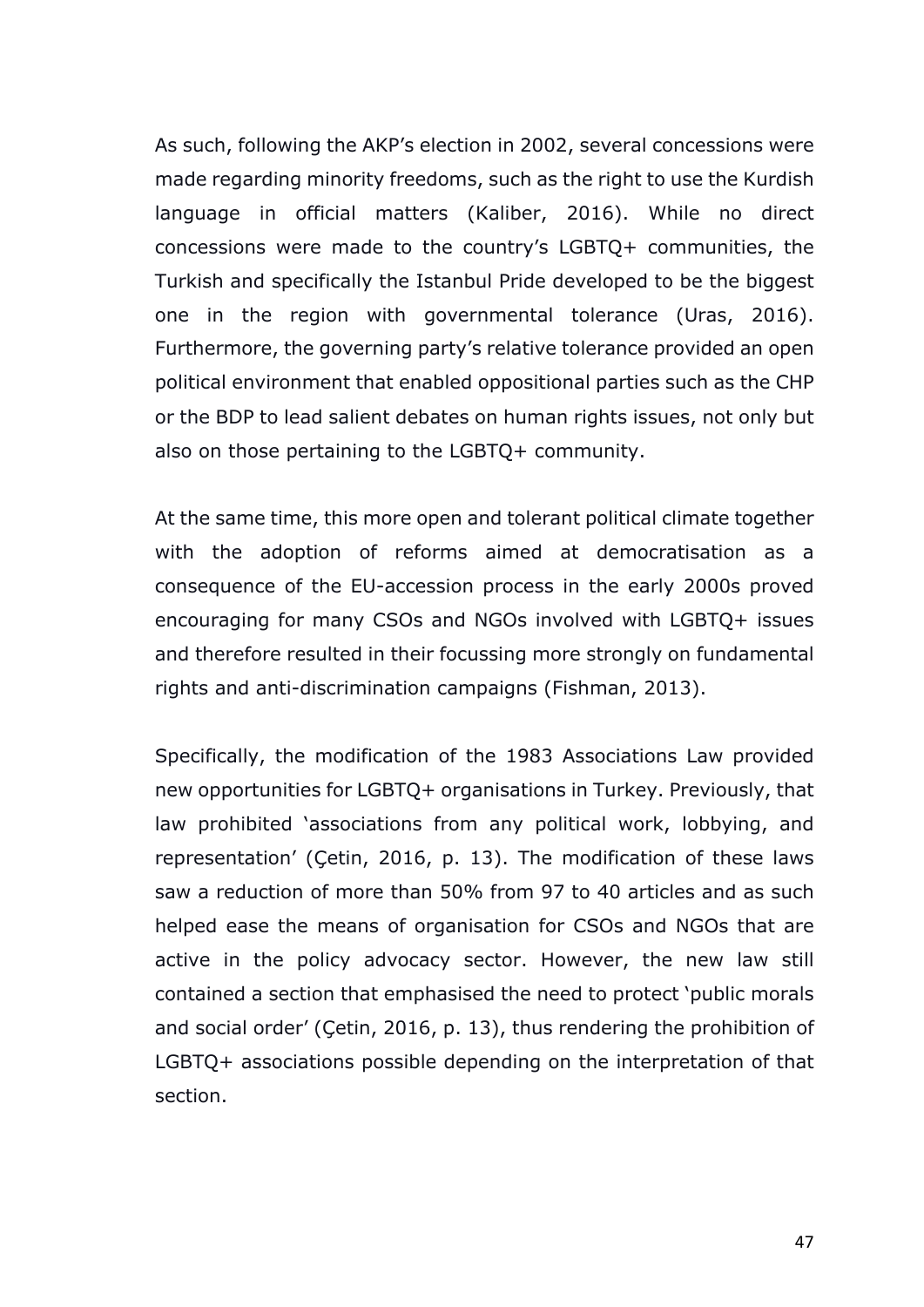As such, following the AKP's election in 2002, several concessions were made regarding minority freedoms, such as the right to use the Kurdish language in official matters (Kaliber, 2016). While no direct concessions were made to the country's LGBTQ+ communities, the Turkish and specifically the Istanbul Pride developed to be the biggest one in the region with governmental tolerance (Uras, 2016). Furthermore, the governing party's relative tolerance provided an open political environment that enabled oppositional parties such as the CHP or the BDP to lead salient debates on human rights issues, not only but also on those pertaining to the LGBTQ+ community.

At the same time, this more open and tolerant political climate together with the adoption of reforms aimed at democratisation as a consequence of the EU-accession process in the early 2000s proved encouraging for many CSOs and NGOs involved with LGBTQ+ issues and therefore resulted in their focussing more strongly on fundamental rights and anti-discrimination campaigns (Fishman, 2013).

Specifically, the modification of the 1983 Associations Law provided new opportunities for LGBTQ+ organisations in Turkey. Previously, that law prohibited 'associations from any political work, lobbying, and representation' (Çetin, 2016, p. 13). The modification of these laws saw a reduction of more than 50% from 97 to 40 articles and as such helped ease the means of organisation for CSOs and NGOs that are active in the policy advocacy sector. However, the new law still contained a section that emphasised the need to protect 'public morals and social order' (Çetin, 2016, p. 13), thus rendering the prohibition of LGBTQ+ associations possible depending on the interpretation of that section.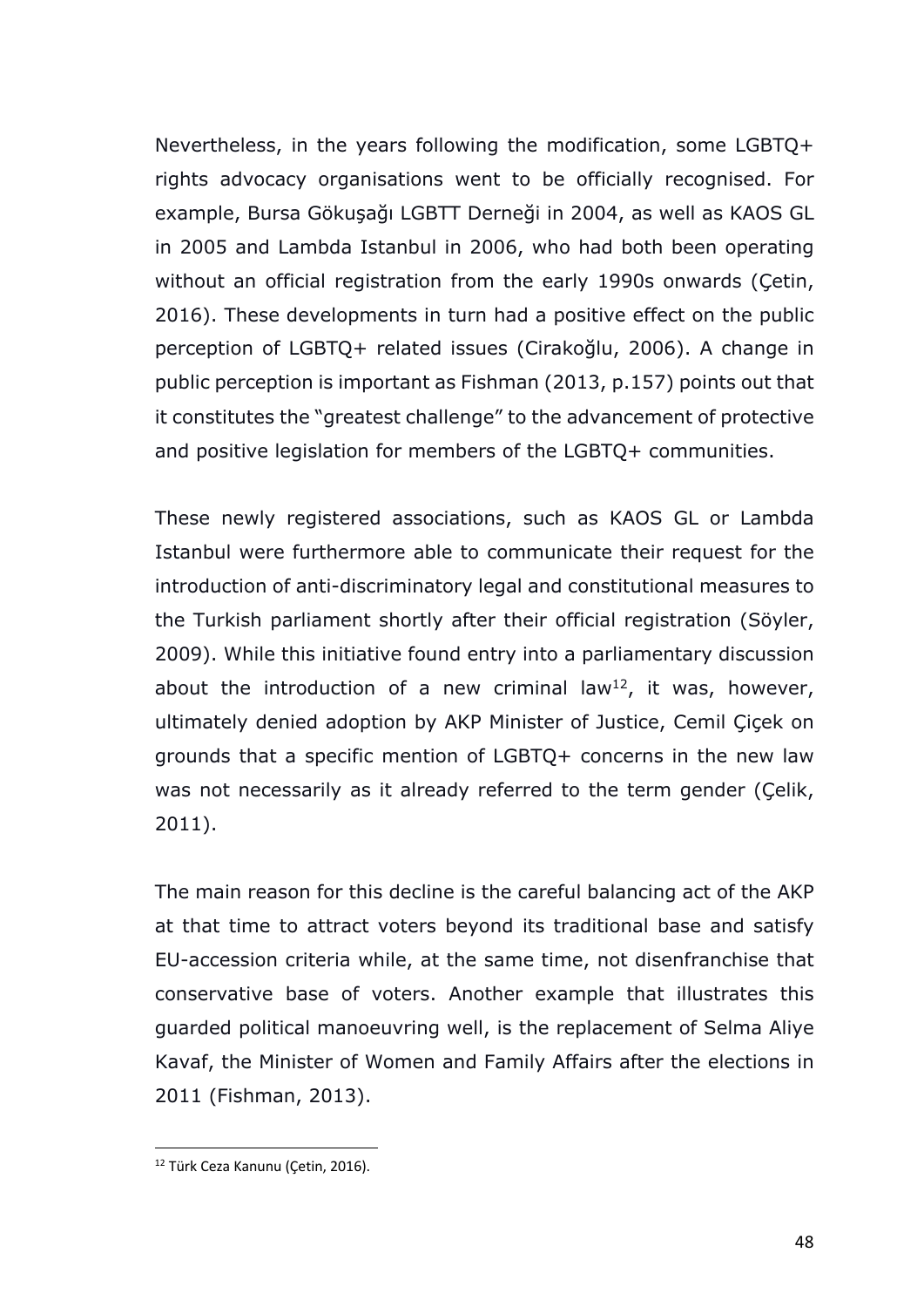Nevertheless, in the years following the modification, some LGBTQ+ rights advocacy organisations went to be officially recognised. For example, Bursa Gökuşağı LGBTT Derneği in 2004, as well as KAOS GL in 2005 and Lambda Istanbul in 2006, who had both been operating without an official registration from the early 1990s onwards (Çetin, 2016). These developments in turn had a positive effect on the public perception of LGBTQ+ related issues (Cirakoğlu, 2006). A change in public perception is important as Fishman (2013, p.157) points out that it constitutes the "greatest challenge" to the advancement of protective and positive legislation for members of the LGBTQ+ communities.

These newly registered associations, such as KAOS GL or Lambda Istanbul were furthermore able to communicate their request for the introduction of anti-discriminatory legal and constitutional measures to the Turkish parliament shortly after their official registration (Söyler, 2009). While this initiative found entry into a parliamentary discussion about the introduction of a new criminal law[12], it was, however, ultimately denied adoption by AKP Minister of Justice, Cemil Çiçek on grounds that a specific mention of LGBTQ+ concerns in the new law was not necessarily as it already referred to the term gender (Çelik, 2011).

The main reason for this decline is the careful balancing act of the AKP at that time to attract voters beyond its traditional base and satisfy EU-accession criteria while, at the same time, not disenfranchise that conservative base of voters. Another example that illustrates this guarded political manoeuvring well, is the replacement of Selma Aliye Kavaf, the Minister of Women and Family Affairs after the elections in 2011 (Fishman, 2013).

[12] Türk Ceza Kanunu (Çetin, 2016).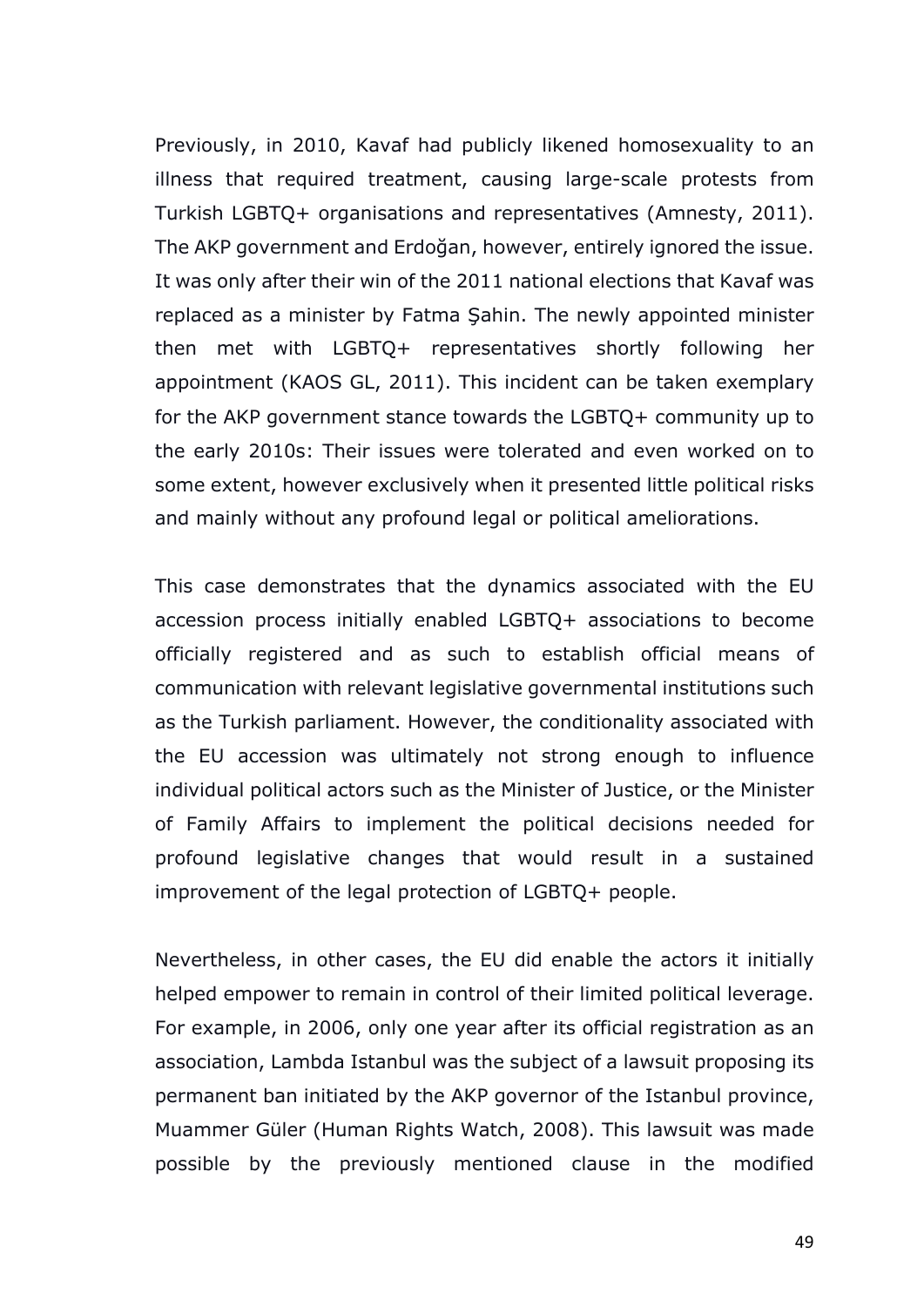Previously, in 2010, Kavaf had publicly likened homosexuality to an illness that required treatment, causing large-scale protests from Turkish LGBTQ+ organisations and representatives (Amnesty, 2011). The AKP government and Erdoğan, however, entirely ignored the issue. It was only after their win of the 2011 national elections that Kavaf was replaced as a minister by Fatma Şahin. The newly appointed minister then met with LGBTQ+ representatives shortly following her appointment (KAOS GL, 2011). This incident can be taken exemplary for the AKP government stance towards the LGBTQ+ community up to the early 2010s: Their issues were tolerated and even worked on to some extent, however exclusively when it presented little political risks and mainly without any profound legal or political ameliorations.

This case demonstrates that the dynamics associated with the EU accession process initially enabled LGBTQ+ associations to become officially registered and as such to establish official means of communication with relevant legislative governmental institutions such as the Turkish parliament. However, the conditionality associated with the EU accession was ultimately not strong enough to influence individual political actors such as the Minister of Justice, or the Minister of Family Affairs to implement the political decisions needed for profound legislative changes that would result in a sustained improvement of the legal protection of LGBTQ+ people.

Nevertheless, in other cases, the EU did enable the actors it initially helped empower to remain in control of their limited political leverage. For example, in 2006, only one year after its official registration as an association, Lambda Istanbul was the subject of a lawsuit proposing its permanent ban initiated by the AKP governor of the Istanbul province, Muammer Güler (Human Rights Watch, 2008). This lawsuit was made possible by the previously mentioned clause in the modified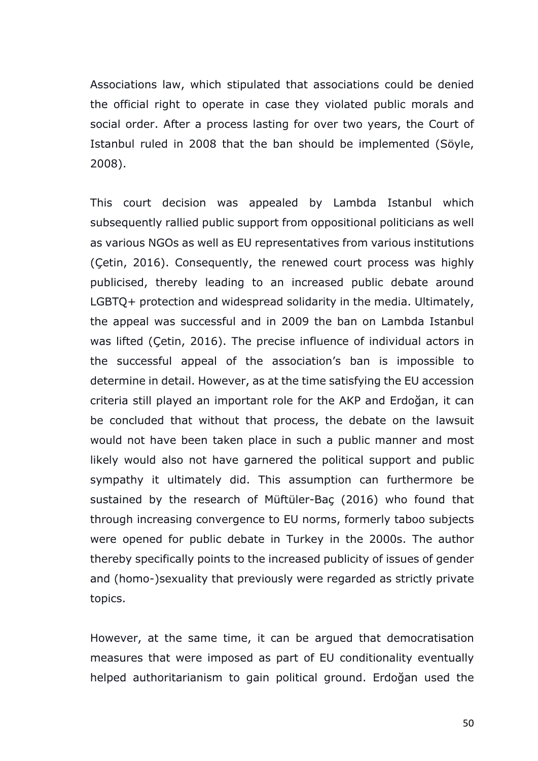Associations law, which stipulated that associations could be denied the official right to operate in case they violated public morals and social order. After a process lasting for over two years, the Court of Istanbul ruled in 2008 that the ban should be implemented (Söyle, 2008).

This court decision was appealed by Lambda Istanbul which subsequently rallied public support from oppositional politicians as well as various NGOs as well as EU representatives from various institutions (Çetin, 2016). Consequently, the renewed court process was highly publicised, thereby leading to an increased public debate around LGBTQ+ protection and widespread solidarity in the media. Ultimately, the appeal was successful and in 2009 the ban on Lambda Istanbul was lifted (Çetin, 2016). The precise influence of individual actors in the successful appeal of the association's ban is impossible to determine in detail. However, as at the time satisfying the EU accession criteria still played an important role for the AKP and Erdoğan, it can be concluded that without that process, the debate on the lawsuit would not have been taken place in such a public manner and most likely would also not have garnered the political support and public sympathy it ultimately did. This assumption can furthermore be sustained by the research of Müftüler-Baç (2016) who found that through increasing convergence to EU norms, formerly taboo subjects were opened for public debate in Turkey in the 2000s. The author thereby specifically points to the increased publicity of issues of gender and (homo-)sexuality that previously were regarded as strictly private topics.

However, at the same time, it can be argued that democratisation measures that were imposed as part of EU conditionality eventually helped authoritarianism to gain political ground. Erdoğan used the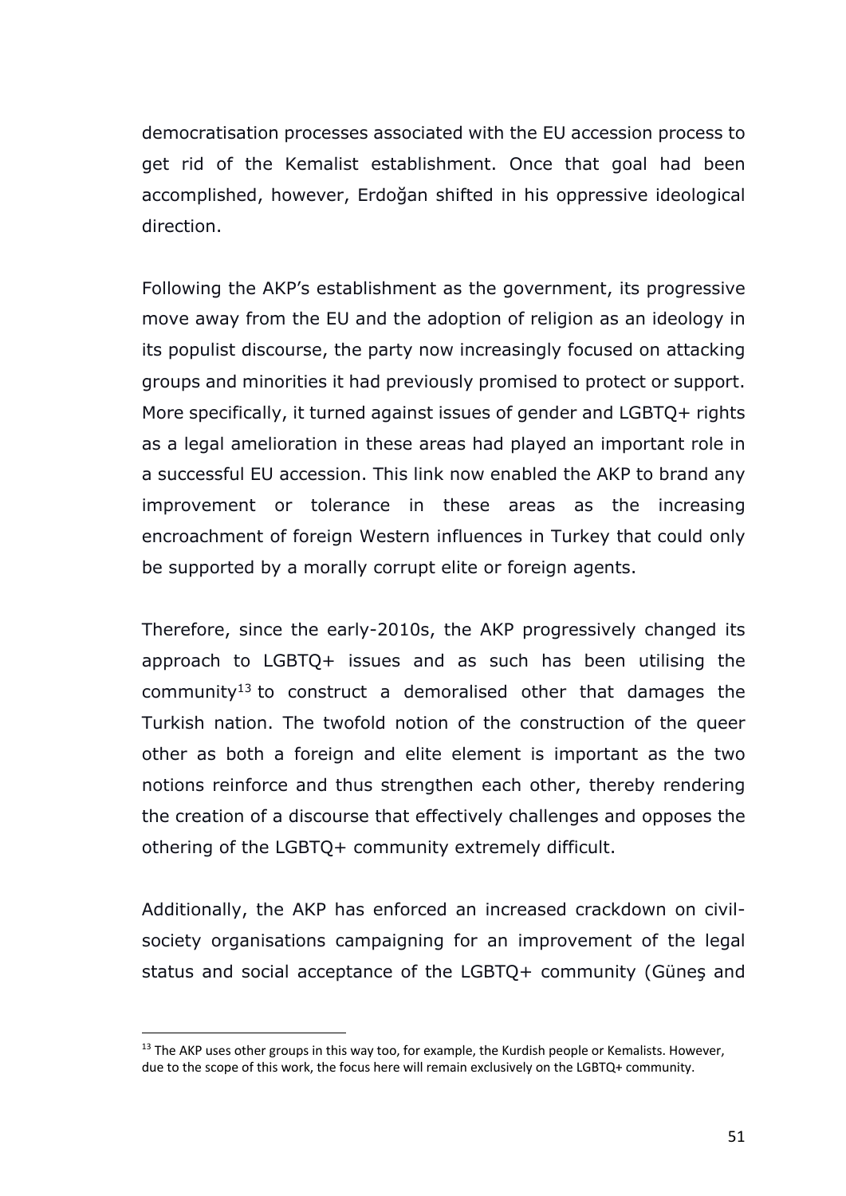democratisation processes associated with the EU accession process to get rid of the Kemalist establishment. Once that goal had been accomplished, however, Erdoğan shifted in his oppressive ideological direction.

Following the AKP's establishment as the government, its progressive move away from the EU and the adoption of religion as an ideology in its populist discourse, the party now increasingly focused on attacking groups and minorities it had previously promised to protect or support. More specifically, it turned against issues of gender and LGBTQ+ rights as a legal amelioration in these areas had played an important role in a successful EU accession. This link now enabled the AKP to brand any improvement or tolerance in these areas as the increasing encroachment of foreign Western influences in Turkey that could only be supported by a morally corrupt elite or foreign agents.

Therefore, since the early-2010s, the AKP progressively changed its approach to LGBTQ+ issues and as such has been utilising the community[13] to construct a demoralised other that damages the Turkish nation. The twofold notion of the construction of the queer other as both a foreign and elite element is important as the two notions reinforce and thus strengthen each other, thereby rendering the creation of a discourse that effectively challenges and opposes the othering of the LGBTQ+ community extremely difficult.

Additionally, the AKP has enforced an increased crackdown on civil-society organisations campaigning for an improvement of the legal status and social acceptance of the LGBTQ+ community (Güneş and

---

[13] The AKP uses other groups in this way too, for example, the Kurdish people or Kemalists. However, due to the scope of this work, the focus here will remain exclusively on the LGBTQ+ community.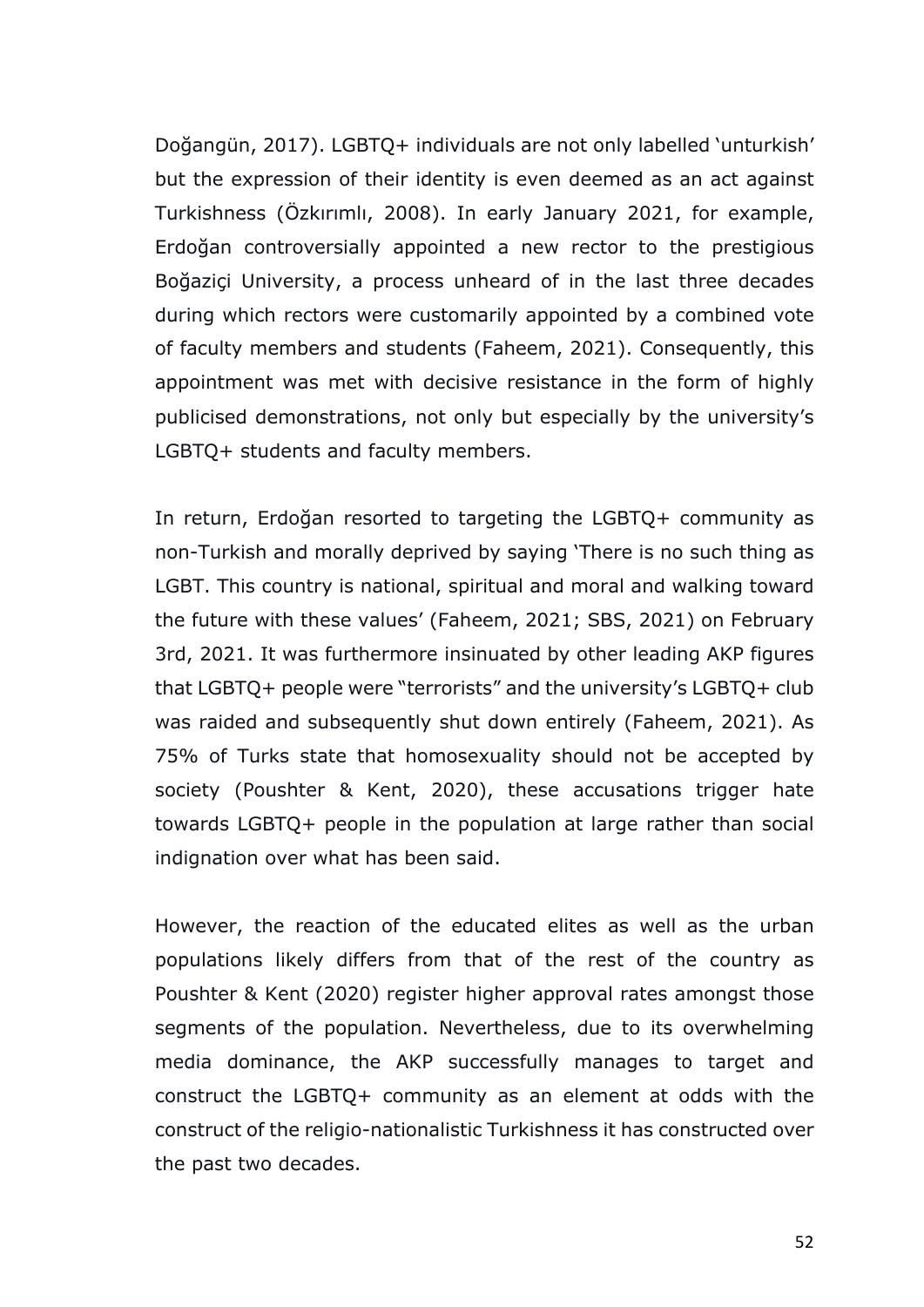Doğangün, 2017). LGBTQ+ individuals are not only labelled 'unturkish' but the expression of their identity is even deemed as an act against Turkishness (Özkırımlı, 2008). In early January 2021, for example, Erdoğan controversially appointed a new rector to the prestigious Boğaziçi University, a process unheard of in the last three decades during which rectors were customarily appointed by a combined vote of faculty members and students (Faheem, 2021). Consequently, this appointment was met with decisive resistance in the form of highly publicised demonstrations, not only but especially by the university's LGBTQ+ students and faculty members.

In return, Erdoğan resorted to targeting the LGBTQ+ community as non-Turkish and morally deprived by saying 'There is no such thing as LGBT. This country is national, spiritual and moral and walking toward the future with these values' (Faheem, 2021; SBS, 2021) on February 3rd, 2021. It was furthermore insinuated by other leading AKP figures that LGBTQ+ people were "terrorists" and the university's LGBTQ+ club was raided and subsequently shut down entirely (Faheem, 2021). As 75% of Turks state that homosexuality should not be accepted by society (Poushter & Kent, 2020), these accusations trigger hate towards LGBTQ+ people in the population at large rather than social indignation over what has been said.

However, the reaction of the educated elites as well as the urban populations likely differs from that of the rest of the country as Poushter & Kent (2020) register higher approval rates amongst those segments of the population. Nevertheless, due to its overwhelming media dominance, the AKP successfully manages to target and construct the LGBTQ+ community as an element at odds with the construct of the religio-nationalistic Turkishness it has constructed over the past two decades.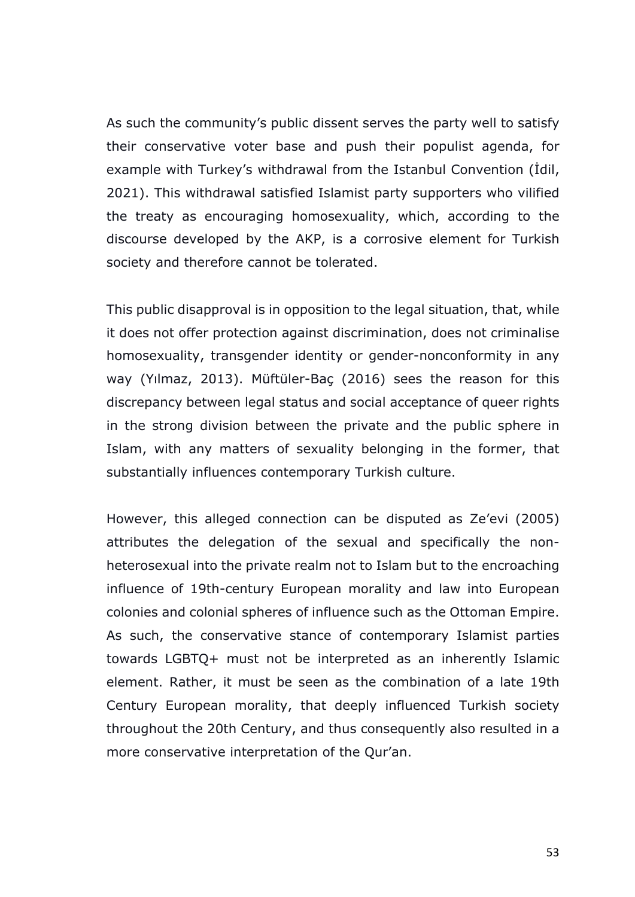As such the community's public dissent serves the party well to satisfy their conservative voter base and push their populist agenda, for example with Turkey's withdrawal from the Istanbul Convention (İdil, 2021). This withdrawal satisfied Islamist party supporters who vilified the treaty as encouraging homosexuality, which, according to the discourse developed by the AKP, is a corrosive element for Turkish society and therefore cannot be tolerated.

This public disapproval is in opposition to the legal situation, that, while it does not offer protection against discrimination, does not criminalise homosexuality, transgender identity or gender-nonconformity in any way (Yılmaz, 2013). Müftüler-Baç (2016) sees the reason for this discrepancy between legal status and social acceptance of queer rights in the strong division between the private and the public sphere in Islam, with any matters of sexuality belonging in the former, that substantially influences contemporary Turkish culture.

However, this alleged connection can be disputed as Ze'evi (2005) attributes the delegation of the sexual and specifically the non-heterosexual into the private realm not to Islam but to the encroaching influence of 19th-century European morality and law into European colonies and colonial spheres of influence such as the Ottoman Empire. As such, the conservative stance of contemporary Islamist parties towards LGBTQ+ must not be interpreted as an inherently Islamic element. Rather, it must be seen as the combination of a late 19th Century European morality, that deeply influenced Turkish society throughout the 20th Century, and thus consequently also resulted in a more conservative interpretation of the Qur'an.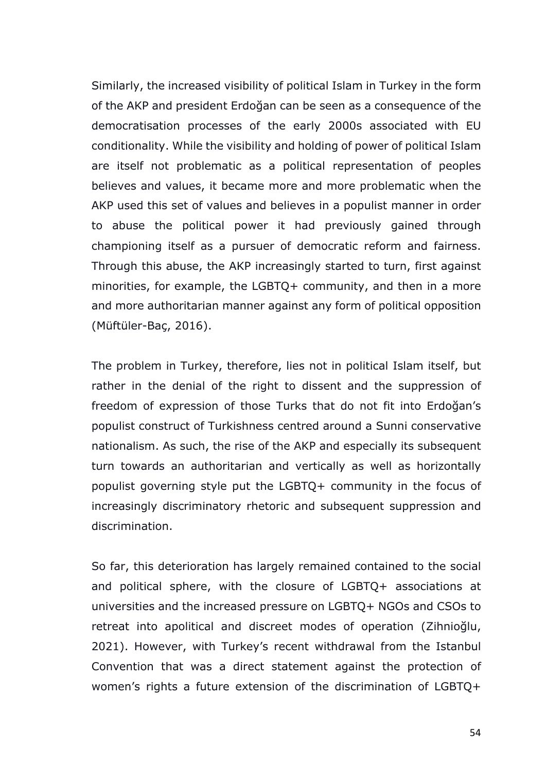Similarly, the increased visibility of political Islam in Turkey in the form of the AKP and president Erdoğan can be seen as a consequence of the democratisation processes of the early 2000s associated with EU conditionality. While the visibility and holding of power of political Islam are itself not problematic as a political representation of peoples believes and values, it became more and more problematic when the AKP used this set of values and believes in a populist manner in order to abuse the political power it had previously gained through championing itself as a pursuer of democratic reform and fairness. Through this abuse, the AKP increasingly started to turn, first against minorities, for example, the LGBTQ+ community, and then in a more and more authoritarian manner against any form of political opposition (Müftüler-Baç, 2016).

The problem in Turkey, therefore, lies not in political Islam itself, but rather in the denial of the right to dissent and the suppression of freedom of expression of those Turks that do not fit into Erdoğan's populist construct of Turkishness centred around a Sunni conservative nationalism. As such, the rise of the AKP and especially its subsequent turn towards an authoritarian and vertically as well as horizontally populist governing style put the LGBTQ+ community in the focus of increasingly discriminatory rhetoric and subsequent suppression and discrimination.

So far, this deterioration has largely remained contained to the social and political sphere, with the closure of LGBTQ+ associations at universities and the increased pressure on LGBTQ+ NGOs and CSOs to retreat into apolitical and discreet modes of operation (Zihnioğlu, 2021). However, with Turkey's recent withdrawal from the Istanbul Convention that was a direct statement against the protection of women's rights a future extension of the discrimination of LGBTQ+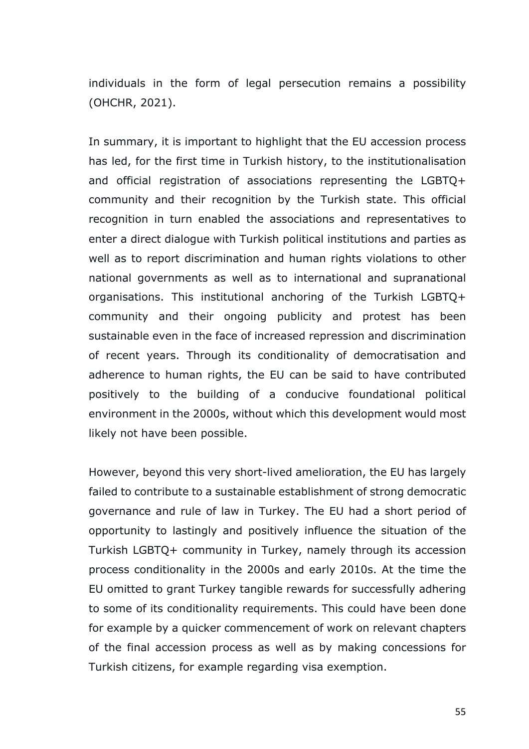individuals in the form of legal persecution remains a possibility (OHCHR, 2021).

In summary, it is important to highlight that the EU accession process has led, for the first time in Turkish history, to the institutionalisation and official registration of associations representing the LGBTQ+ community and their recognition by the Turkish state. This official recognition in turn enabled the associations and representatives to enter a direct dialogue with Turkish political institutions and parties as well as to report discrimination and human rights violations to other national governments as well as to international and supranational organisations. This institutional anchoring of the Turkish LGBTQ+ community and their ongoing publicity and protest has been sustainable even in the face of increased repression and discrimination of recent years. Through its conditionality of democratisation and adherence to human rights, the EU can be said to have contributed positively to the building of a conducive foundational political environment in the 2000s, without which this development would most likely not have been possible.

However, beyond this very short-lived amelioration, the EU has largely failed to contribute to a sustainable establishment of strong democratic governance and rule of law in Turkey. The EU had a short period of opportunity to lastingly and positively influence the situation of the Turkish LGBTQ+ community in Turkey, namely through its accession process conditionality in the 2000s and early 2010s. At the time the EU omitted to grant Turkey tangible rewards for successfully adhering to some of its conditionality requirements. This could have been done for example by a quicker commencement of work on relevant chapters of the final accession process as well as by making concessions for Turkish citizens, for example regarding visa exemption.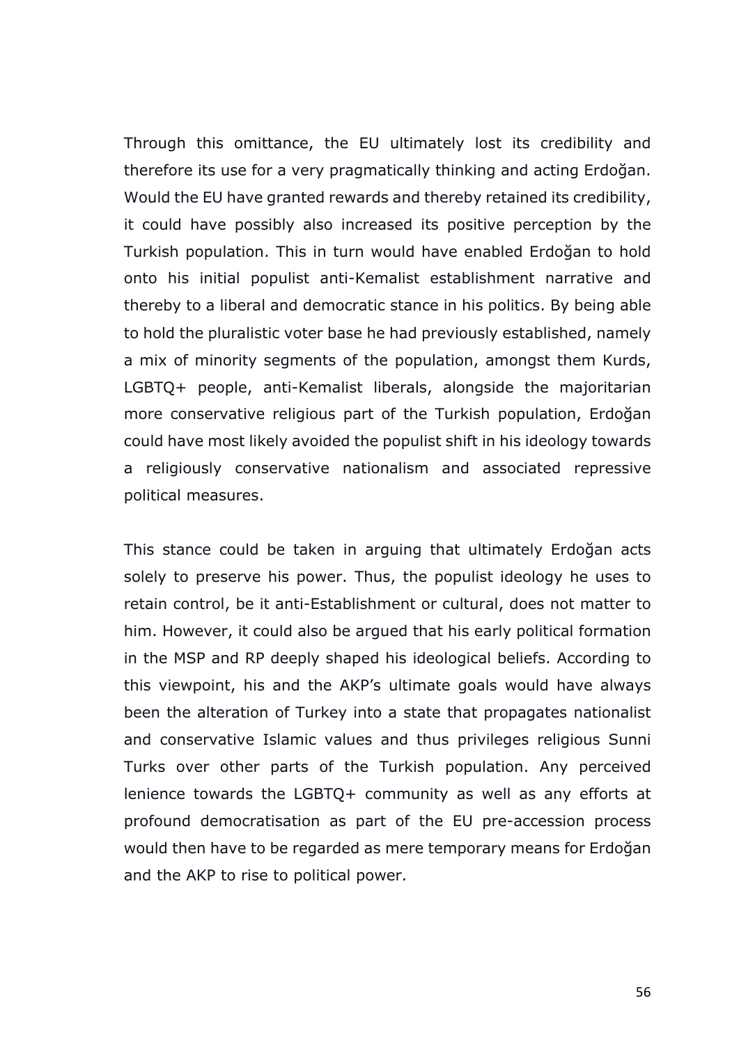Through this omittance, the EU ultimately lost its credibility and therefore its use for a very pragmatically thinking and acting Erdoğan. Would the EU have granted rewards and thereby retained its credibility, it could have possibly also increased its positive perception by the Turkish population. This in turn would have enabled Erdoğan to hold onto his initial populist anti-Kemalist establishment narrative and thereby to a liberal and democratic stance in his politics. By being able to hold the pluralistic voter base he had previously established, namely a mix of minority segments of the population, amongst them Kurds, LGBTQ+ people, anti-Kemalist liberals, alongside the majoritarian more conservative religious part of the Turkish population, Erdoğan could have most likely avoided the populist shift in his ideology towards a religiously conservative nationalism and associated repressive political measures.

This stance could be taken in arguing that ultimately Erdoğan acts solely to preserve his power. Thus, the populist ideology he uses to retain control, be it anti-Establishment or cultural, does not matter to him. However, it could also be argued that his early political formation in the MSP and RP deeply shaped his ideological beliefs. According to this viewpoint, his and the AKP's ultimate goals would have always been the alteration of Turkey into a state that propagates nationalist and conservative Islamic values and thus privileges religious Sunni Turks over other parts of the Turkish population. Any perceived lenience towards the LGBTQ+ community as well as any efforts at profound democratisation as part of the EU pre-accession process would then have to be regarded as mere temporary means for Erdoğan and the AKP to rise to political power.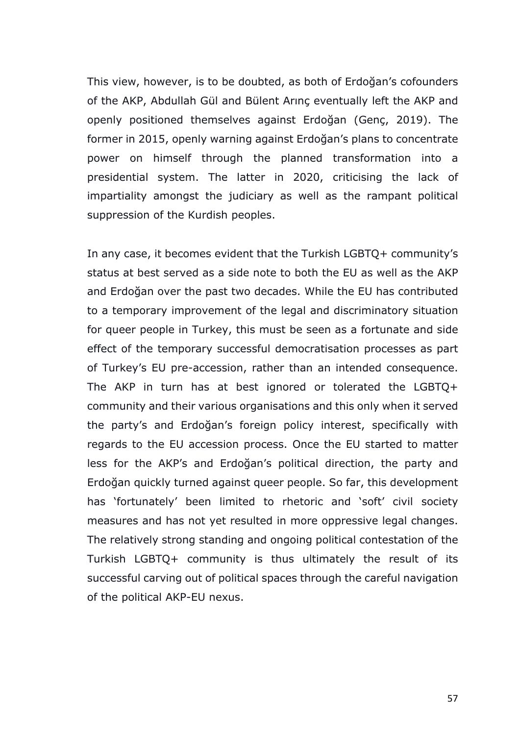This view, however, is to be doubted, as both of Erdoğan's cofounders of the AKP, Abdullah Gül and Bülent Arınç eventually left the AKP and openly positioned themselves against Erdoğan (Genç, 2019). The former in 2015, openly warning against Erdoğan's plans to concentrate power on himself through the planned transformation into a presidential system. The latter in 2020, criticising the lack of impartiality amongst the judiciary as well as the rampant political suppression of the Kurdish peoples.

In any case, it becomes evident that the Turkish LGBTQ+ community's status at best served as a side note to both the EU as well as the AKP and Erdoğan over the past two decades. While the EU has contributed to a temporary improvement of the legal and discriminatory situation for queer people in Turkey, this must be seen as a fortunate and side effect of the temporary successful democratisation processes as part of Turkey's EU pre-accession, rather than an intended consequence. The AKP in turn has at best ignored or tolerated the LGBTQ+ community and their various organisations and this only when it served the party's and Erdoğan's foreign policy interest, specifically with regards to the EU accession process. Once the EU started to matter less for the AKP's and Erdoğan's political direction, the party and Erdoğan quickly turned against queer people. So far, this development has 'fortunately' been limited to rhetoric and 'soft' civil society measures and has not yet resulted in more oppressive legal changes. The relatively strong standing and ongoing political contestation of the Turkish LGBTQ+ community is thus ultimately the result of its successful carving out of political spaces through the careful navigation of the political AKP-EU nexus.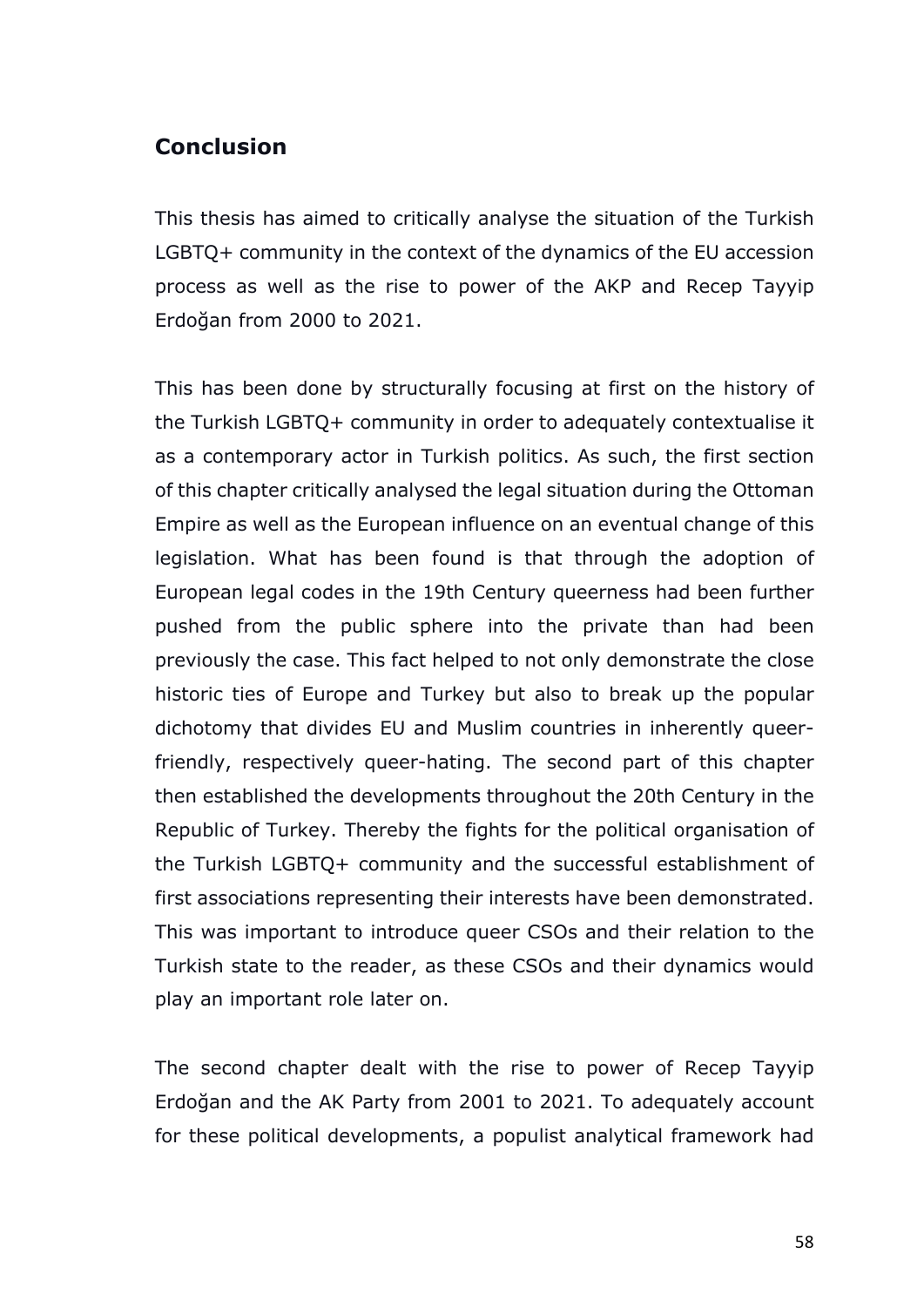## Conclusion

This thesis has aimed to critically analyse the situation of the Turkish LGBTQ+ community in the context of the dynamics of the EU accession process as well as the rise to power of the AKP and Recep Tayyip Erdoğan from 2000 to 2021.

This has been done by structurally focusing at first on the history of the Turkish LGBTQ+ community in order to adequately contextualise it as a contemporary actor in Turkish politics. As such, the first section of this chapter critically analysed the legal situation during the Ottoman Empire as well as the European influence on an eventual change of this legislation. What has been found is that through the adoption of European legal codes in the 19th Century queerness had been further pushed from the public sphere into the private than had been previously the case. This fact helped to not only demonstrate the close historic ties of Europe and Turkey but also to break up the popular dichotomy that divides EU and Muslim countries in inherently queer-friendly, respectively queer-hating. The second part of this chapter then established the developments throughout the 20th Century in the Republic of Turkey. Thereby the fights for the political organisation of the Turkish LGBTQ+ community and the successful establishment of first associations representing their interests have been demonstrated. This was important to introduce queer CSOs and their relation to the Turkish state to the reader, as these CSOs and their dynamics would play an important role later on.

The second chapter dealt with the rise to power of Recep Tayyip Erdoğan and the AK Party from 2001 to 2021. To adequately account for these political developments, a populist analytical framework had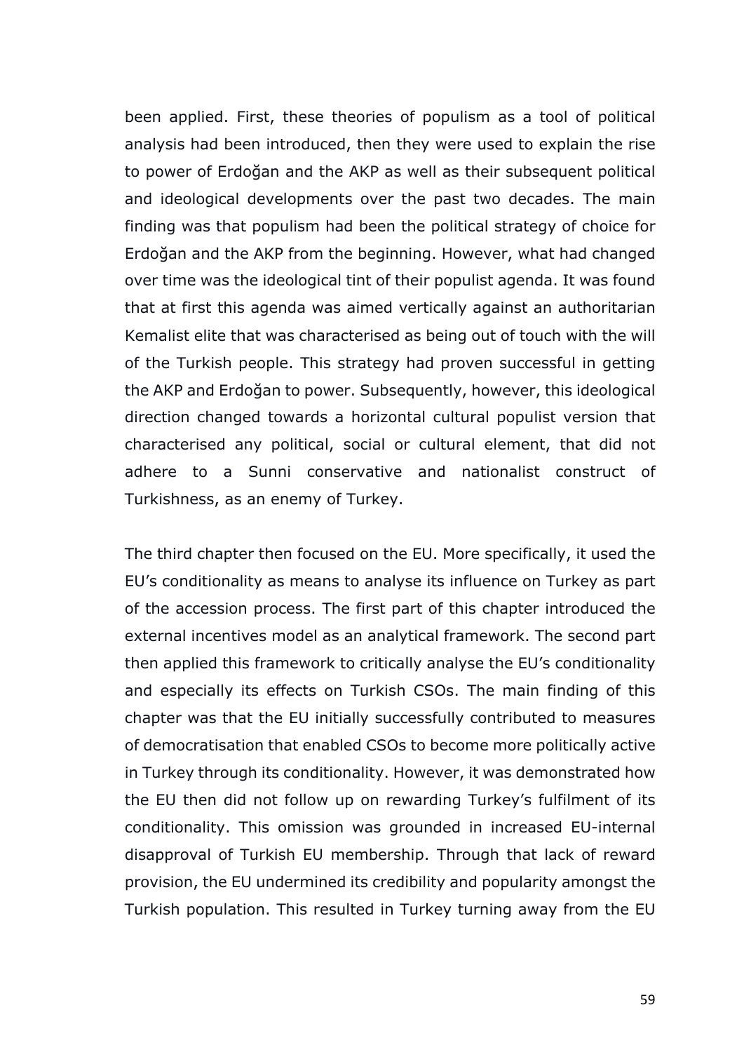been applied. First, these theories of populism as a tool of political analysis had been introduced, then they were used to explain the rise to power of Erdoğan and the AKP as well as their subsequent political and ideological developments over the past two decades. The main finding was that populism had been the political strategy of choice for Erdoğan and the AKP from the beginning. However, what had changed over time was the ideological tint of their populist agenda. It was found that at first this agenda was aimed vertically against an authoritarian Kemalist elite that was characterised as being out of touch with the will of the Turkish people. This strategy had proven successful in getting the AKP and Erdoğan to power. Subsequently, however, this ideological direction changed towards a horizontal cultural populist version that characterised any political, social or cultural element, that did not adhere to a Sunni conservative and nationalist construct of Turkishness, as an enemy of Turkey.

The third chapter then focused on the EU. More specifically, it used the EU's conditionality as means to analyse its influence on Turkey as part of the accession process. The first part of this chapter introduced the external incentives model as an analytical framework. The second part then applied this framework to critically analyse the EU's conditionality and especially its effects on Turkish CSOs. The main finding of this chapter was that the EU initially successfully contributed to measures of democratisation that enabled CSOs to become more politically active in Turkey through its conditionality. However, it was demonstrated how the EU then did not follow up on rewarding Turkey's fulfilment of its conditionality. This omission was grounded in increased EU-internal disapproval of Turkish EU membership. Through that lack of reward provision, the EU undermined its credibility and popularity amongst the Turkish population. This resulted in Turkey turning away from the EU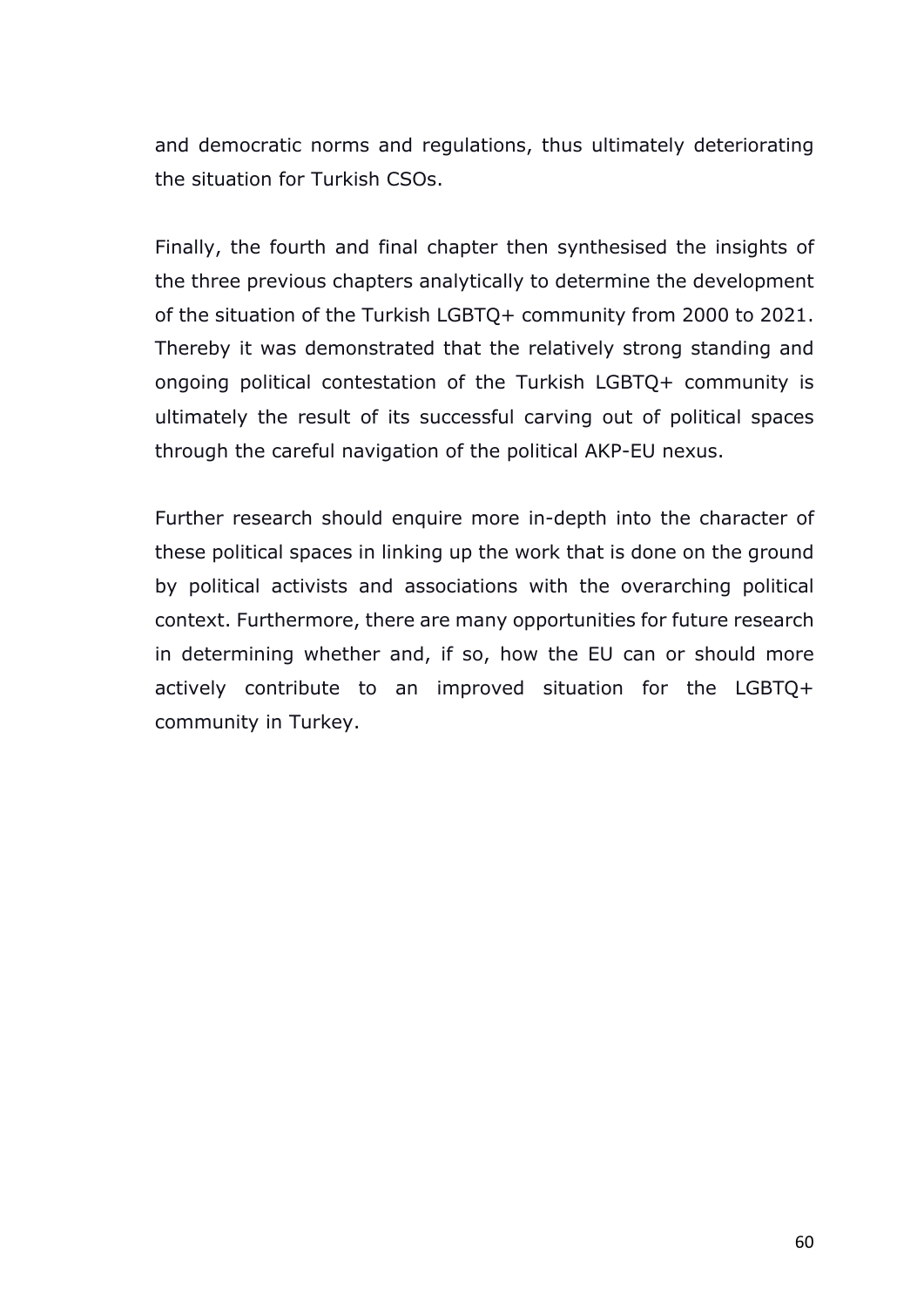and democratic norms and regulations, thus ultimately deteriorating the situation for Turkish CSOs.

Finally, the fourth and final chapter then synthesised the insights of the three previous chapters analytically to determine the development of the situation of the Turkish LGBTQ+ community from 2000 to 2021. Thereby it was demonstrated that the relatively strong standing and ongoing political contestation of the Turkish LGBTQ+ community is ultimately the result of its successful carving out of political spaces through the careful navigation of the political AKP-EU nexus.

Further research should enquire more in-depth into the character of these political spaces in linking up the work that is done on the ground by political activists and associations with the overarching political context. Furthermore, there are many opportunities for future research in determining whether and, if so, how the EU can or should more actively contribute to an improved situation for the LGBTQ+ community in Turkey.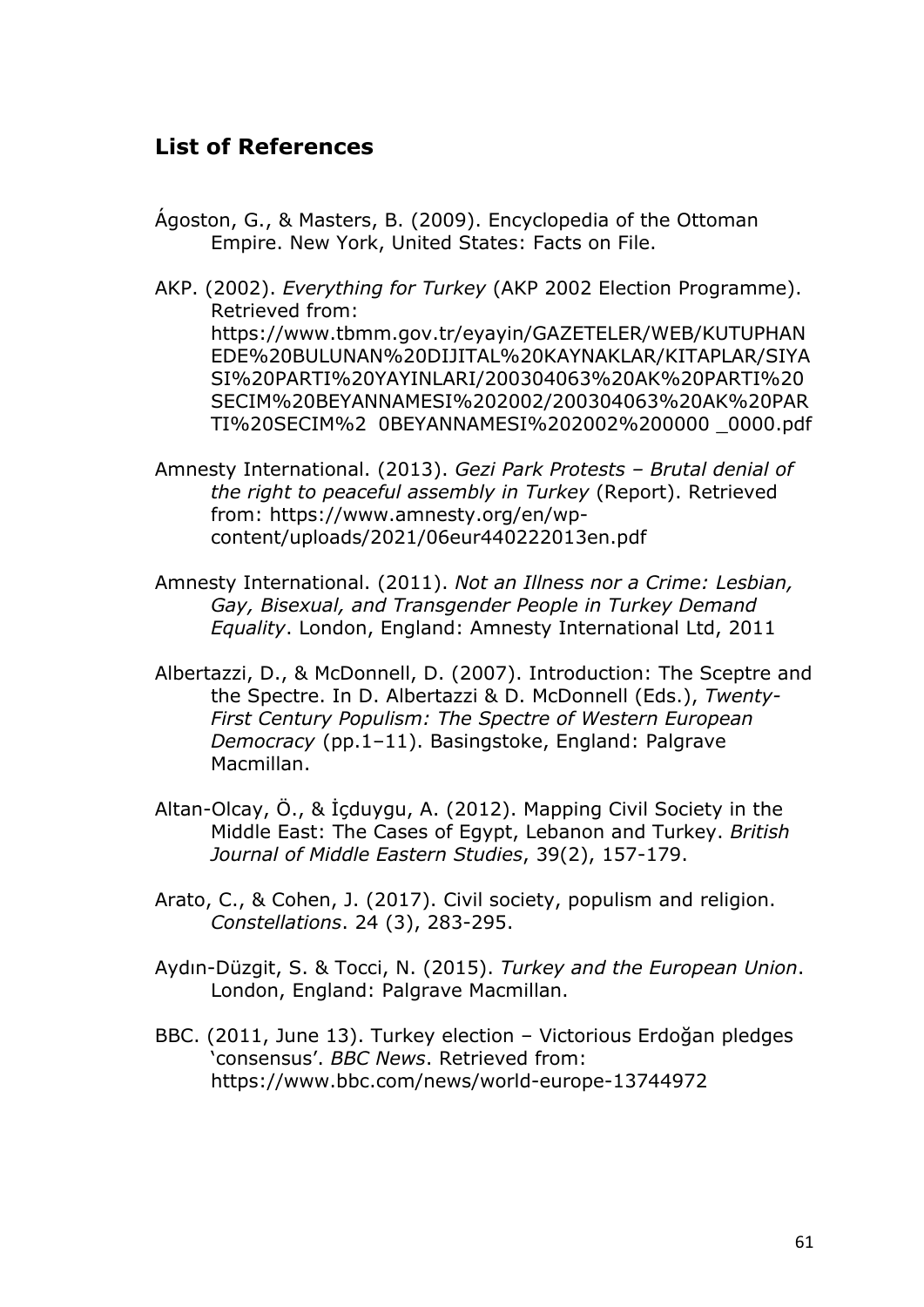## List of References

Ágoston, G., & Masters, B. (2009). Encyclopedia of the Ottoman Empire. New York, United States: Facts on File.

AKP. (2002). *Everything for Turkey* (AKP 2002 Election Programme). Retrieved from: https://www.tbmm.gov.tr/eyayin/GAZETELER/WEB/KUTUPHANEDE%20BULUNAN%20DIJITAL%20KAYNAKLAR/KITAPLAR/SIYASI%20PARTI%20YAYINLARI/200304063%20AK%20PARTI%20SECIM%20BEYANNAMESI%202002/200304063%20AK%20PARTI%20SECIM%2 0BEYANNAMESI%202002%200000 _0000.pdf

Amnesty International. (2013). *Gezi Park Protests – Brutal denial of the right to peaceful assembly in Turkey* (Report). Retrieved from: https://www.amnesty.org/en/wp-content/uploads/2021/06eur440222013en.pdf

Amnesty International. (2011). *Not an Illness nor a Crime: Lesbian, Gay, Bisexual, and Transgender People in Turkey Demand Equality*. London, England: Amnesty International Ltd, 2011

Albertazzi, D., & McDonnell, D. (2007). Introduction: The Sceptre and the Spectre. In D. Albertazzi & D. McDonnell (Eds.), *Twenty-First Century Populism: The Spectre of Western European Democracy* (pp.1–11). Basingstoke, England: Palgrave Macmillan.

Altan-Olcay, Ö., & İçduygu, A. (2012). Mapping Civil Society in the Middle East: The Cases of Egypt, Lebanon and Turkey. *British Journal of Middle Eastern Studies*, 39(2), 157-179.

Arato, C., & Cohen, J. (2017). Civil society, populism and religion. *Constellations*. 24 (3), 283-295.

Aydın-Düzgit, S. & Tocci, N. (2015). *Turkey and the European Union*. London, England: Palgrave Macmillan.

BBC. (2011, June 13). Turkey election – Victorious Erdoğan pledges 'consensus'. *BBC News*. Retrieved from: https://www.bbc.com/news/world-europe-13744972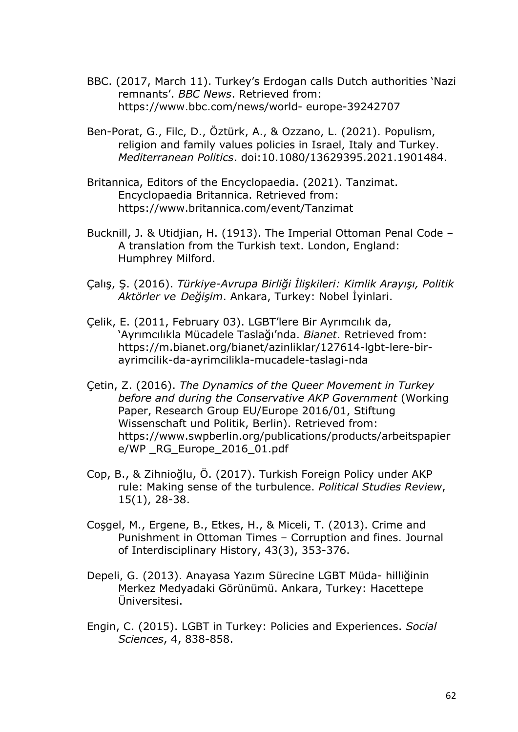BBC. (2017, March 11). Turkey's Erdogan calls Dutch authorities 'Nazi remnants'. *BBC News*. Retrieved from: https://www.bbc.com/news/world- europe-39242707

Ben-Porat, G., Filc, D., Öztürk, A., & Ozzano, L. (2021). Populism, religion and family values policies in Israel, Italy and Turkey. *Mediterranean Politics*. doi:10.1080/13629395.2021.1901484.

Britannica, Editors of the Encyclopaedia. (2021). Tanzimat. Encyclopaedia Britannica. Retrieved from: https://www.britannica.com/event/Tanzimat

Bucknill, J. & Utidjian, H. (1913). The Imperial Ottoman Penal Code – A translation from the Turkish text. London, England: Humphrey Milford.

Çalış, Ş. (2016). *Türkiye-Avrupa Birliği İlişkileri: Kimlik Arayışı, Politik Aktörler ve Değişim*. Ankara, Turkey: Nobel İyinlari.

Çelik, E. (2011, February 03). LGBT'lere Bir Ayrımcılık da, 'Ayrımcılıkla Mücadele Taslağı'nda. *Bianet*. Retrieved from: https://m.bianet.org/bianet/azinliklar/127614-lgbt-lere-bir-ayrimcilik-da-ayrimcilikla-mucadele-taslagi-nda

Çetin, Z. (2016). *The Dynamics of the Queer Movement in Turkey before and during the Conservative AKP Government* (Working Paper, Research Group EU/Europe 2016/01, Stiftung Wissenschaft und Politik, Berlin). Retrieved from: https://www.swpberlin.org/publications/products/arbeitspapiere/WP _RG_Europe_2016_01.pdf

Cop, B., & Zihnioğlu, Ö. (2017). Turkish Foreign Policy under AKP rule: Making sense of the turbulence. *Political Studies Review*, 15(1), 28-38.

Coşgel, M., Ergene, B., Etkes, H., & Miceli, T. (2013). Crime and Punishment in Ottoman Times – Corruption and fines. Journal of Interdisciplinary History, 43(3), 353-376.

Depeli, G. (2013). Anayasa Yazım Sürecine LGBT Müda- hilliğinin Merkez Medyadaki Görünümü. Ankara, Turkey: Hacettepe Üniversitesi.

Engin, C. (2015). LGBT in Turkey: Policies and Experiences. *Social Sciences*, 4, 838-858.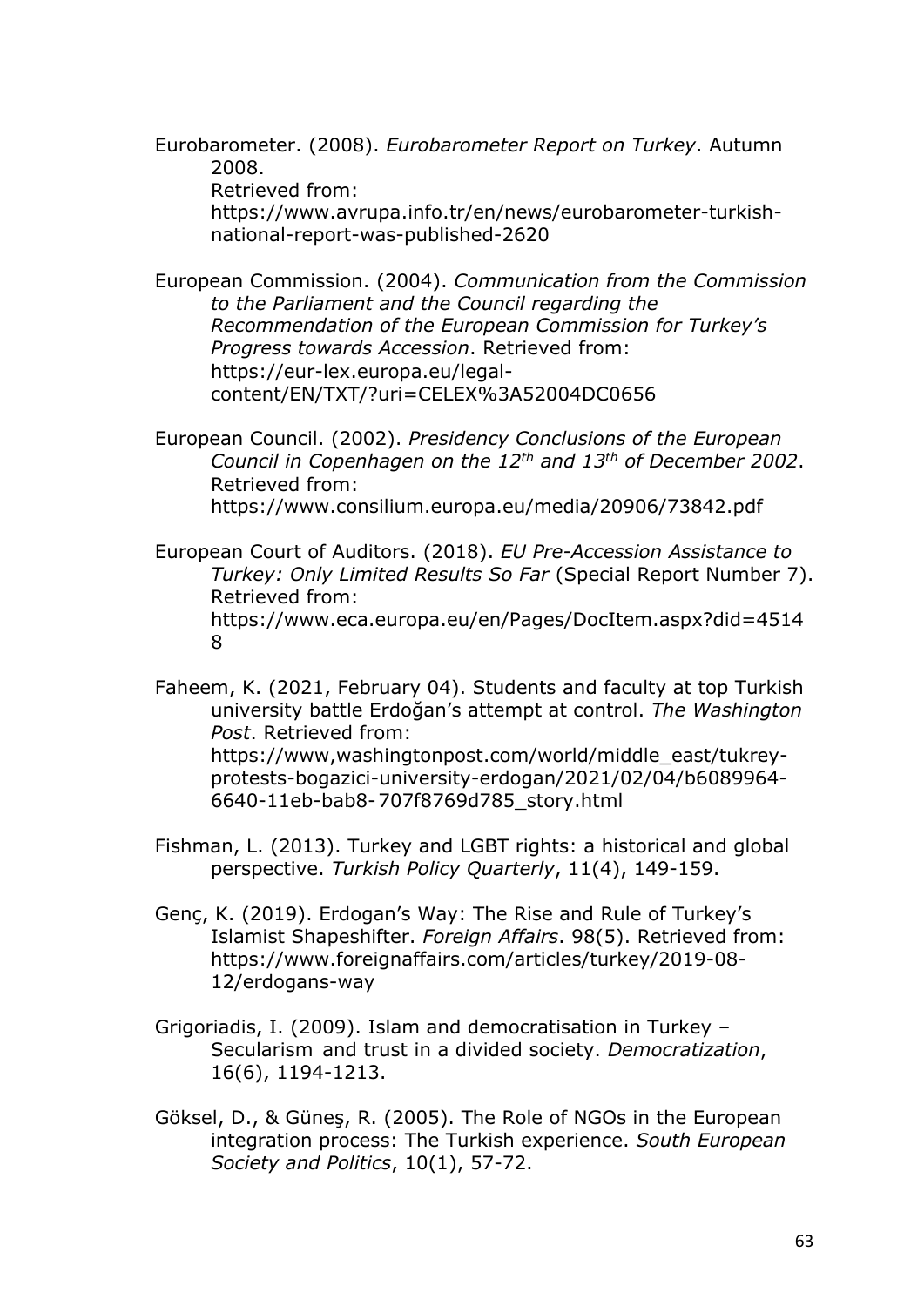Eurobarometer. (2008). *Eurobarometer Report on Turkey*. Autumn 2008. Retrieved from: https://www.avrupa.info.tr/en/news/eurobarometer-turkish-national-report-was-published-2620

European Commission. (2004). *Communication from the Commission to the Parliament and the Council regarding the Recommendation of the European Commission for Turkey's Progress towards Accession*. Retrieved from: https://eur-lex.europa.eu/legal-content/EN/TXT/?uri=CELEX%3A52004DC0656

European Council. (2002). *Presidency Conclusions of the European Council in Copenhagen on the 12th and 13th of December 2002*. Retrieved from: https://www.consilium.europa.eu/media/20906/73842.pdf

European Court of Auditors. (2018). *EU Pre-Accession Assistance to Turkey: Only Limited Results So Far* (Special Report Number 7). Retrieved from: https://www.eca.europa.eu/en/Pages/DocItem.aspx?did=45148

Faheem, K. (2021, February 04). Students and faculty at top Turkish university battle Erdoğan's attempt at control. *The Washington Post*. Retrieved from: https://www,washingtonpost.com/world/middle_east/tukrey-protests-bogazici-university-erdogan/2021/02/04/b6089964-6640-11eb-bab8-707f8769d785_story.html

Fishman, L. (2013). Turkey and LGBT rights: a historical and global perspective. *Turkish Policy Quarterly*, 11(4), 149-159.

Genç, K. (2019). Erdogan's Way: The Rise and Rule of Turkey's Islamist Shapeshifter. *Foreign Affairs*. 98(5). Retrieved from: https://www.foreignaffairs.com/articles/turkey/2019-08-12/erdogans-way

Grigoriadis, I. (2009). Islam and democratisation in Turkey – Secularism and trust in a divided society. *Democratization*, 16(6), 1194-1213.

Göksel, D., & Güneş, R. (2005). The Role of NGOs in the European integration process: The Turkish experience. *South European Society and Politics*, 10(1), 57-72.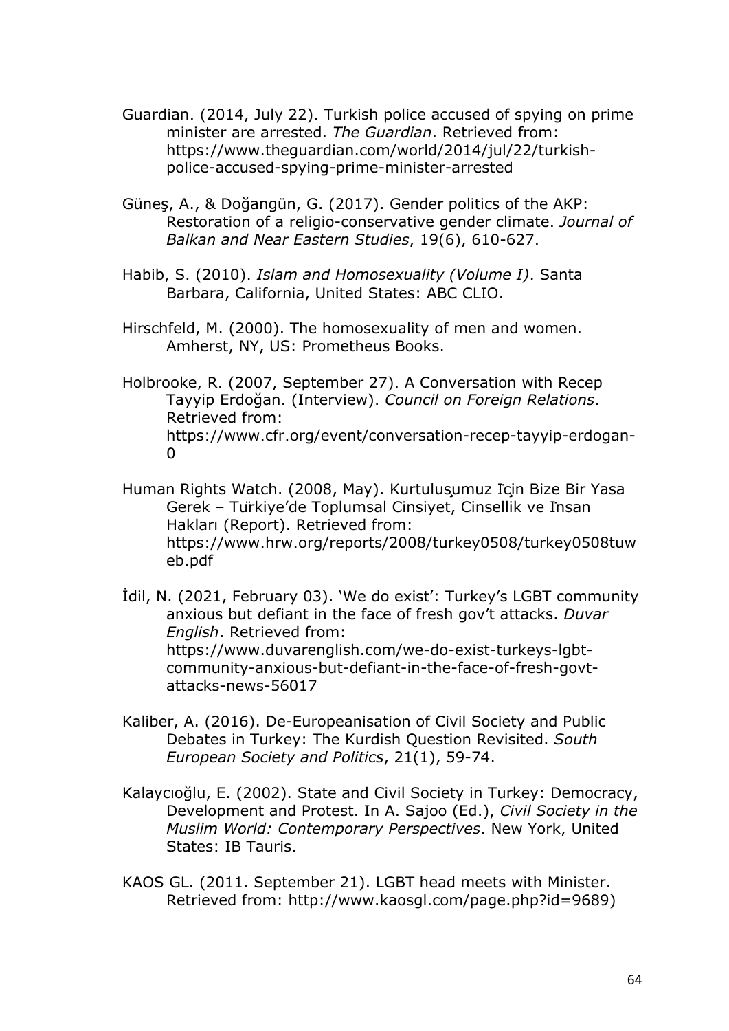Guardian. (2014, July 22). Turkish police accused of spying on prime minister are arrested. *The Guardian*. Retrieved from: https://www.theguardian.com/world/2014/jul/22/turkish-police-accused-spying-prime-minister-arrested

Güneş, A., & Doğangün, G. (2017). Gender politics of the AKP: Restoration of a religio-conservative gender climate. *Journal of Balkan and Near Eastern Studies*, 19(6), 610-627.

Habib, S. (2010). *Islam and Homosexuality (Volume I)*. Santa Barbara, California, United States: ABC CLIO.

Hirschfeld, M. (2000). The homosexuality of men and women. Amherst, NY, US: Prometheus Books.

Holbrooke, R. (2007, September 27). A Conversation with Recep Tayyip Erdoğan. (Interview). *Council on Foreign Relations*. Retrieved from: https://www.cfr.org/event/conversation-recep-tayyip-erdogan-0

Human Rights Watch. (2008, May). Kurtuluşumuz İçin Bize Bir Yasa Gerek – Türkiye'de Toplumsal Cinsiyet, Cinsellik ve İnsan Hakları (Report). Retrieved from: https://www.hrw.org/reports/2008/turkey0508/turkey0508tuweb.pdf

İdil, N. (2021, February 03). 'We do exist': Turkey's LGBT community anxious but defiant in the face of fresh gov't attacks. *Duvar English*. Retrieved from: https://www.duvarenglish.com/we-do-exist-turkeys-lgbt-community-anxious-but-defiant-in-the-face-of-fresh-govt-attacks-news-56017

Kaliber, A. (2016). De-Europeanisation of Civil Society and Public Debates in Turkey: The Kurdish Question Revisited. *South European Society and Politics*, 21(1), 59-74.

Kalaycıoğlu, E. (2002). State and Civil Society in Turkey: Democracy, Development and Protest. In A. Sajoo (Ed.), *Civil Society in the Muslim World: Contemporary Perspectives*. New York, United States: IB Tauris.

KAOS GL. (2011. September 21). LGBT head meets with Minister. Retrieved from: http://www.kaosgl.com/page.php?id=9689)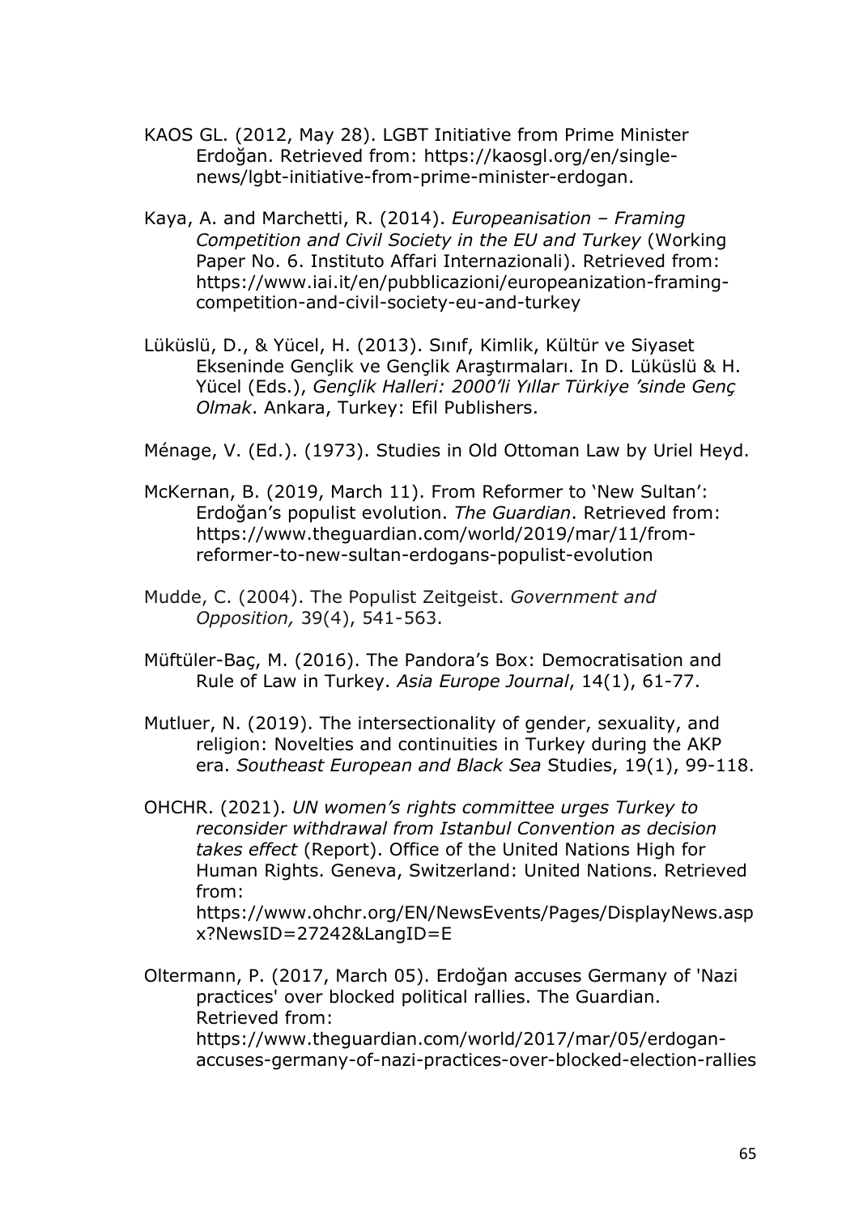KAOS GL. (2012, May 28). LGBT Initiative from Prime Minister Erdoğan. Retrieved from: https://kaosgl.org/en/single-news/lgbt-initiative-from-prime-minister-erdogan.

Kaya, A. and Marchetti, R. (2014). *Europeanisation – Framing Competition and Civil Society in the EU and Turkey* (Working Paper No. 6. Instituto Affari Internazionali). Retrieved from: https://www.iai.it/en/pubblicazioni/europeanization-framing-competition-and-civil-society-eu-and-turkey

Lüküslü, D., & Yücel, H. (2013). Sınıf, Kimlik, Kültür ve Siyaset Ekseninde Gençlik ve Gençlik Araştırmaları. In D. Lüküslü & H. Yücel (Eds.), *Gençlik Halleri: 2000'li Yıllar Türkiye 'sinde Genç Olmak*. Ankara, Turkey: Efil Publishers.

Ménage, V. (Ed.). (1973). Studies in Old Ottoman Law by Uriel Heyd.

McKernan, B. (2019, March 11). From Reformer to 'New Sultan': Erdoğan's populist evolution. *The Guardian*. Retrieved from: https://www.theguardian.com/world/2019/mar/11/from-reformer-to-new-sultan-erdogans-populist-evolution

Mudde, C. (2004). The Populist Zeitgeist. *Government and Opposition,* 39(4), 541-563.

Müftüler-Baç, M. (2016). The Pandora's Box: Democratisation and Rule of Law in Turkey. *Asia Europe Journal*, 14(1), 61-77.

Mutluer, N. (2019). The intersectionality of gender, sexuality, and religion: Novelties and continuities in Turkey during the AKP era. *Southeast European and Black Sea* Studies, 19(1), 99-118.

OHCHR. (2021). *UN women's rights committee urges Turkey to reconsider withdrawal from Istanbul Convention as decision takes effect* (Report). Office of the United Nations High for Human Rights. Geneva, Switzerland: United Nations. Retrieved from: https://www.ohchr.org/EN/NewsEvents/Pages/DisplayNews.aspx?NewsID=27242&LangID=E

Oltermann, P. (2017, March 05). Erdoğan accuses Germany of 'Nazi practices' over blocked political rallies. The Guardian. Retrieved from: https://www.theguardian.com/world/2017/mar/05/erdogan-accuses-germany-of-nazi-practices-over-blocked-election-rallies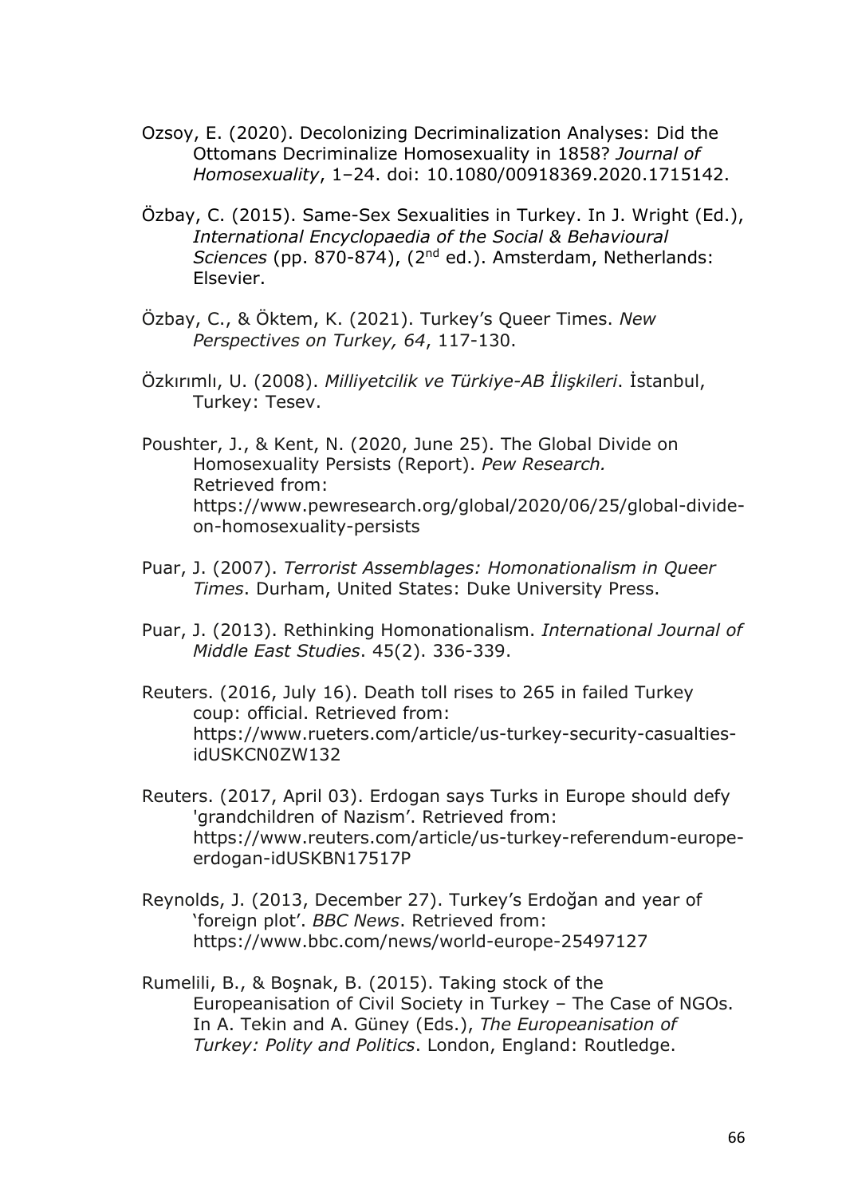Ozsoy, E. (2020). Decolonizing Decriminalization Analyses: Did the Ottomans Decriminalize Homosexuality in 1858? *Journal of Homosexuality*, 1–24. doi: 10.1080/00918369.2020.1715142.

Özbay, C. (2015). Same-Sex Sexualities in Turkey. In J. Wright (Ed.), *International Encyclopaedia of the Social & Behavioural Sciences* (pp. 870-874), (2nd ed.). Amsterdam, Netherlands: Elsevier.

Özbay, C., & Öktem, K. (2021). Turkey's Queer Times. *New Perspectives on Turkey, 64*, 117-130.

Özkırımlı, U. (2008). *Milliyetcilik ve Türkiye-AB İlişkileri*. İstanbul, Turkey: Tesev.

Poushter, J., & Kent, N. (2020, June 25). The Global Divide on Homosexuality Persists (Report). *Pew Research.* Retrieved from: https://www.pewresearch.org/global/2020/06/25/global-divide-on-homosexuality-persists

Puar, J. (2007). *Terrorist Assemblages: Homonationalism in Queer Times*. Durham, United States: Duke University Press.

Puar, J. (2013). Rethinking Homonationalism. *International Journal of Middle East Studies*. 45(2). 336-339.

Reuters. (2016, July 16). Death toll rises to 265 in failed Turkey coup: official. Retrieved from: https://www.rueters.com/article/us-turkey-security-casualties-idUSKCN0ZW132

Reuters. (2017, April 03). Erdogan says Turks in Europe should defy 'grandchildren of Nazism'. Retrieved from: https://www.reuters.com/article/us-turkey-referendum-europe-erdogan-idUSKBN17517P

Reynolds, J. (2013, December 27). Turkey's Erdoğan and year of 'foreign plot'. *BBC News*. Retrieved from: https://www.bbc.com/news/world-europe-25497127

Rumelili, B., & Boşnak, B. (2015). Taking stock of the Europeanisation of Civil Society in Turkey – The Case of NGOs. In A. Tekin and A. Güney (Eds.), *The Europeanisation of Turkey: Polity and Politics*. London, England: Routledge.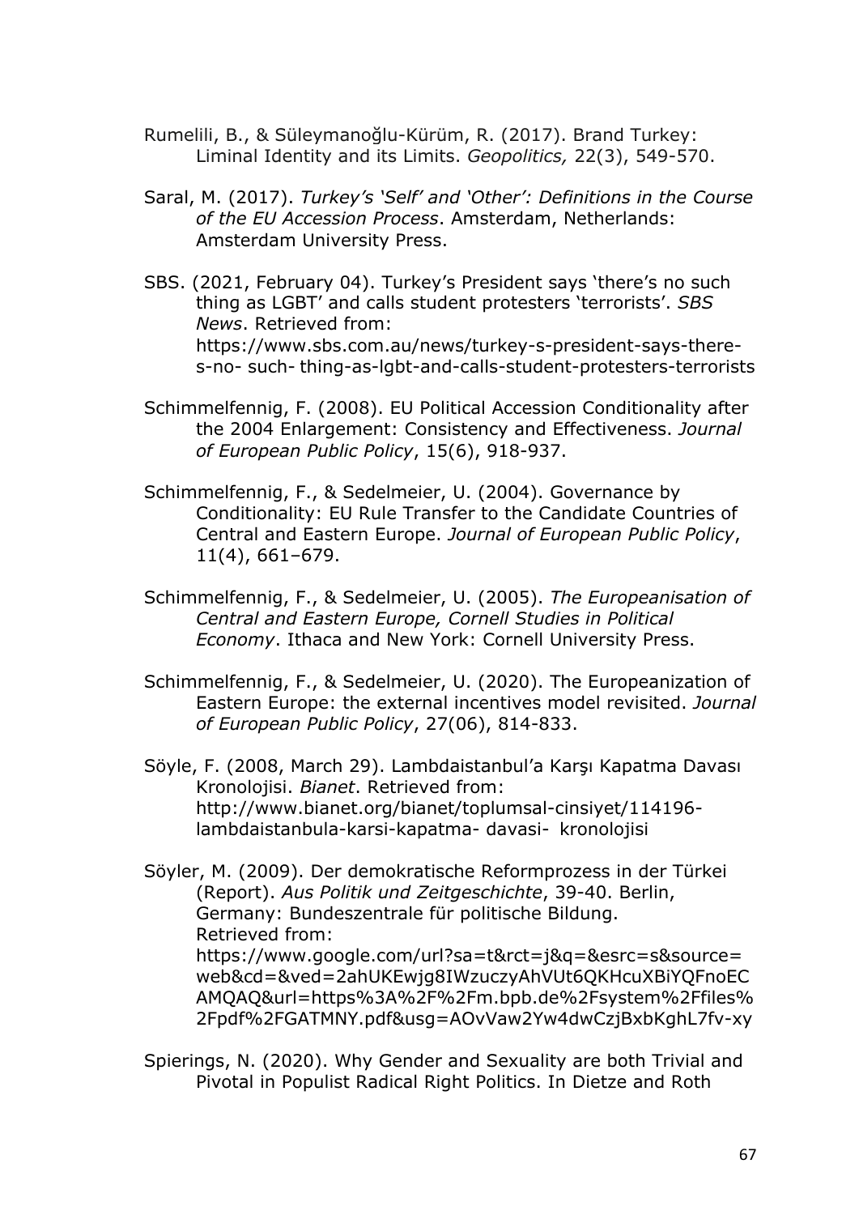Rumelili, B., & Süleymanoğlu-Kürüm, R. (2017). Brand Turkey: Liminal Identity and its Limits. *Geopolitics,* 22(3), 549-570.

Saral, M. (2017). *Turkey's 'Self' and 'Other': Definitions in the Course of the EU Accession Process*. Amsterdam, Netherlands: Amsterdam University Press.

SBS. (2021, February 04). Turkey's President says 'there's no such thing as LGBT' and calls student protesters 'terrorists'. *SBS News*. Retrieved from: https://www.sbs.com.au/news/turkey-s-president-says-there-s-no- such- thing-as-lgbt-and-calls-student-protesters-terrorists

Schimmelfennig, F. (2008). EU Political Accession Conditionality after the 2004 Enlargement: Consistency and Effectiveness. *Journal of European Public Policy*, 15(6), 918-937.

Schimmelfennig, F., & Sedelmeier, U. (2004). Governance by Conditionality: EU Rule Transfer to the Candidate Countries of Central and Eastern Europe. *Journal of European Public Policy*, 11(4), 661–679.

Schimmelfennig, F., & Sedelmeier, U. (2005). *The Europeanisation of Central and Eastern Europe, Cornell Studies in Political Economy*. Ithaca and New York: Cornell University Press.

Schimmelfennig, F., & Sedelmeier, U. (2020). The Europeanization of Eastern Europe: the external incentives model revisited. *Journal of European Public Policy*, 27(06), 814-833.

Söyle, F. (2008, March 29). Lambdaistanbul'a Karşı Kapatma Davası Kronolojisi. *Bianet*. Retrieved from: http://www.bianet.org/bianet/toplumsal-cinsiyet/114196-lambdaistanbula-karsi-kapatma- davasi- kronolojisi

Söyler, M. (2009). Der demokratische Reformprozess in der Türkei (Report). *Aus Politik und Zeitgeschichte*, 39-40. Berlin, Germany: Bundeszentrale für politische Bildung. Retrieved from: https://www.google.com/url?sa=t&rct=j&q=&esrc=s&source=web&cd=&ved=2ahUKEwjg8IWzuczyAhVUt6QKHcuXBiYQFnoECAMQAQ&url=https%3A%2F%2Fm.bpb.de%2Fsystem%2Ffiles%2Fpdf%2FGATMNY.pdf&usg=AOvVaw2Yw4dwCzjBxbKghL7fv-xy

Spierings, N. (2020). Why Gender and Sexuality are both Trivial and Pivotal in Populist Radical Right Politics. In Dietze and Roth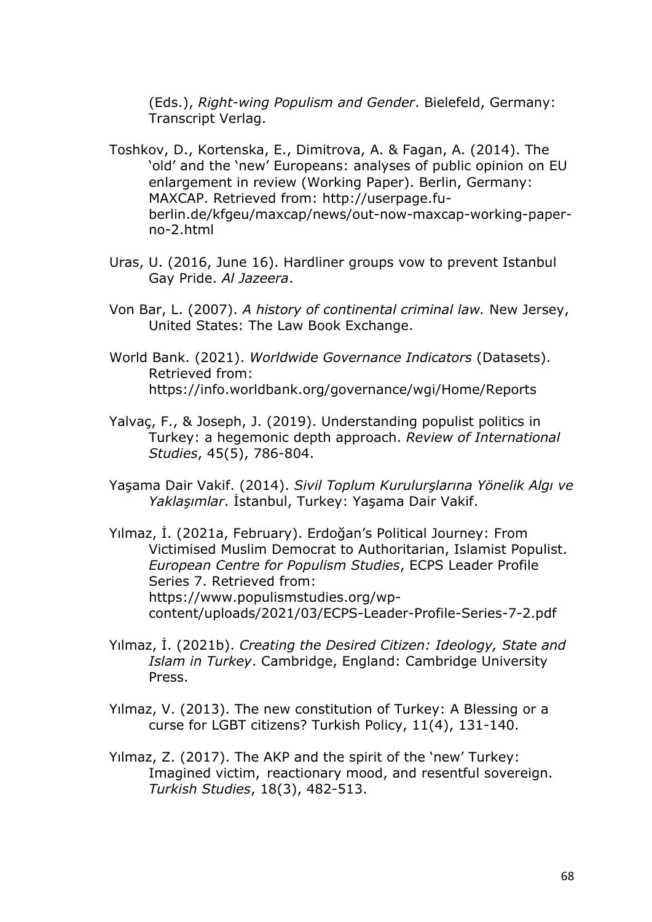(Eds.), *Right-wing Populism and Gender*. Bielefeld, Germany: Transcript Verlag.

Toshkov, D., Kortenska, E., Dimitrova, A. & Fagan, A. (2014). The 'old' and the 'new' Europeans: analyses of public opinion on EU enlargement in review (Working Paper). Berlin, Germany: MAXCAP. Retrieved from: http://userpage.fu-berlin.de/kfgeu/maxcap/news/out-now-maxcap-working-paper-no-2.html

Uras, U. (2016, June 16). Hardliner groups vow to prevent Istanbul Gay Pride. *Al Jazeera*.

Von Bar, L. (2007). *A history of continental criminal law.* New Jersey, United States: The Law Book Exchange.

World Bank. (2021). *Worldwide Governance Indicators* (Datasets). Retrieved from: https://info.worldbank.org/governance/wgi/Home/Reports

Yalvaç, F., & Joseph, J. (2019). Understanding populist politics in Turkey: a hegemonic depth approach. *Review of International Studies*, 45(5), 786-804.

Yaşama Dair Vakif. (2014). *Sivil Toplum Kurulurşlarına Yönelik Algı ve Yaklaşımlar*. İstanbul, Turkey: Yaşama Dair Vakif.

Yılmaz, İ. (2021a, February). Erdoğan's Political Journey: From Victimised Muslim Democrat to Authoritarian, Islamist Populist. *European Centre for Populism Studies*, ECPS Leader Profile Series 7. Retrieved from: https://www.populismstudies.org/wp-content/uploads/2021/03/ECPS-Leader-Profile-Series-7-2.pdf

Yılmaz, İ. (2021b). *Creating the Desired Citizen: Ideology, State and Islam in Turkey*. Cambridge, England: Cambridge University Press.

Yılmaz, V. (2013). The new constitution of Turkey: A Blessing or a curse for LGBT citizens? Turkish Policy, 11(4), 131-140.

Yılmaz, Z. (2017). The AKP and the spirit of the 'new' Turkey: Imagined victim, reactionary mood, and resentful sovereign. *Turkish Studies*, 18(3), 482-513.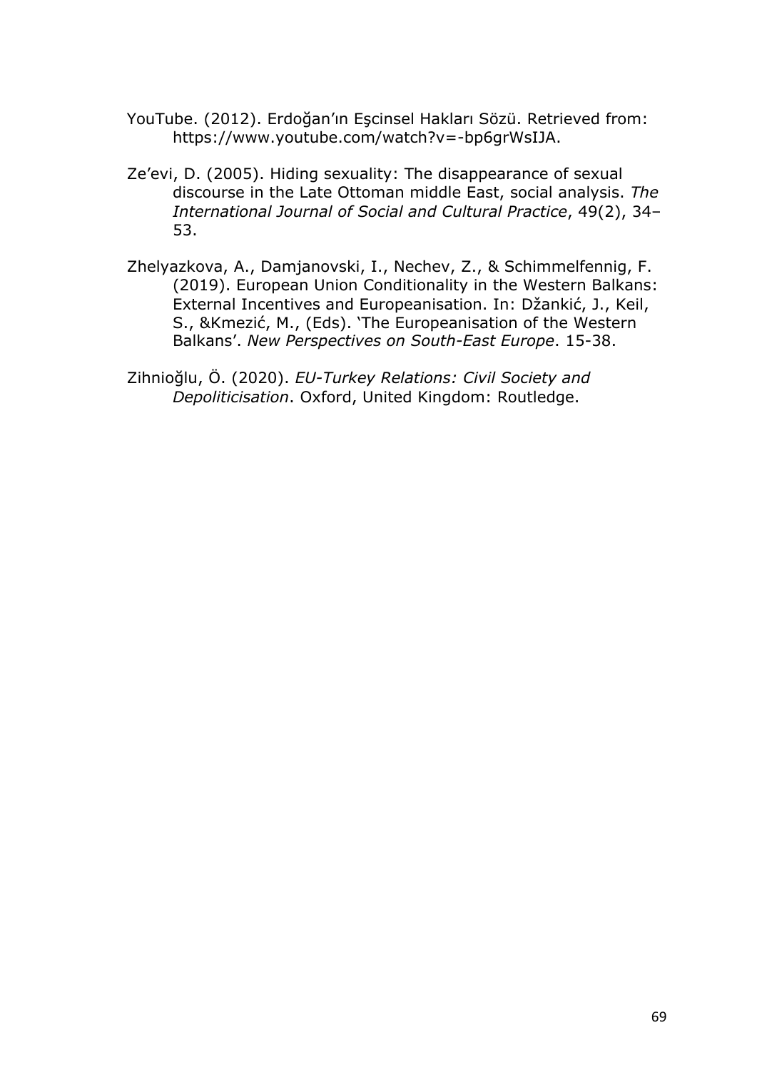YouTube. (2012). Erdoğan'ın Eşcinsel Hakları Sözü. Retrieved from: https://www.youtube.com/watch?v=-bp6grWsIJA.

Ze'evi, D. (2005). Hiding sexuality: The disappearance of sexual discourse in the Late Ottoman middle East, social analysis. *The International Journal of Social and Cultural Practice*, 49(2), 34–53.

Zhelyazkova, A., Damjanovski, I., Nechev, Z., & Schimmelfennig, F. (2019). European Union Conditionality in the Western Balkans: External Incentives and Europeanisation. In: Džankić, J., Keil, S., &Kmezić, M., (Eds). 'The Europeanisation of the Western Balkans'. *New Perspectives on South-East Europe*. 15-38.

Zihnioğlu, Ö. (2020). *EU-Turkey Relations: Civil Society and Depoliticisation*. Oxford, United Kingdom: Routledge.